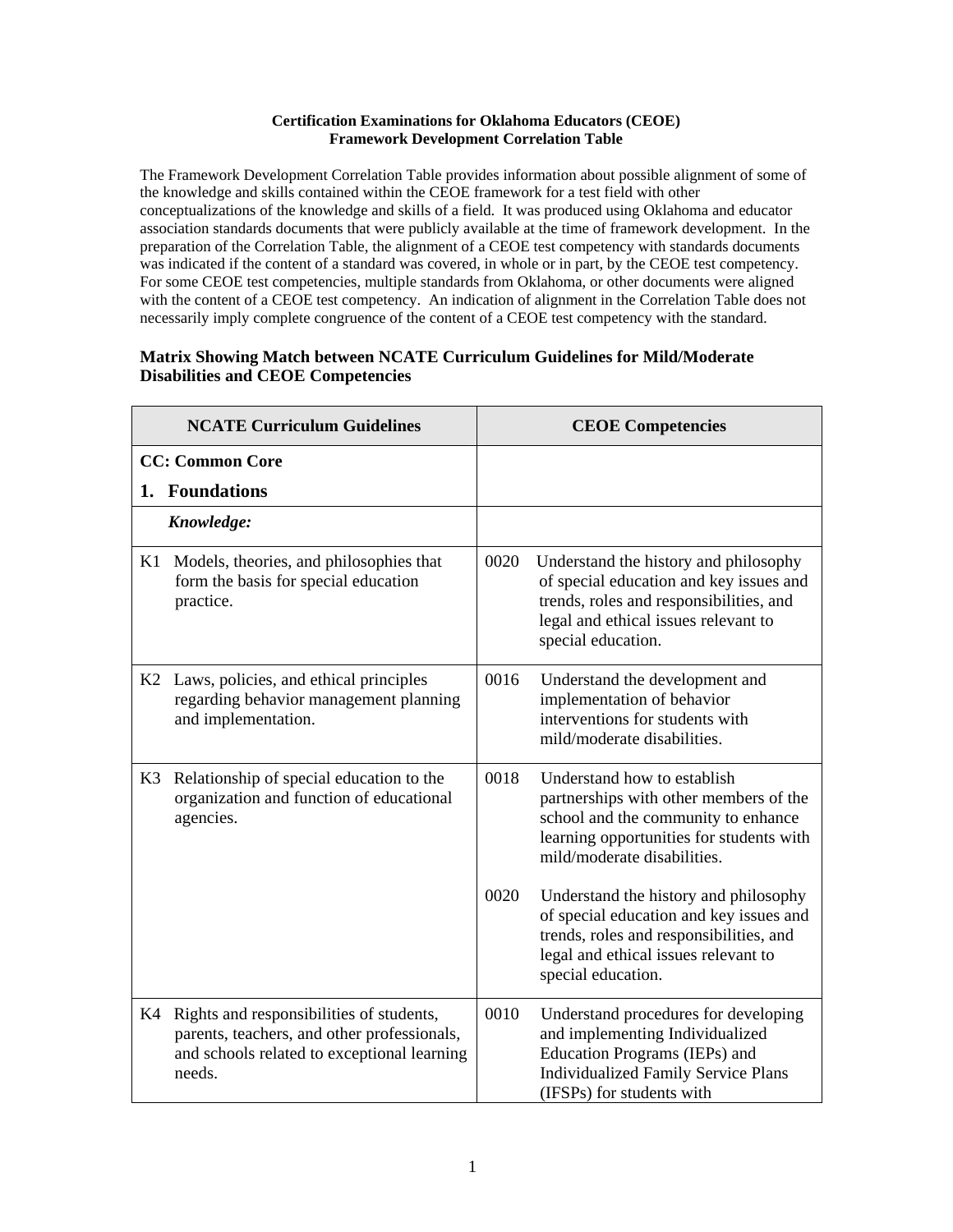**Certification Examinations for Oklahoma Educators (CEOE)**
**Framework Development Correlation Table**

The Framework Development Correlation Table provides information about possible alignment of some of the knowledge and skills contained within the CEOE framework for a test field with other conceptualizations of the knowledge and skills of a field. It was produced using Oklahoma and educator association standards documents that were publicly available at the time of framework development. In the preparation of the Correlation Table, the alignment of a CEOE test competency with standards documents was indicated if the content of a standard was covered, in whole or in part, by the CEOE test competency. For some CEOE test competencies, multiple standards from Oklahoma, or other documents were aligned with the content of a CEOE test competency. An indication of alignment in the Correlation Table does not necessarily imply complete congruence of the content of a CEOE test competency with the standard.

### Matrix Showing Match between NCATE Curriculum Guidelines for Mild/Moderate Disabilities and CEOE Competencies

| NCATE Curriculum Guidelines | CEOE Competencies |
|---|---|
| **CC: Common Core**<br>**1. Foundations** | |
| ***Knowledge:*** | |
| K1 Models, theories, and philosophies that form the basis for special education practice. | 0020 Understand the history and philosophy of special education and key issues and trends, roles and responsibilities, and legal and ethical issues relevant to special education. |
| K2 Laws, policies, and ethical principles regarding behavior management planning and implementation. | 0016 Understand the development and implementation of behavior interventions for students with mild/moderate disabilities. |
| K3 Relationship of special education to the organization and function of educational agencies. | 0018 Understand how to establish partnerships with other members of the school and the community to enhance learning opportunities for students with mild/moderate disabilities.<br><br>0020 Understand the history and philosophy of special education and key issues and trends, roles and responsibilities, and legal and ethical issues relevant to special education. |
| K4 Rights and responsibilities of students, parents, teachers, and other professionals, and schools related to exceptional learning needs. | 0010 Understand procedures for developing and implementing Individualized Education Programs (IEPs) and Individualized Family Service Plans (IFSPs) for students with |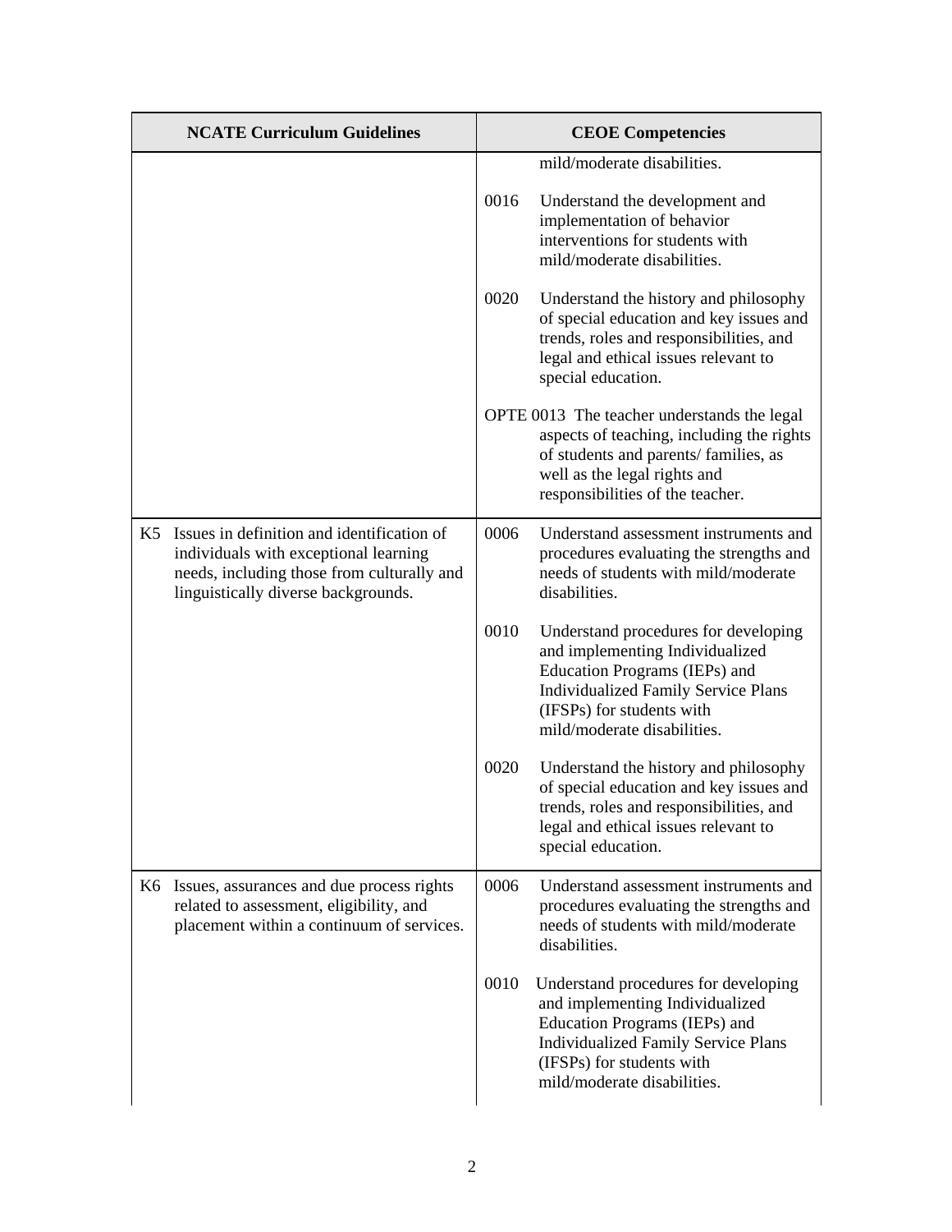| NCATE Curriculum Guidelines | CEOE Competencies |
| --- | --- |
| | mild/moderate disabilities.<br><br>0016 Understand the development and implementation of behavior interventions for students with mild/moderate disabilities.<br><br>0020 Understand the history and philosophy of special education and key issues and trends, roles and responsibilities, and legal and ethical issues relevant to special education.<br><br>OPTE 0013 The teacher understands the legal aspects of teaching, including the rights of students and parents/ families, as well as the legal rights and responsibilities of the teacher. |
| K5 Issues in definition and identification of individuals with exceptional learning needs, including those from culturally and linguistically diverse backgrounds. | 0006 Understand assessment instruments and procedures evaluating the strengths and needs of students with mild/moderate disabilities.<br><br>0010 Understand procedures for developing and implementing Individualized Education Programs (IEPs) and Individualized Family Service Plans (IFSPs) for students with mild/moderate disabilities.<br><br>0020 Understand the history and philosophy of special education and key issues and trends, roles and responsibilities, and legal and ethical issues relevant to special education. |
| K6 Issues, assurances and due process rights related to assessment, eligibility, and placement within a continuum of services. | 0006 Understand assessment instruments and procedures evaluating the strengths and needs of students with mild/moderate disabilities.<br><br>0010 Understand procedures for developing and implementing Individualized Education Programs (IEPs) and Individualized Family Service Plans (IFSPs) for students with mild/moderate disabilities. |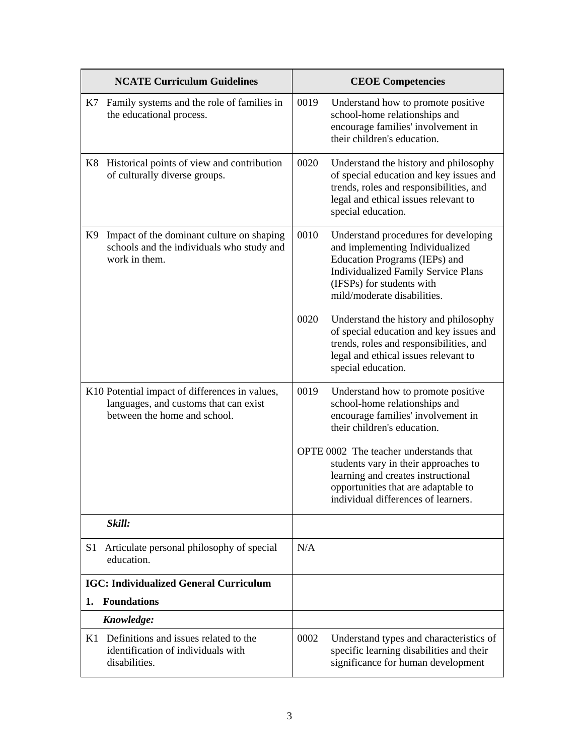| NCATE Curriculum Guidelines | CEOE Competencies |
|---|---|
| K7 Family systems and the role of families in the educational process. | 0019 Understand how to promote positive school-home relationships and encourage families' involvement in their children's education. |
| K8 Historical points of view and contribution of culturally diverse groups. | 0020 Understand the history and philosophy of special education and key issues and trends, roles and responsibilities, and legal and ethical issues relevant to special education. |
| K9 Impact of the dominant culture on shaping schools and the individuals who study and work in them. | 0010 Understand procedures for developing and implementing Individualized Education Programs (IEPs) and Individualized Family Service Plans (IFSPs) for students with mild/moderate disabilities.<br><br>0020 Understand the history and philosophy of special education and key issues and trends, roles and responsibilities, and legal and ethical issues relevant to special education. |
| K10 Potential impact of differences in values, languages, and customs that can exist between the home and school. | 0019 Understand how to promote positive school-home relationships and encourage families' involvement in their children's education.<br><br>OPTE 0002 The teacher understands that students vary in their approaches to learning and creates instructional opportunities that are adaptable to individual differences of learners. |
| ***Skill:*** | |
| S1 Articulate personal philosophy of special education. | N/A |
| **IGC: Individualized General Curriculum**<br>**1. Foundations** | |
| ***Knowledge:*** | |
| K1 Definitions and issues related to the identification of individuals with disabilities. | 0002 Understand types and characteristics of specific learning disabilities and their significance for human development |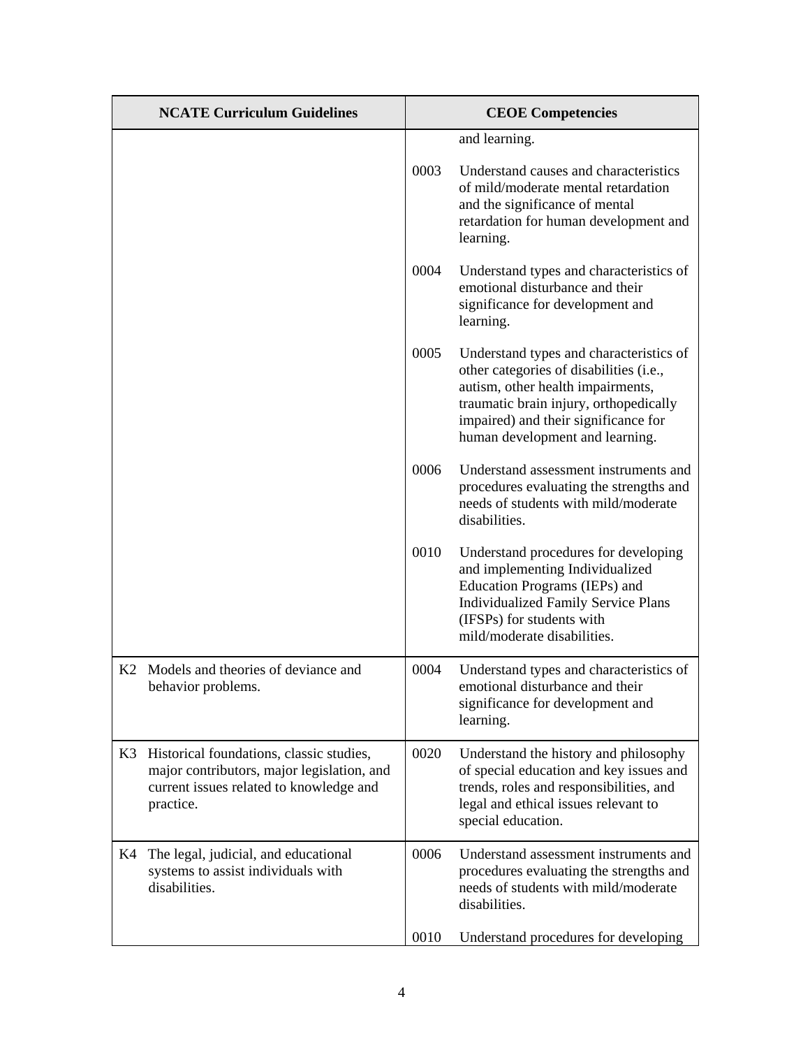| NCATE Curriculum Guidelines | CEOE Competencies |
| --- | --- |
| | and learning. |
| | 0003 Understand causes and characteristics of mild/moderate mental retardation and the significance of mental retardation for human development and learning. |
| | 0004 Understand types and characteristics of emotional disturbance and their significance for development and learning. |
| | 0005 Understand types and characteristics of other categories of disabilities (i.e., autism, other health impairments, traumatic brain injury, orthopedically impaired) and their significance for human development and learning. |
| | 0006 Understand assessment instruments and procedures evaluating the strengths and needs of students with mild/moderate disabilities. |
| | 0010 Understand procedures for developing and implementing Individualized Education Programs (IEPs) and Individualized Family Service Plans (IFSPs) for students with mild/moderate disabilities. |
| K2 Models and theories of deviance and behavior problems. | 0004 Understand types and characteristics of emotional disturbance and their significance for development and learning. |
| K3 Historical foundations, classic studies, major contributors, major legislation, and current issues related to knowledge and practice. | 0020 Understand the history and philosophy of special education and key issues and trends, roles and responsibilities, and legal and ethical issues relevant to special education. |
| K4 The legal, judicial, and educational systems to assist individuals with disabilities. | 0006 Understand assessment instruments and procedures evaluating the strengths and needs of students with mild/moderate disabilities. |
| | 0010 Understand procedures for developing |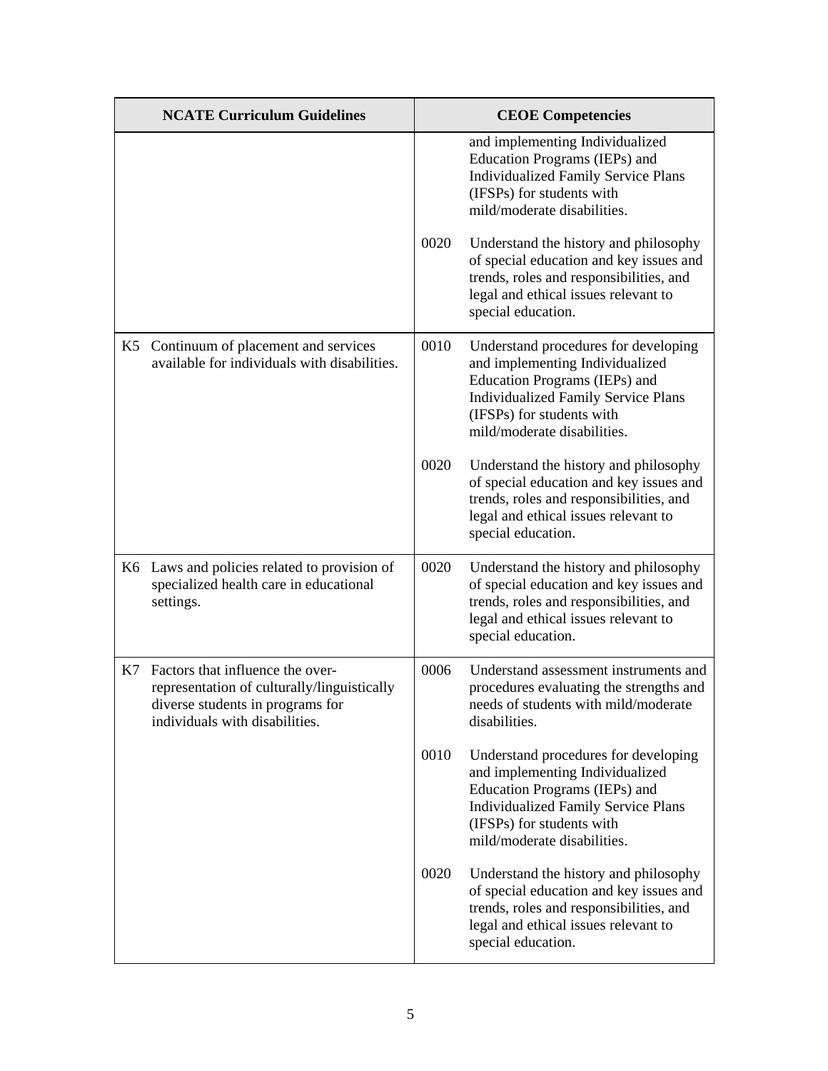| NCATE Curriculum Guidelines | CEOE Competencies |
|---|---|
| | and implementing Individualized Education Programs (IEPs) and Individualized Family Service Plans (IFSPs) for students with mild/moderate disabilities.<br><br>0020 Understand the history and philosophy of special education and key issues and trends, roles and responsibilities, and legal and ethical issues relevant to special education. |
| K5 Continuum of placement and services available for individuals with disabilities. | 0010 Understand procedures for developing and implementing Individualized Education Programs (IEPs) and Individualized Family Service Plans (IFSPs) for students with mild/moderate disabilities.<br><br>0020 Understand the history and philosophy of special education and key issues and trends, roles and responsibilities, and legal and ethical issues relevant to special education. |
| K6 Laws and policies related to provision of specialized health care in educational settings. | 0020 Understand the history and philosophy of special education and key issues and trends, roles and responsibilities, and legal and ethical issues relevant to special education. |
| K7 Factors that influence the over-representation of culturally/linguistically diverse students in programs for individuals with disabilities. | 0006 Understand assessment instruments and procedures evaluating the strengths and needs of students with mild/moderate disabilities.<br><br>0010 Understand procedures for developing and implementing Individualized Education Programs (IEPs) and Individualized Family Service Plans (IFSPs) for students with mild/moderate disabilities.<br><br>0020 Understand the history and philosophy of special education and key issues and trends, roles and responsibilities, and legal and ethical issues relevant to special education. |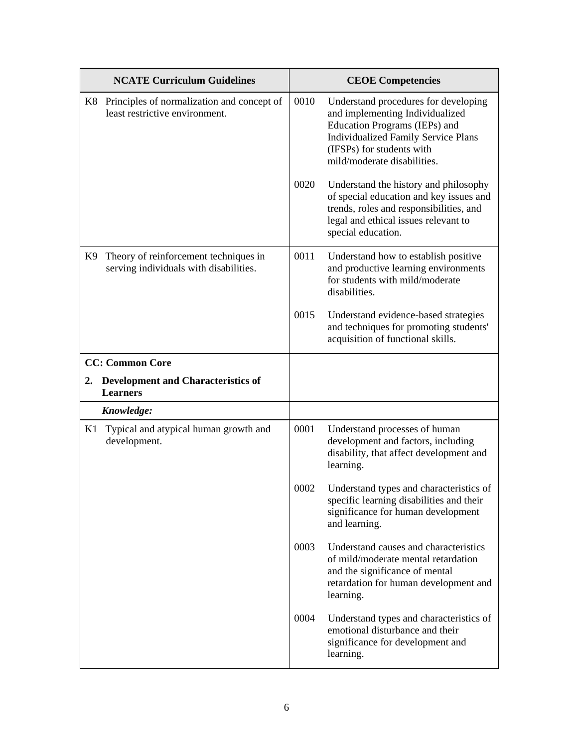| NCATE Curriculum Guidelines | CEOE Competencies |
|---|---|
| K8 Principles of normalization and concept of least restrictive environment. | 0010 Understand procedures for developing and implementing Individualized Education Programs (IEPs) and Individualized Family Service Plans (IFSPs) for students with mild/moderate disabilities.<br><br>0020 Understand the history and philosophy of special education and key issues and trends, roles and responsibilities, and legal and ethical issues relevant to special education. |
| K9 Theory of reinforcement techniques in serving individuals with disabilities. | 0011 Understand how to establish positive and productive learning environments for students with mild/moderate disabilities.<br><br>0015 Understand evidence-based strategies and techniques for promoting students' acquisition of functional skills. |
| **CC: Common Core**<br><br>**2. Development and Characteristics of Learners** | |
| ***Knowledge:*** | |
| K1 Typical and atypical human growth and development. | 0001 Understand processes of human development and factors, including disability, that affect development and learning.<br><br>0002 Understand types and characteristics of specific learning disabilities and their significance for human development and learning.<br><br>0003 Understand causes and characteristics of mild/moderate mental retardation and the significance of mental retardation for human development and learning.<br><br>0004 Understand types and characteristics of emotional disturbance and their significance for development and learning. |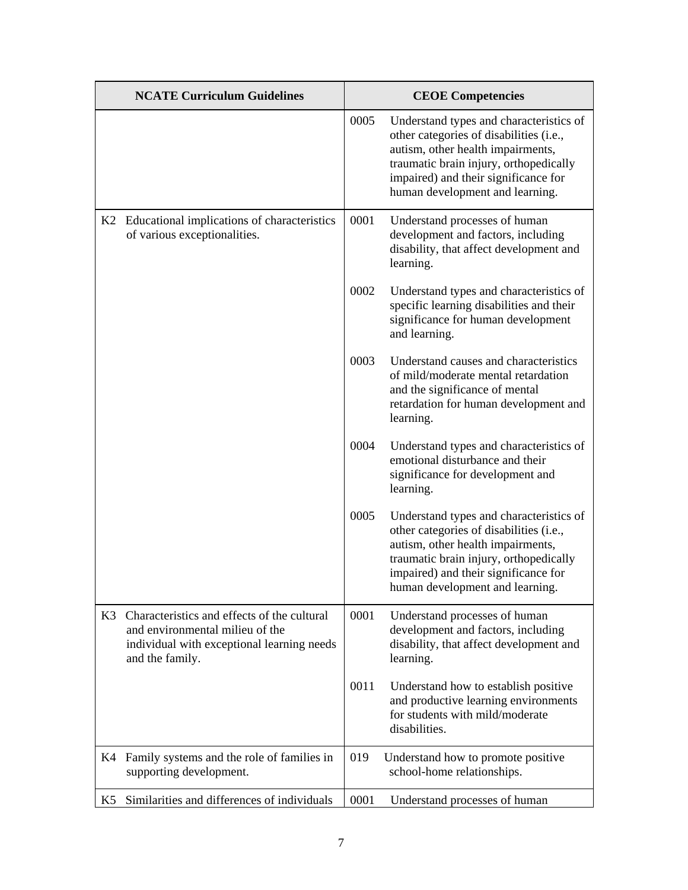| NCATE Curriculum Guidelines | CEOE Competencies |
|---|---|
| | 0005 Understand types and characteristics of other categories of disabilities (i.e., autism, other health impairments, traumatic brain injury, orthopedically impaired) and their significance for human development and learning. |
| K2 Educational implications of characteristics of various exceptionalities. | 0001 Understand processes of human development and factors, including disability, that affect development and learning.<br><br>0002 Understand types and characteristics of specific learning disabilities and their significance for human development and learning.<br><br>0003 Understand causes and characteristics of mild/moderate mental retardation and the significance of mental retardation for human development and learning.<br><br>0004 Understand types and characteristics of emotional disturbance and their significance for development and learning.<br><br>0005 Understand types and characteristics of other categories of disabilities (i.e., autism, other health impairments, traumatic brain injury, orthopedically impaired) and their significance for human development and learning. |
| K3 Characteristics and effects of the cultural and environmental milieu of the individual with exceptional learning needs and the family. | 0001 Understand processes of human development and factors, including disability, that affect development and learning.<br><br>0011 Understand how to establish positive and productive learning environments for students with mild/moderate disabilities. |
| K4 Family systems and the role of families in supporting development. | 019 Understand how to promote positive school-home relationships. |
| K5 Similarities and differences of individuals | 0001 Understand processes of human |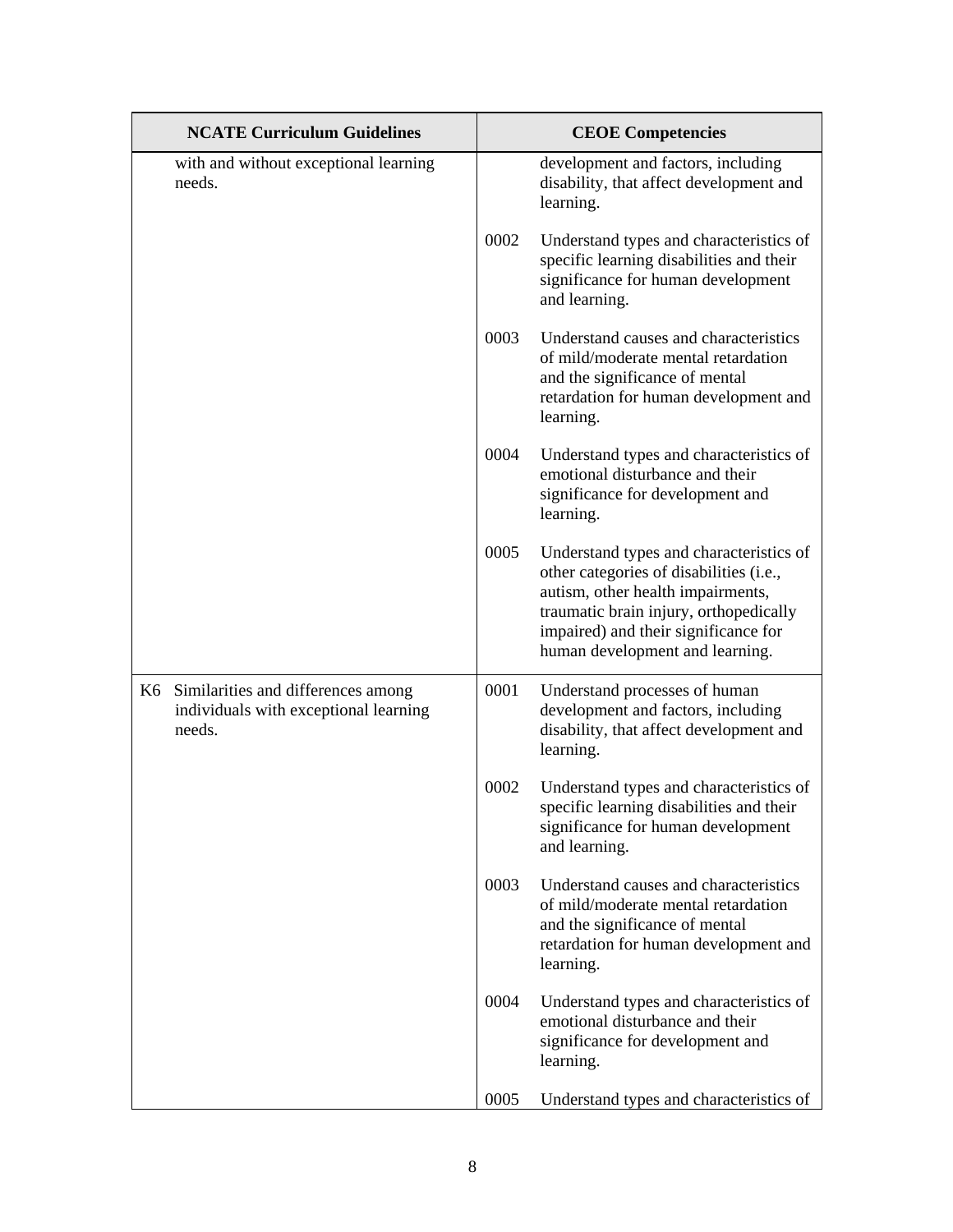| NCATE Curriculum Guidelines | CEOE Competencies |
|---|---|
| with and without exceptional learning needs. | development and factors, including disability, that affect development and learning. |
| | 0002 Understand types and characteristics of specific learning disabilities and their significance for human development and learning. |
| | 0003 Understand causes and characteristics of mild/moderate mental retardation and the significance of mental retardation for human development and learning. |
| | 0004 Understand types and characteristics of emotional disturbance and their significance for development and learning. |
| | 0005 Understand types and characteristics of other categories of disabilities (i.e., autism, other health impairments, traumatic brain injury, orthopedically impaired) and their significance for human development and learning. |
| K6 Similarities and differences among individuals with exceptional learning needs. | 0001 Understand processes of human development and factors, including disability, that affect development and learning. |
| | 0002 Understand types and characteristics of specific learning disabilities and their significance for human development and learning. |
| | 0003 Understand causes and characteristics of mild/moderate mental retardation and the significance of mental retardation for human development and learning. |
| | 0004 Understand types and characteristics of emotional disturbance and their significance for development and learning. |
| | 0005 Understand types and characteristics of |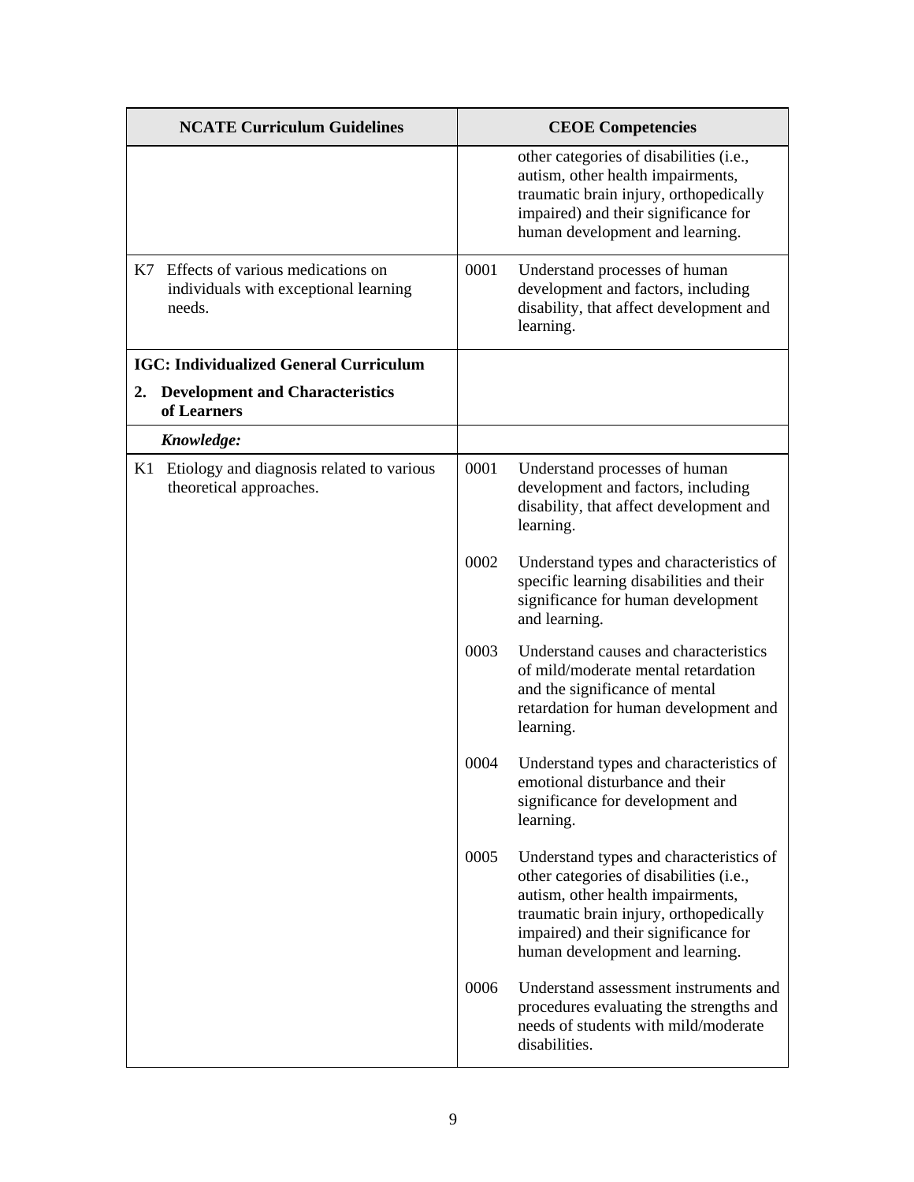| NCATE Curriculum Guidelines | CEOE Competencies |
| --- | --- |
| | other categories of disabilities (i.e., autism, other health impairments, traumatic brain injury, orthopedically impaired) and their significance for human development and learning. |
| K7 Effects of various medications on individuals with exceptional learning needs. | 0001 Understand processes of human development and factors, including disability, that affect development and learning. |
| **IGC: Individualized General Curriculum**<br><br>**2. Development and Characteristics of Learners** | |
| ***Knowledge:*** | |
| K1 Etiology and diagnosis related to various theoretical approaches. | 0001 Understand processes of human development and factors, including disability, that affect development and learning.<br><br>0002 Understand types and characteristics of specific learning disabilities and their significance for human development and learning.<br><br>0003 Understand causes and characteristics of mild/moderate mental retardation and the significance of mental retardation for human development and learning.<br><br>0004 Understand types and characteristics of emotional disturbance and their significance for development and learning.<br><br>0005 Understand types and characteristics of other categories of disabilities (i.e., autism, other health impairments, traumatic brain injury, orthopedically impaired) and their significance for human development and learning.<br><br>0006 Understand assessment instruments and procedures evaluating the strengths and needs of students with mild/moderate disabilities. |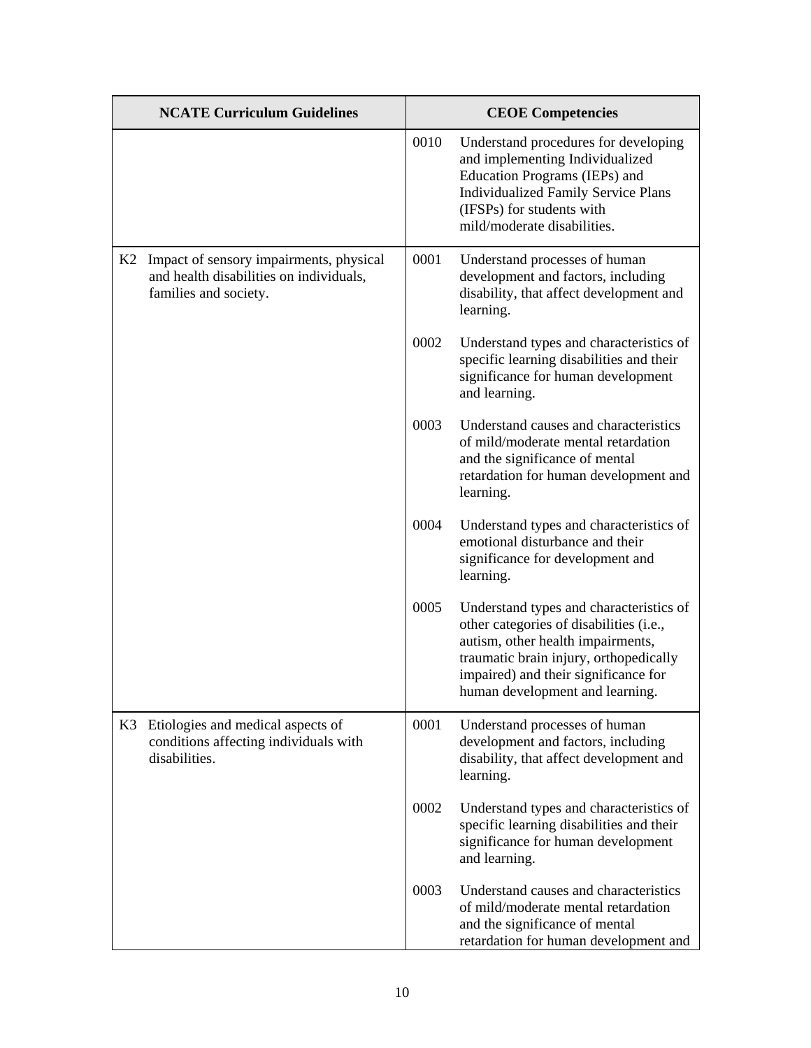| NCATE Curriculum Guidelines | CEOE Competencies |
|---|---|
| | 0010 Understand procedures for developing and implementing Individualized Education Programs (IEPs) and Individualized Family Service Plans (IFSPs) for students with mild/moderate disabilities. |
| K2 Impact of sensory impairments, physical and health disabilities on individuals, families and society. | 0001 Understand processes of human development and factors, including disability, that affect development and learning. |
| | 0002 Understand types and characteristics of specific learning disabilities and their significance for human development and learning. |
| | 0003 Understand causes and characteristics of mild/moderate mental retardation and the significance of mental retardation for human development and learning. |
| | 0004 Understand types and characteristics of emotional disturbance and their significance for development and learning. |
| | 0005 Understand types and characteristics of other categories of disabilities (i.e., autism, other health impairments, traumatic brain injury, orthopedically impaired) and their significance for human development and learning. |
| K3 Etiologies and medical aspects of conditions affecting individuals with disabilities. | 0001 Understand processes of human development and factors, including disability, that affect development and learning. |
| | 0002 Understand types and characteristics of specific learning disabilities and their significance for human development and learning. |
| | 0003 Understand causes and characteristics of mild/moderate mental retardation and the significance of mental retardation for human development and |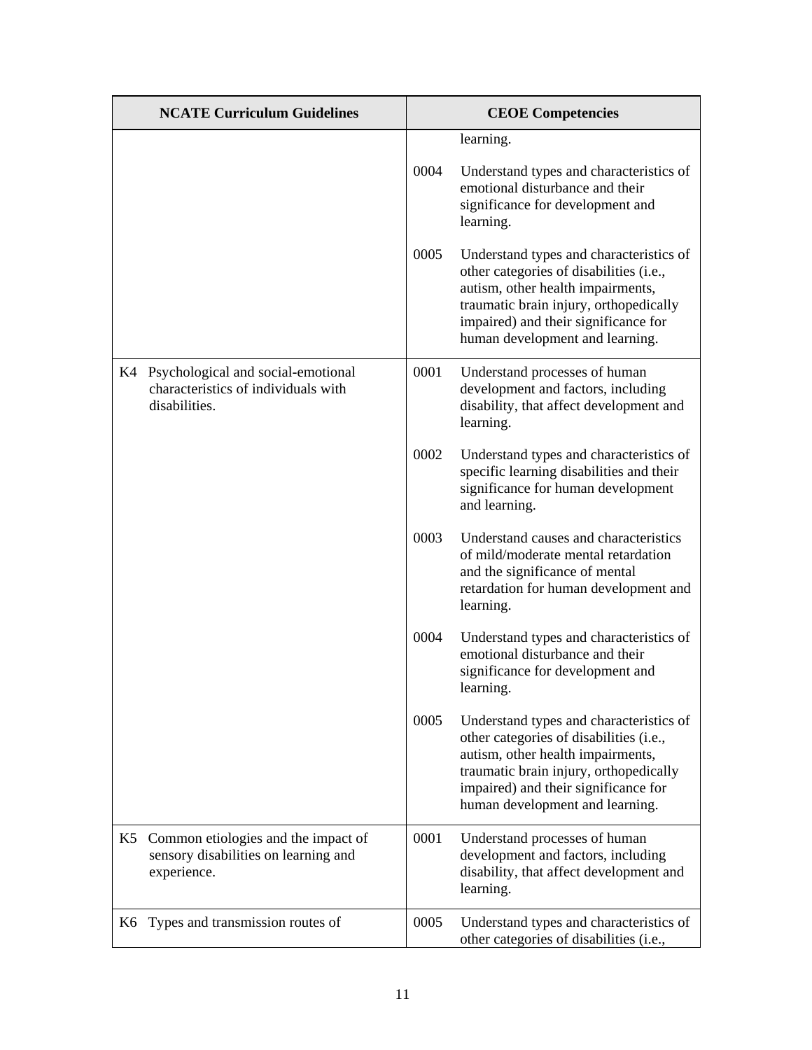| NCATE Curriculum Guidelines | CEOE Competencies |
|---|---|
| | learning. |
| | 0004 Understand types and characteristics of emotional disturbance and their significance for development and learning. |
| | 0005 Understand types and characteristics of other categories of disabilities (i.e., autism, other health impairments, traumatic brain injury, orthopedically impaired) and their significance for human development and learning. |
| K4 Psychological and social-emotional characteristics of individuals with disabilities. | 0001 Understand processes of human development and factors, including disability, that affect development and learning. |
| | 0002 Understand types and characteristics of specific learning disabilities and their significance for human development and learning. |
| | 0003 Understand causes and characteristics of mild/moderate mental retardation and the significance of mental retardation for human development and learning. |
| | 0004 Understand types and characteristics of emotional disturbance and their significance for development and learning. |
| | 0005 Understand types and characteristics of other categories of disabilities (i.e., autism, other health impairments, traumatic brain injury, orthopedically impaired) and their significance for human development and learning. |
| K5 Common etiologies and the impact of sensory disabilities on learning and experience. | 0001 Understand processes of human development and factors, including disability, that affect development and learning. |
| K6 Types and transmission routes of | 0005 Understand types and characteristics of other categories of disabilities (i.e., |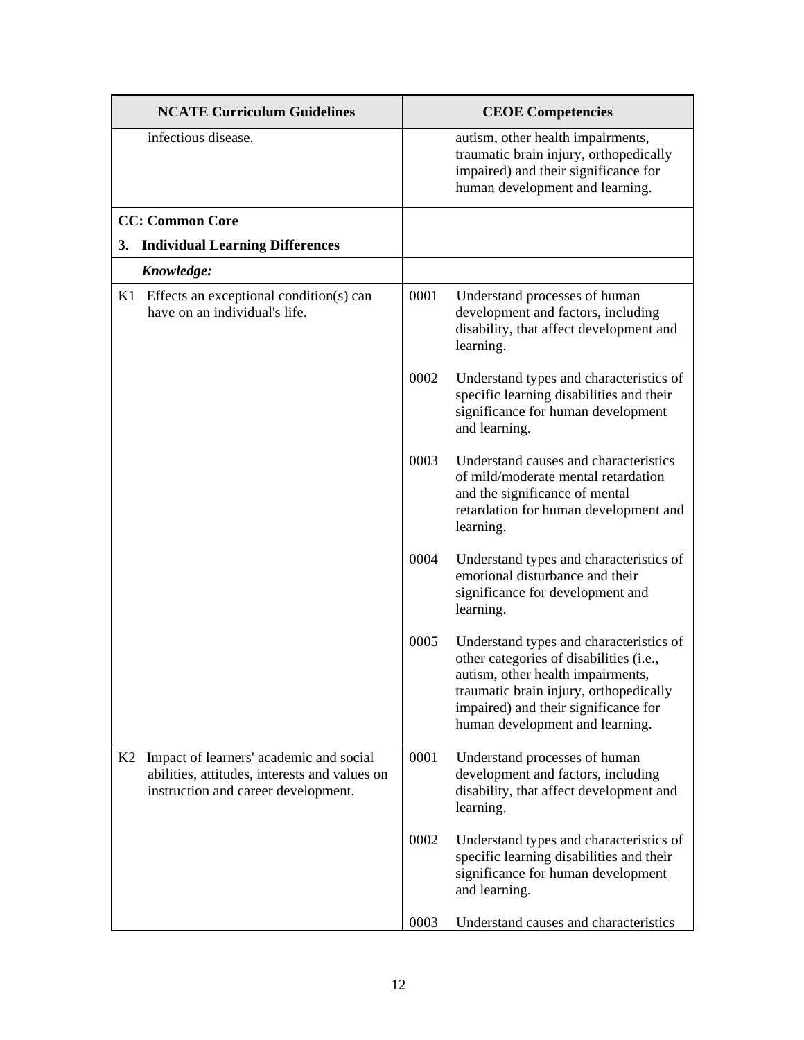| NCATE Curriculum Guidelines | CEOE Competencies |
|---|---|
| infectious disease. | autism, other health impairments, traumatic brain injury, orthopedically impaired) and their significance for human development and learning. |
| **CC: Common Core**<br>**3. Individual Learning Differences** | |
| ***Knowledge:*** | |
| K1 Effects an exceptional condition(s) can have on an individual's life. | 0001 Understand processes of human development and factors, including disability, that affect development and learning.<br><br>0002 Understand types and characteristics of specific learning disabilities and their significance for human development and learning.<br><br>0003 Understand causes and characteristics of mild/moderate mental retardation and the significance of mental retardation for human development and learning.<br><br>0004 Understand types and characteristics of emotional disturbance and their significance for development and learning.<br><br>0005 Understand types and characteristics of other categories of disabilities (i.e., autism, other health impairments, traumatic brain injury, orthopedically impaired) and their significance for human development and learning. |
| K2 Impact of learners' academic and social abilities, attitudes, interests and values on instruction and career development. | 0001 Understand processes of human development and factors, including disability, that affect development and learning.<br><br>0002 Understand types and characteristics of specific learning disabilities and their significance for human development and learning.<br><br>0003 Understand causes and characteristics |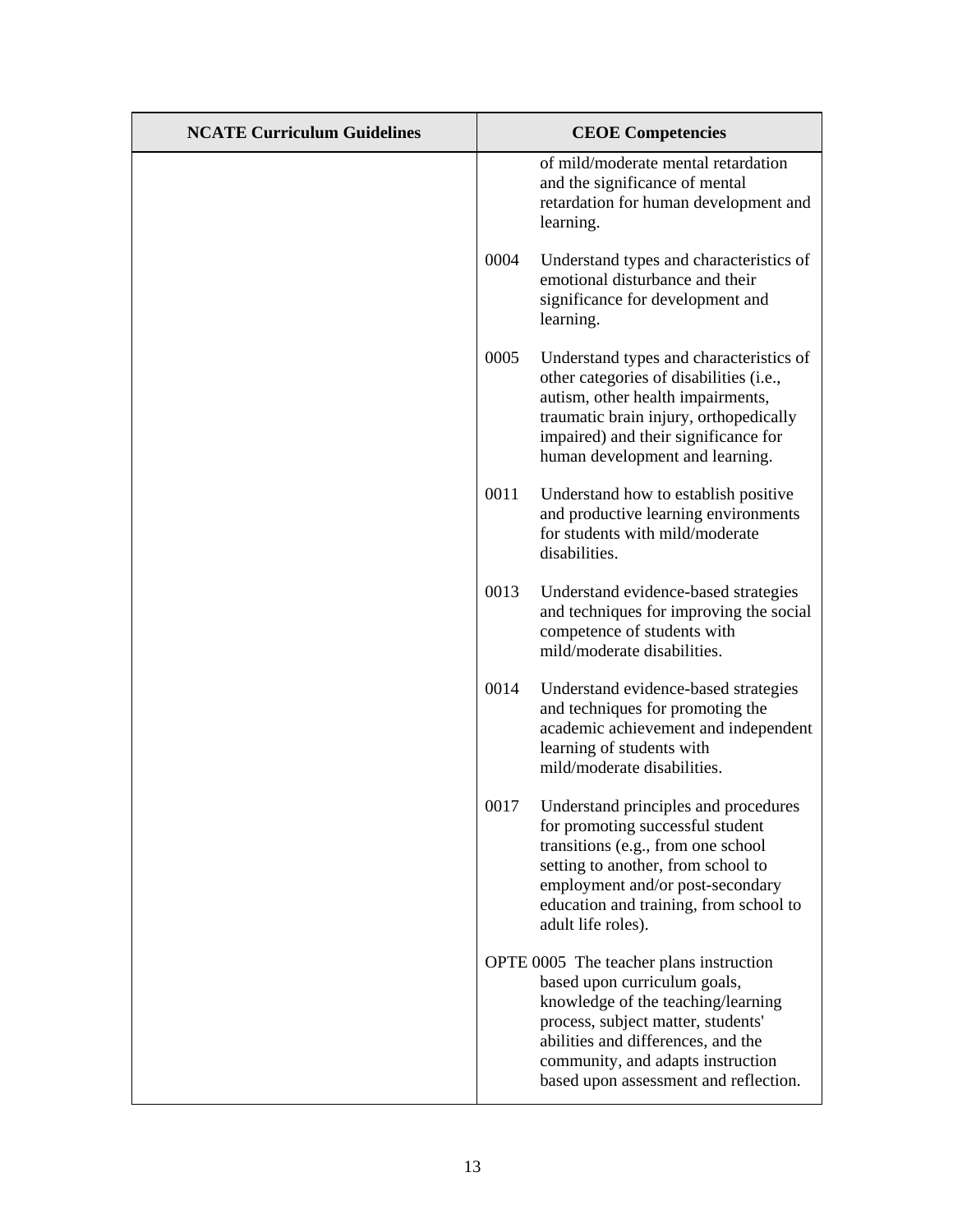| NCATE Curriculum Guidelines | CEOE Competencies |
| --- | --- |
| | of mild/moderate mental retardation and the significance of mental retardation for human development and learning.<br><br>0004 Understand types and characteristics of emotional disturbance and their significance for development and learning.<br><br>0005 Understand types and characteristics of other categories of disabilities (i.e., autism, other health impairments, traumatic brain injury, orthopedically impaired) and their significance for human development and learning.<br><br>0011 Understand how to establish positive and productive learning environments for students with mild/moderate disabilities.<br><br>0013 Understand evidence-based strategies and techniques for improving the social competence of students with mild/moderate disabilities.<br><br>0014 Understand evidence-based strategies and techniques for promoting the academic achievement and independent learning of students with mild/moderate disabilities.<br><br>0017 Understand principles and procedures for promoting successful student transitions (e.g., from one school setting to another, from school to employment and/or post-secondary education and training, from school to adult life roles).<br><br>OPTE 0005 The teacher plans instruction based upon curriculum goals, knowledge of the teaching/learning process, subject matter, students' abilities and differences, and the community, and adapts instruction based upon assessment and reflection. |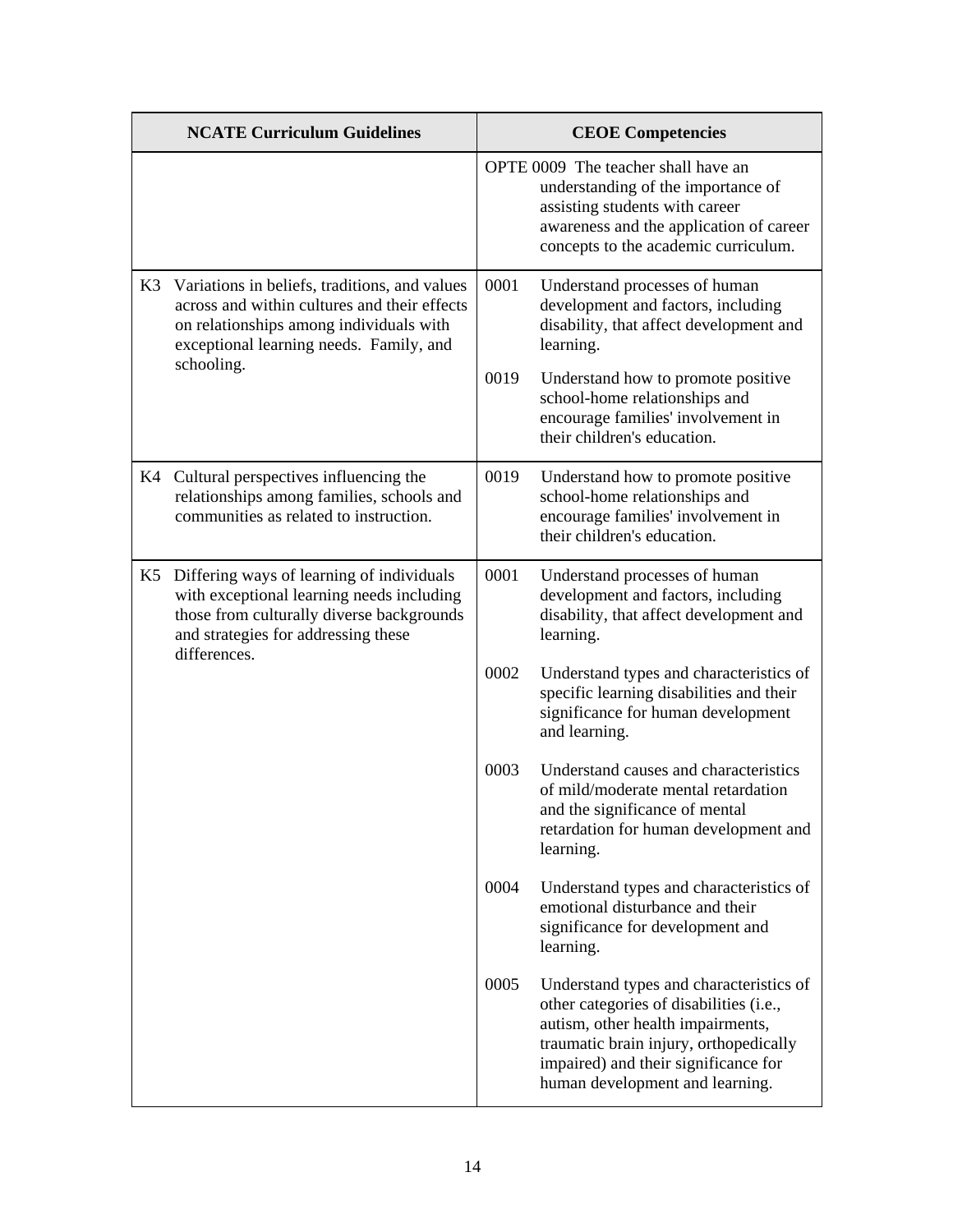| NCATE Curriculum Guidelines | CEOE Competencies |
| --- | --- |
| | OPTE 0009 The teacher shall have an understanding of the importance of assisting students with career awareness and the application of career concepts to the academic curriculum. |
| K3 Variations in beliefs, traditions, and values across and within cultures and their effects on relationships among individuals with exceptional learning needs. Family, and schooling. | 0001 Understand processes of human development and factors, including disability, that affect development and learning.<br><br>0019 Understand how to promote positive school-home relationships and encourage families' involvement in their children's education. |
| K4 Cultural perspectives influencing the relationships among families, schools and communities as related to instruction. | 0019 Understand how to promote positive school-home relationships and encourage families' involvement in their children's education. |
| K5 Differing ways of learning of individuals with exceptional learning needs including those from culturally diverse backgrounds and strategies for addressing these differences. | 0001 Understand processes of human development and factors, including disability, that affect development and learning.<br><br>0002 Understand types and characteristics of specific learning disabilities and their significance for human development and learning.<br><br>0003 Understand causes and characteristics of mild/moderate mental retardation and the significance of mental retardation for human development and learning.<br><br>0004 Understand types and characteristics of emotional disturbance and their significance for development and learning.<br><br>0005 Understand types and characteristics of other categories of disabilities (i.e., autism, other health impairments, traumatic brain injury, orthopedically impaired) and their significance for human development and learning. |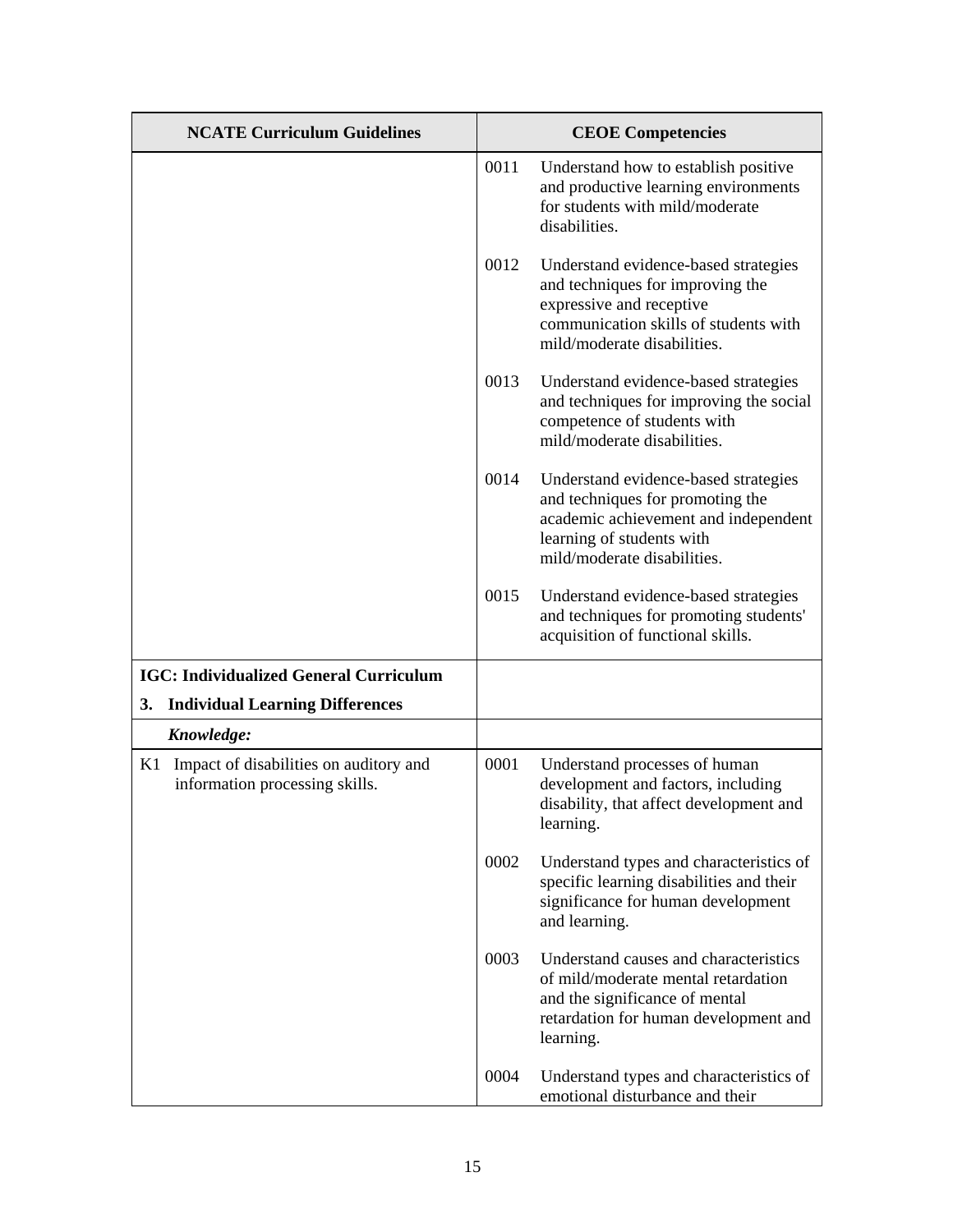| NCATE Curriculum Guidelines | CEOE Competencies |
|---|---|
| | 0011 Understand how to establish positive and productive learning environments for students with mild/moderate disabilities. |
| | 0012 Understand evidence-based strategies and techniques for improving the expressive and receptive communication skills of students with mild/moderate disabilities. |
| | 0013 Understand evidence-based strategies and techniques for improving the social competence of students with mild/moderate disabilities. |
| | 0014 Understand evidence-based strategies and techniques for promoting the academic achievement and independent learning of students with mild/moderate disabilities. |
| | 0015 Understand evidence-based strategies and techniques for promoting students' acquisition of functional skills. |
| **IGC: Individualized General Curriculum**<br>**3. Individual Learning Differences** | |
| ***Knowledge:*** | |
| K1 Impact of disabilities on auditory and information processing skills. | 0001 Understand processes of human development and factors, including disability, that affect development and learning. |
| | 0002 Understand types and characteristics of specific learning disabilities and their significance for human development and learning. |
| | 0003 Understand causes and characteristics of mild/moderate mental retardation and the significance of mental retardation for human development and learning. |
| | 0004 Understand types and characteristics of emotional disturbance and their |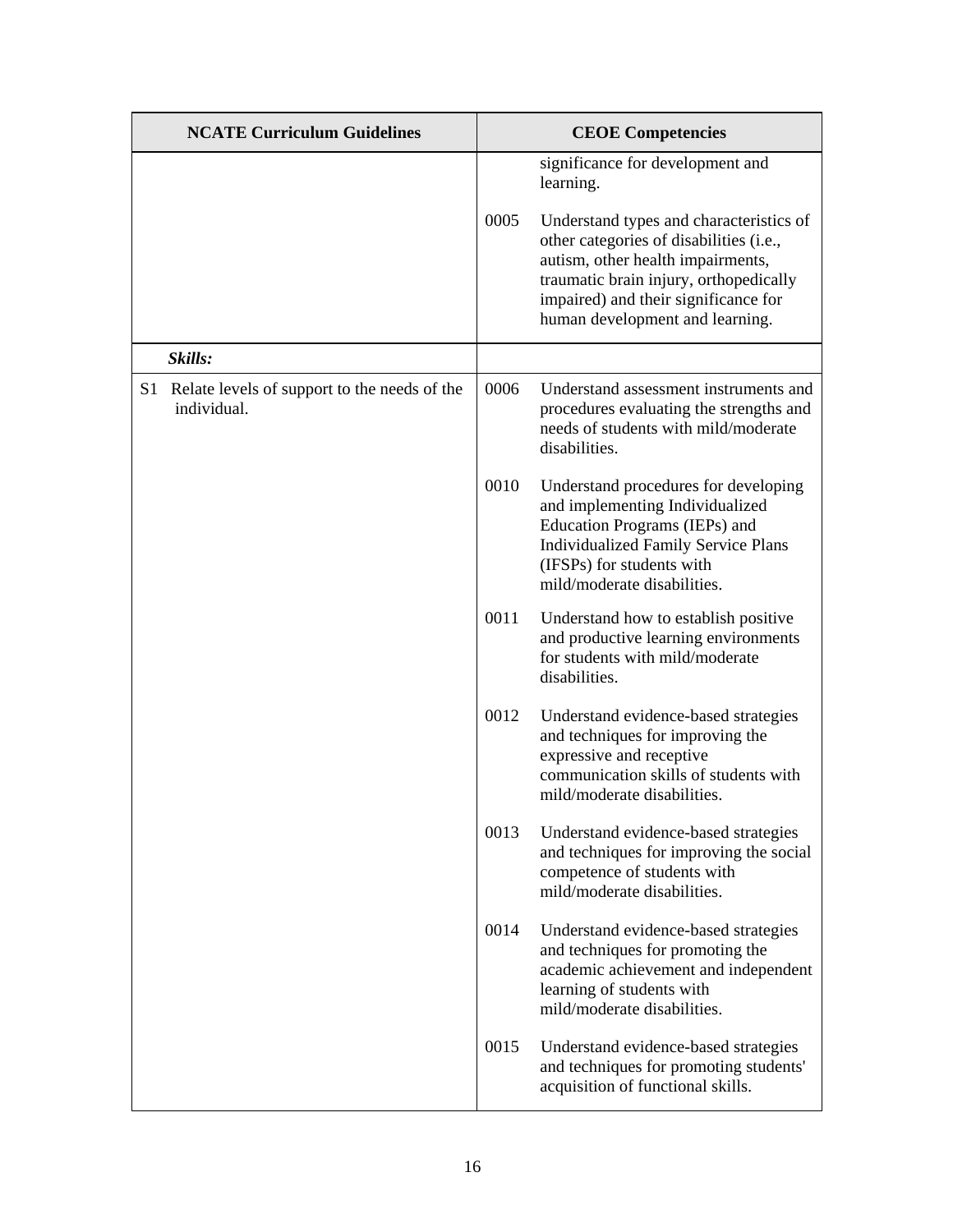| NCATE Curriculum Guidelines | CEOE Competencies |
|---|---|
| | significance for development and learning. |
| | 0005 Understand types and characteristics of other categories of disabilities (i.e., autism, other health impairments, traumatic brain injury, orthopedically impaired) and their significance for human development and learning. |
| ***Skills:*** | |
| S1 Relate levels of support to the needs of the individual. | 0006 Understand assessment instruments and procedures evaluating the strengths and needs of students with mild/moderate disabilities. |
| | 0010 Understand procedures for developing and implementing Individualized Education Programs (IEPs) and Individualized Family Service Plans (IFSPs) for students with mild/moderate disabilities. |
| | 0011 Understand how to establish positive and productive learning environments for students with mild/moderate disabilities. |
| | 0012 Understand evidence-based strategies and techniques for improving the expressive and receptive communication skills of students with mild/moderate disabilities. |
| | 0013 Understand evidence-based strategies and techniques for improving the social competence of students with mild/moderate disabilities. |
| | 0014 Understand evidence-based strategies and techniques for promoting the academic achievement and independent learning of students with mild/moderate disabilities. |
| | 0015 Understand evidence-based strategies and techniques for promoting students' acquisition of functional skills. |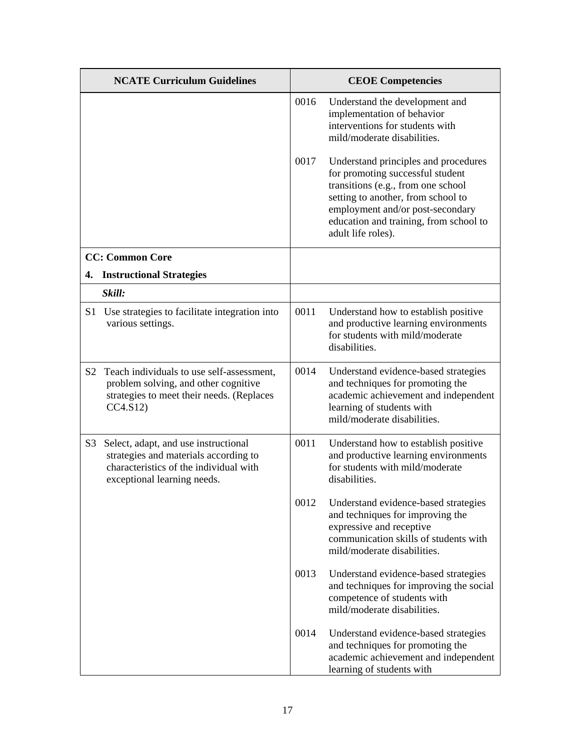| NCATE Curriculum Guidelines | CEOE Competencies |
|---|---|
| | 0016 Understand the development and implementation of behavior interventions for students with mild/moderate disabilities.<br><br>0017 Understand principles and procedures for promoting successful student transitions (e.g., from one school setting to another, from school to employment and/or post-secondary education and training, from school to adult life roles). |
| **CC: Common Core**<br>**4. Instructional Strategies** | |
| ***Skill:*** | |
| S1 Use strategies to facilitate integration into various settings. | 0011 Understand how to establish positive and productive learning environments for students with mild/moderate disabilities. |
| S2 Teach individuals to use self-assessment, problem solving, and other cognitive strategies to meet their needs. (Replaces CC4.S12) | 0014 Understand evidence-based strategies and techniques for promoting the academic achievement and independent learning of students with mild/moderate disabilities. |
| S3 Select, adapt, and use instructional strategies and materials according to characteristics of the individual with exceptional learning needs. | 0011 Understand how to establish positive and productive learning environments for students with mild/moderate disabilities.<br><br>0012 Understand evidence-based strategies and techniques for improving the expressive and receptive communication skills of students with mild/moderate disabilities.<br><br>0013 Understand evidence-based strategies and techniques for improving the social competence of students with mild/moderate disabilities.<br><br>0014 Understand evidence-based strategies and techniques for promoting the academic achievement and independent learning of students with |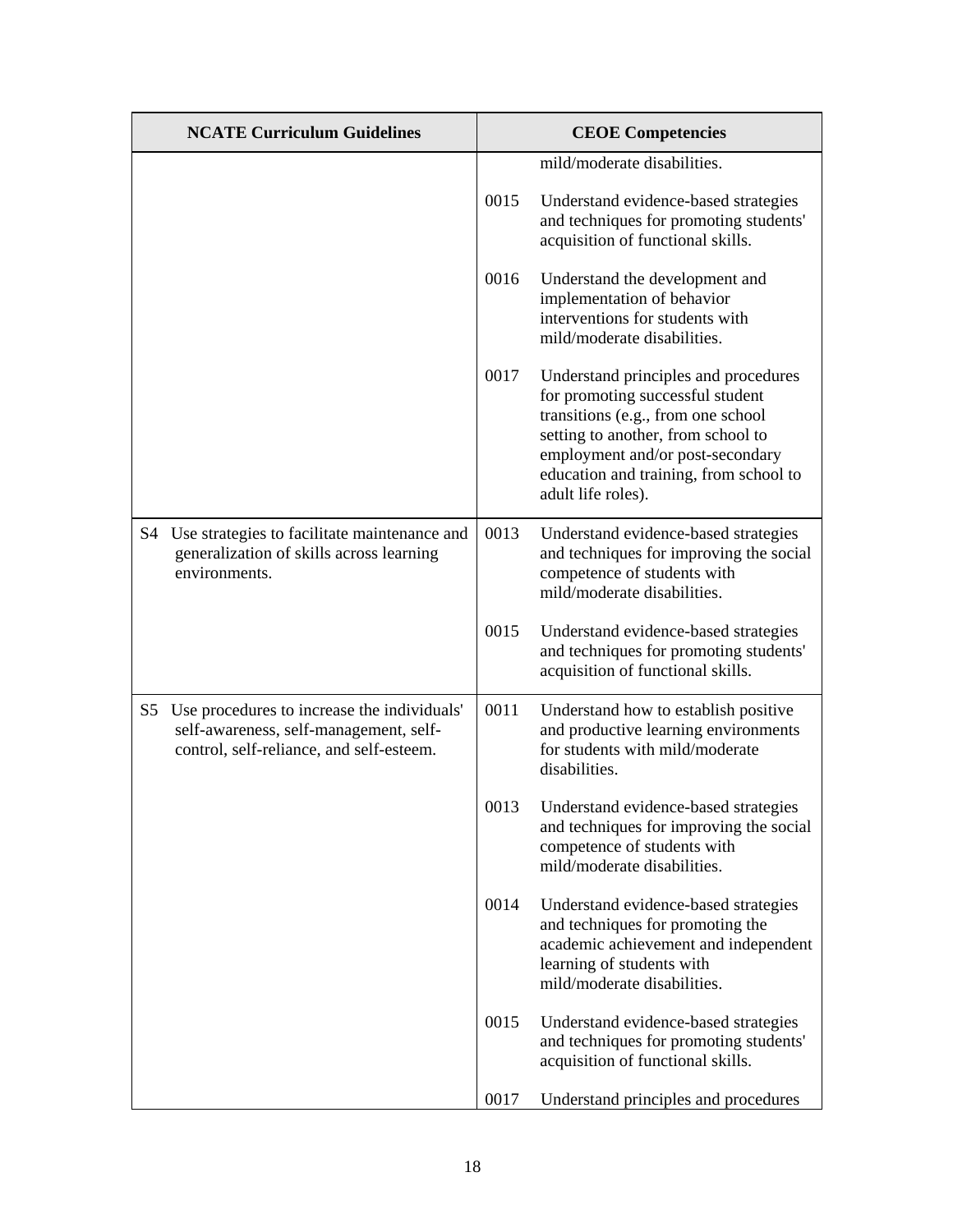| NCATE Curriculum Guidelines | CEOE Competencies |
|---|---|
| | mild/moderate disabilities. |
| | 0015 Understand evidence-based strategies and techniques for promoting students' acquisition of functional skills. |
| | 0016 Understand the development and implementation of behavior interventions for students with mild/moderate disabilities. |
| | 0017 Understand principles and procedures for promoting successful student transitions (e.g., from one school setting to another, from school to employment and/or post-secondary education and training, from school to adult life roles). |
| S4 Use strategies to facilitate maintenance and generalization of skills across learning environments. | 0013 Understand evidence-based strategies and techniques for improving the social competence of students with mild/moderate disabilities. |
| | 0015 Understand evidence-based strategies and techniques for promoting students' acquisition of functional skills. |
| S5 Use procedures to increase the individuals' self-awareness, self-management, self-control, self-reliance, and self-esteem. | 0011 Understand how to establish positive and productive learning environments for students with mild/moderate disabilities. |
| | 0013 Understand evidence-based strategies and techniques for improving the social competence of students with mild/moderate disabilities. |
| | 0014 Understand evidence-based strategies and techniques for promoting the academic achievement and independent learning of students with mild/moderate disabilities. |
| | 0015 Understand evidence-based strategies and techniques for promoting students' acquisition of functional skills. |
| | 0017 Understand principles and procedures |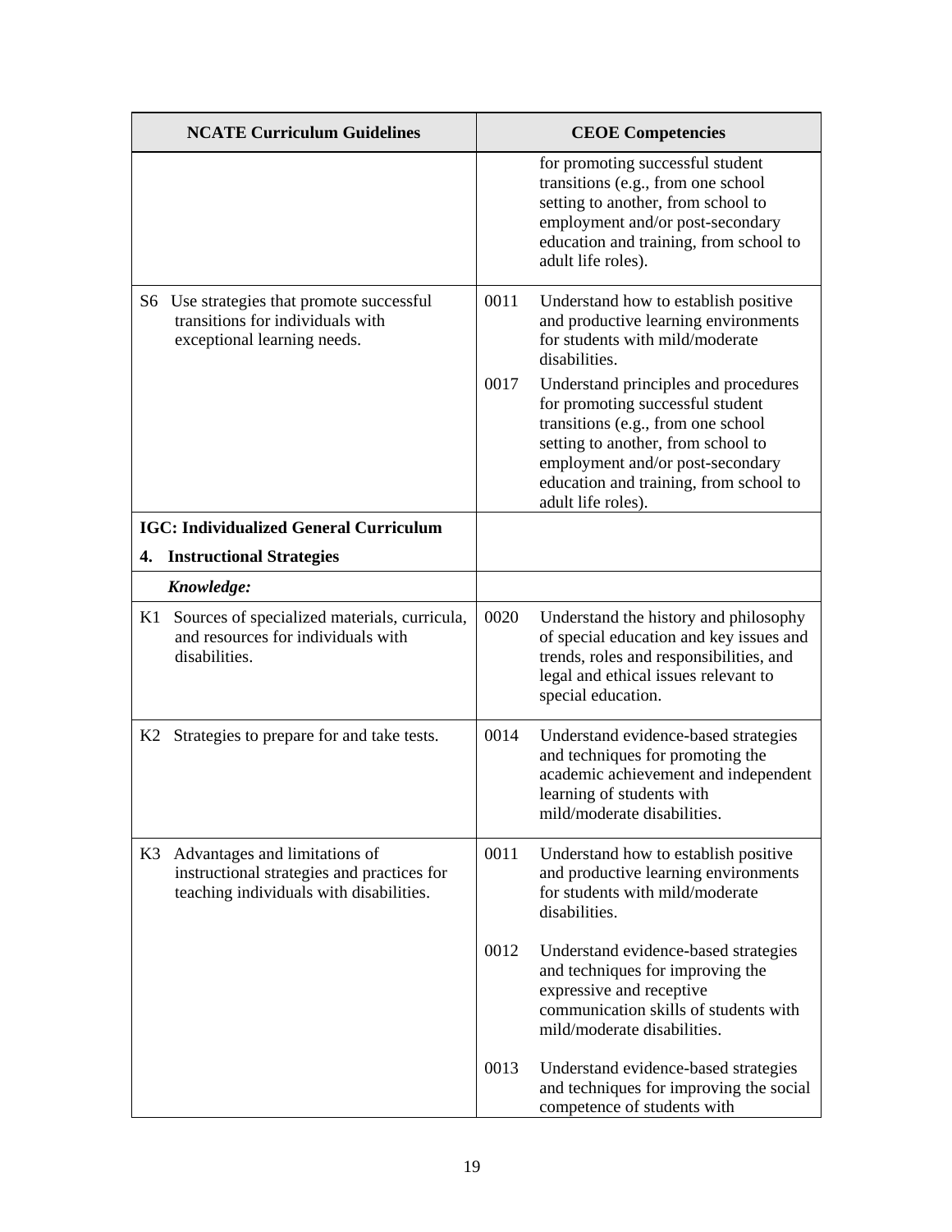| NCATE Curriculum Guidelines | CEOE Competencies |
|---|---|
| | for promoting successful student transitions (e.g., from one school setting to another, from school to employment and/or post-secondary education and training, from school to adult life roles). |
| S6 Use strategies that promote successful transitions for individuals with exceptional learning needs. | 0011 Understand how to establish positive and productive learning environments for students with mild/moderate disabilities.<br><br>0017 Understand principles and procedures for promoting successful student transitions (e.g., from one school setting to another, from school to employment and/or post-secondary education and training, from school to adult life roles). |
| **IGC: Individualized General Curriculum**<br><br>**4. Instructional Strategies** | |
| ***Knowledge:*** | |
| K1 Sources of specialized materials, curricula, and resources for individuals with disabilities. | 0020 Understand the history and philosophy of special education and key issues and trends, roles and responsibilities, and legal and ethical issues relevant to special education. |
| K2 Strategies to prepare for and take tests. | 0014 Understand evidence-based strategies and techniques for promoting the academic achievement and independent learning of students with mild/moderate disabilities. |
| K3 Advantages and limitations of instructional strategies and practices for teaching individuals with disabilities. | 0011 Understand how to establish positive and productive learning environments for students with mild/moderate disabilities.<br><br>0012 Understand evidence-based strategies and techniques for improving the expressive and receptive communication skills of students with mild/moderate disabilities.<br><br>0013 Understand evidence-based strategies and techniques for improving the social competence of students with |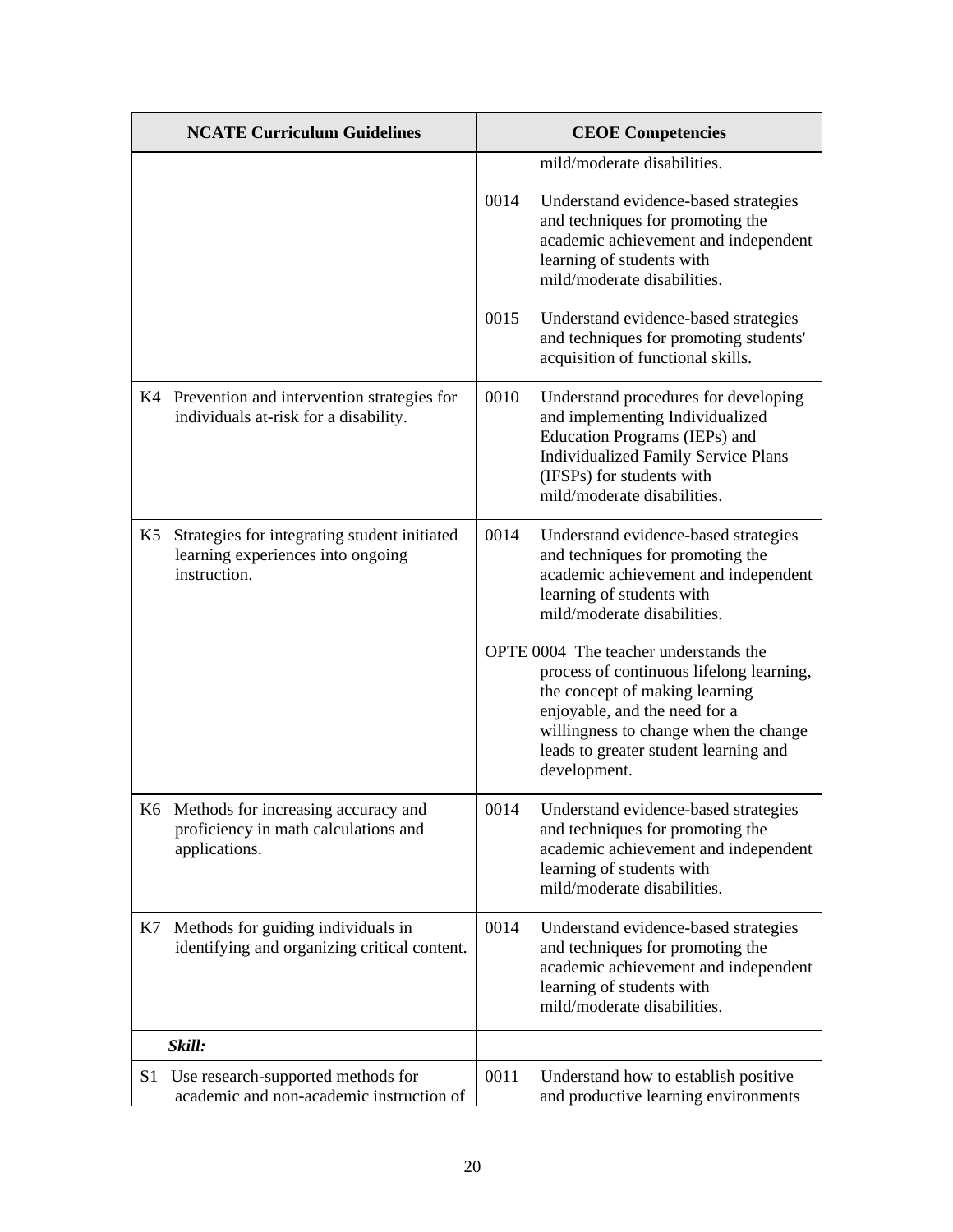| NCATE Curriculum Guidelines | CEOE Competencies |
|---|---|
| | mild/moderate disabilities.<br><br>0014 Understand evidence-based strategies and techniques for promoting the academic achievement and independent learning of students with mild/moderate disabilities.<br><br>0015 Understand evidence-based strategies and techniques for promoting students' acquisition of functional skills. |
| K4 Prevention and intervention strategies for individuals at-risk for a disability. | 0010 Understand procedures for developing and implementing Individualized Education Programs (IEPs) and Individualized Family Service Plans (IFSPs) for students with mild/moderate disabilities. |
| K5 Strategies for integrating student initiated learning experiences into ongoing instruction. | 0014 Understand evidence-based strategies and techniques for promoting the academic achievement and independent learning of students with mild/moderate disabilities.<br><br>OPTE 0004 The teacher understands the process of continuous lifelong learning, the concept of making learning enjoyable, and the need for a willingness to change when the change leads to greater student learning and development. |
| K6 Methods for increasing accuracy and proficiency in math calculations and applications. | 0014 Understand evidence-based strategies and techniques for promoting the academic achievement and independent learning of students with mild/moderate disabilities. |
| K7 Methods for guiding individuals in identifying and organizing critical content. | 0014 Understand evidence-based strategies and techniques for promoting the academic achievement and independent learning of students with mild/moderate disabilities. |
| ***Skill:*** | |
| S1 Use research-supported methods for academic and non-academic instruction of | 0011 Understand how to establish positive and productive learning environments |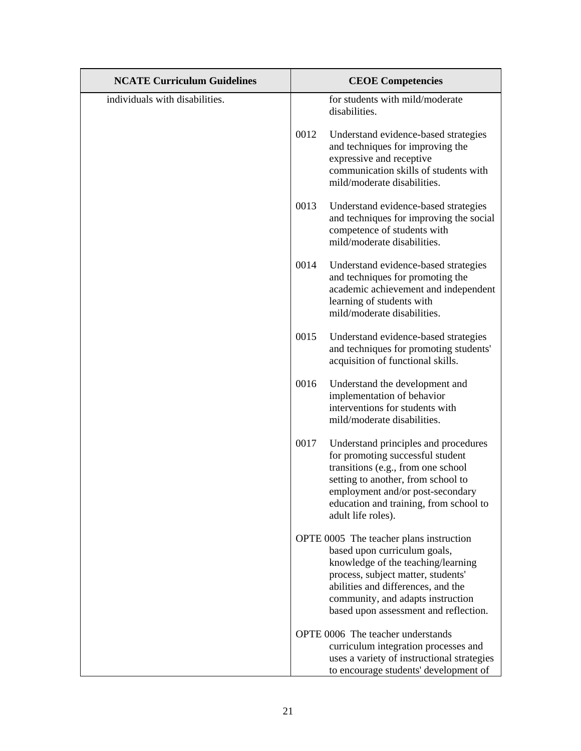| NCATE Curriculum Guidelines | CEOE Competencies |
|---|---|
| individuals with disabilities. | for students with mild/moderate disabilities.<br><br>0012 Understand evidence-based strategies and techniques for improving the expressive and receptive communication skills of students with mild/moderate disabilities.<br><br>0013 Understand evidence-based strategies and techniques for improving the social competence of students with mild/moderate disabilities.<br><br>0014 Understand evidence-based strategies and techniques for promoting the academic achievement and independent learning of students with mild/moderate disabilities.<br><br>0015 Understand evidence-based strategies and techniques for promoting students' acquisition of functional skills.<br><br>0016 Understand the development and implementation of behavior interventions for students with mild/moderate disabilities.<br><br>0017 Understand principles and procedures for promoting successful student transitions (e.g., from one school setting to another, from school to employment and/or post-secondary education and training, from school to adult life roles).<br><br>OPTE 0005 The teacher plans instruction based upon curriculum goals, knowledge of the teaching/learning process, subject matter, students' abilities and differences, and the community, and adapts instruction based upon assessment and reflection.<br><br>OPTE 0006 The teacher understands curriculum integration processes and uses a variety of instructional strategies to encourage students' development of |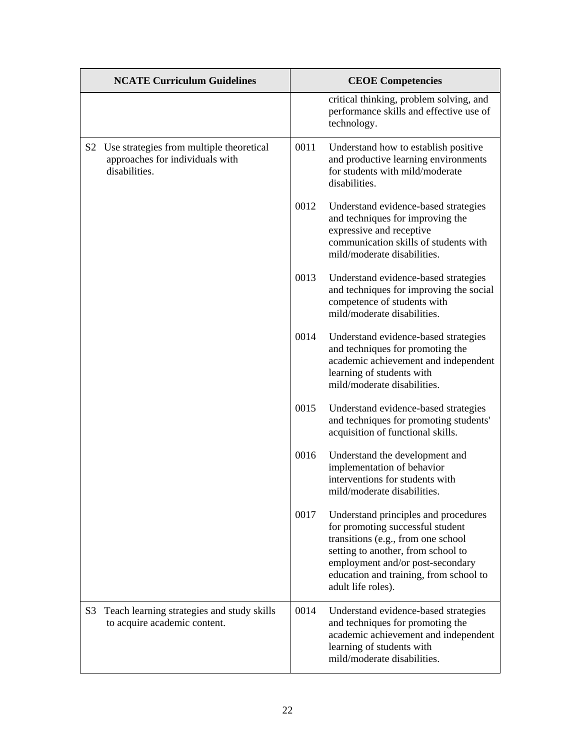| NCATE Curriculum Guidelines | CEOE Competencies |
| --- | --- |
| | critical thinking, problem solving, and performance skills and effective use of technology. |
| S2 Use strategies from multiple theoretical approaches for individuals with disabilities. | 0011 Understand how to establish positive and productive learning environments for students with mild/moderate disabilities. |
| | 0012 Understand evidence-based strategies and techniques for improving the expressive and receptive communication skills of students with mild/moderate disabilities. |
| | 0013 Understand evidence-based strategies and techniques for improving the social competence of students with mild/moderate disabilities. |
| | 0014 Understand evidence-based strategies and techniques for promoting the academic achievement and independent learning of students with mild/moderate disabilities. |
| | 0015 Understand evidence-based strategies and techniques for promoting students' acquisition of functional skills. |
| | 0016 Understand the development and implementation of behavior interventions for students with mild/moderate disabilities. |
| | 0017 Understand principles and procedures for promoting successful student transitions (e.g., from one school setting to another, from school to employment and/or post-secondary education and training, from school to adult life roles). |
| S3 Teach learning strategies and study skills to acquire academic content. | 0014 Understand evidence-based strategies and techniques for promoting the academic achievement and independent learning of students with mild/moderate disabilities. |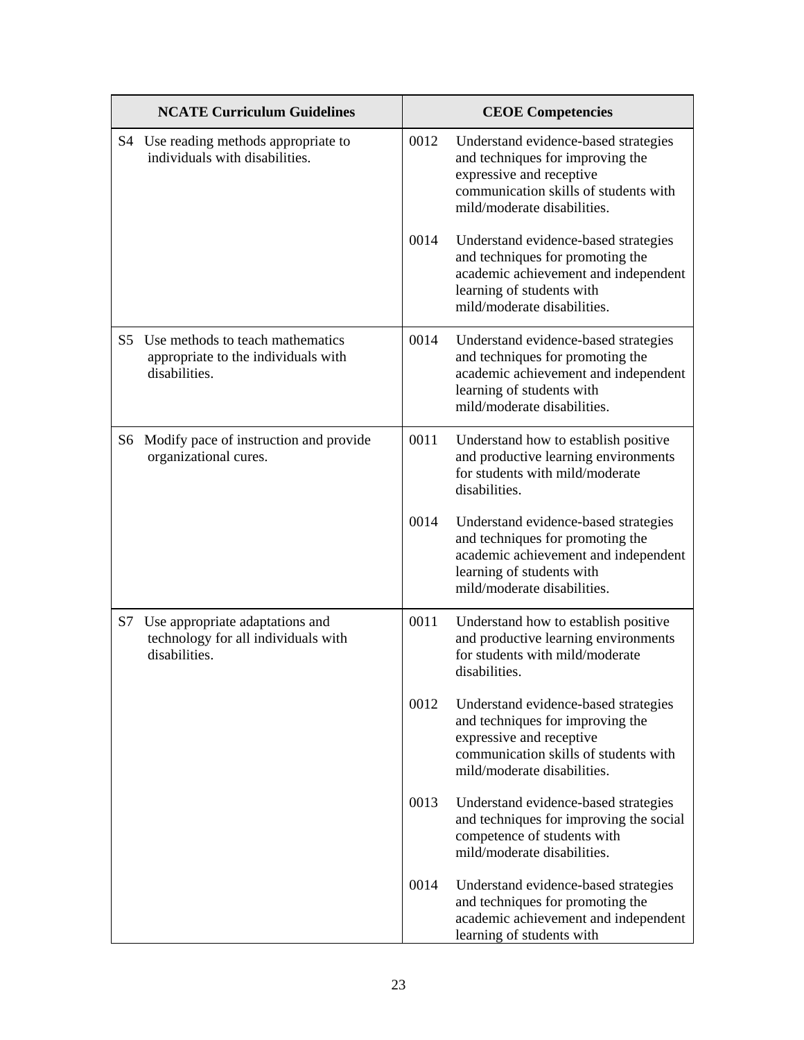| NCATE Curriculum Guidelines | CEOE Competencies |
|---|---|
| S4 Use reading methods appropriate to individuals with disabilities. | 0012 Understand evidence-based strategies and techniques for improving the expressive and receptive communication skills of students with mild/moderate disabilities.<br><br>0014 Understand evidence-based strategies and techniques for promoting the academic achievement and independent learning of students with mild/moderate disabilities. |
| S5 Use methods to teach mathematics appropriate to the individuals with disabilities. | 0014 Understand evidence-based strategies and techniques for promoting the academic achievement and independent learning of students with mild/moderate disabilities. |
| S6 Modify pace of instruction and provide organizational cures. | 0011 Understand how to establish positive and productive learning environments for students with mild/moderate disabilities.<br><br>0014 Understand evidence-based strategies and techniques for promoting the academic achievement and independent learning of students with mild/moderate disabilities. |
| S7 Use appropriate adaptations and technology for all individuals with disabilities. | 0011 Understand how to establish positive and productive learning environments for students with mild/moderate disabilities.<br><br>0012 Understand evidence-based strategies and techniques for improving the expressive and receptive communication skills of students with mild/moderate disabilities.<br><br>0013 Understand evidence-based strategies and techniques for improving the social competence of students with mild/moderate disabilities.<br><br>0014 Understand evidence-based strategies and techniques for promoting the academic achievement and independent learning of students with |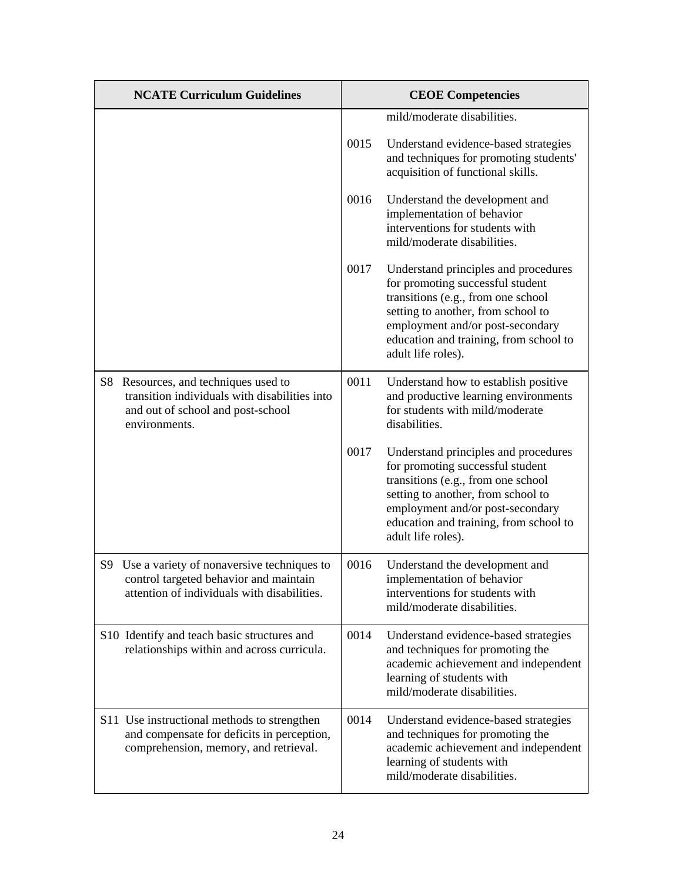| NCATE Curriculum Guidelines | CEOE Competencies |
|---|---|
| | mild/moderate disabilities.<br><br>0015 Understand evidence-based strategies and techniques for promoting students' acquisition of functional skills.<br><br>0016 Understand the development and implementation of behavior interventions for students with mild/moderate disabilities.<br><br>0017 Understand principles and procedures for promoting successful student transitions (e.g., from one school setting to another, from school to employment and/or post-secondary education and training, from school to adult life roles). |
| S8 Resources, and techniques used to transition individuals with disabilities into and out of school and post-school environments. | 0011 Understand how to establish positive and productive learning environments for students with mild/moderate disabilities.<br><br>0017 Understand principles and procedures for promoting successful student transitions (e.g., from one school setting to another, from school to employment and/or post-secondary education and training, from school to adult life roles). |
| S9 Use a variety of nonaversive techniques to control targeted behavior and maintain attention of individuals with disabilities. | 0016 Understand the development and implementation of behavior interventions for students with mild/moderate disabilities. |
| S10 Identify and teach basic structures and relationships within and across curricula. | 0014 Understand evidence-based strategies and techniques for promoting the academic achievement and independent learning of students with mild/moderate disabilities. |
| S11 Use instructional methods to strengthen and compensate for deficits in perception, comprehension, memory, and retrieval. | 0014 Understand evidence-based strategies and techniques for promoting the academic achievement and independent learning of students with mild/moderate disabilities. |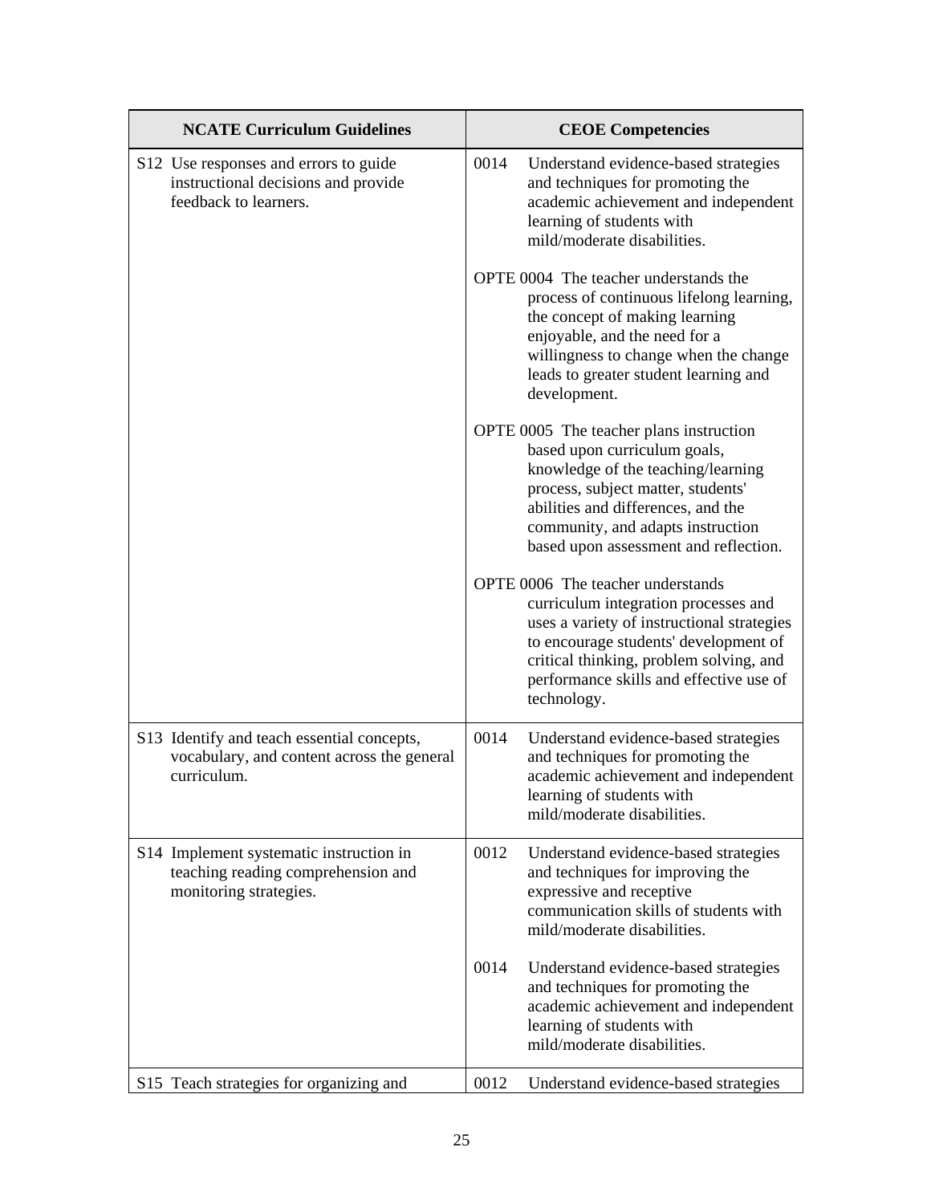| NCATE Curriculum Guidelines | CEOE Competencies |
| --- | --- |
| S12 Use responses and errors to guide instructional decisions and provide feedback to learners. | 0014 Understand evidence-based strategies and techniques for promoting the academic achievement and independent learning of students with mild/moderate disabilities.<br><br>OPTE 0004 The teacher understands the process of continuous lifelong learning, the concept of making learning enjoyable, and the need for a willingness to change when the change leads to greater student learning and development.<br><br>OPTE 0005 The teacher plans instruction based upon curriculum goals, knowledge of the teaching/learning process, subject matter, students' abilities and differences, and the community, and adapts instruction based upon assessment and reflection.<br><br>OPTE 0006 The teacher understands curriculum integration processes and uses a variety of instructional strategies to encourage students' development of critical thinking, problem solving, and performance skills and effective use of technology. |
| S13 Identify and teach essential concepts, vocabulary, and content across the general curriculum. | 0014 Understand evidence-based strategies and techniques for promoting the academic achievement and independent learning of students with mild/moderate disabilities. |
| S14 Implement systematic instruction in teaching reading comprehension and monitoring strategies. | 0012 Understand evidence-based strategies and techniques for improving the expressive and receptive communication skills of students with mild/moderate disabilities.<br><br>0014 Understand evidence-based strategies and techniques for promoting the academic achievement and independent learning of students with mild/moderate disabilities. |
| S15 Teach strategies for organizing and | 0012 Understand evidence-based strategies |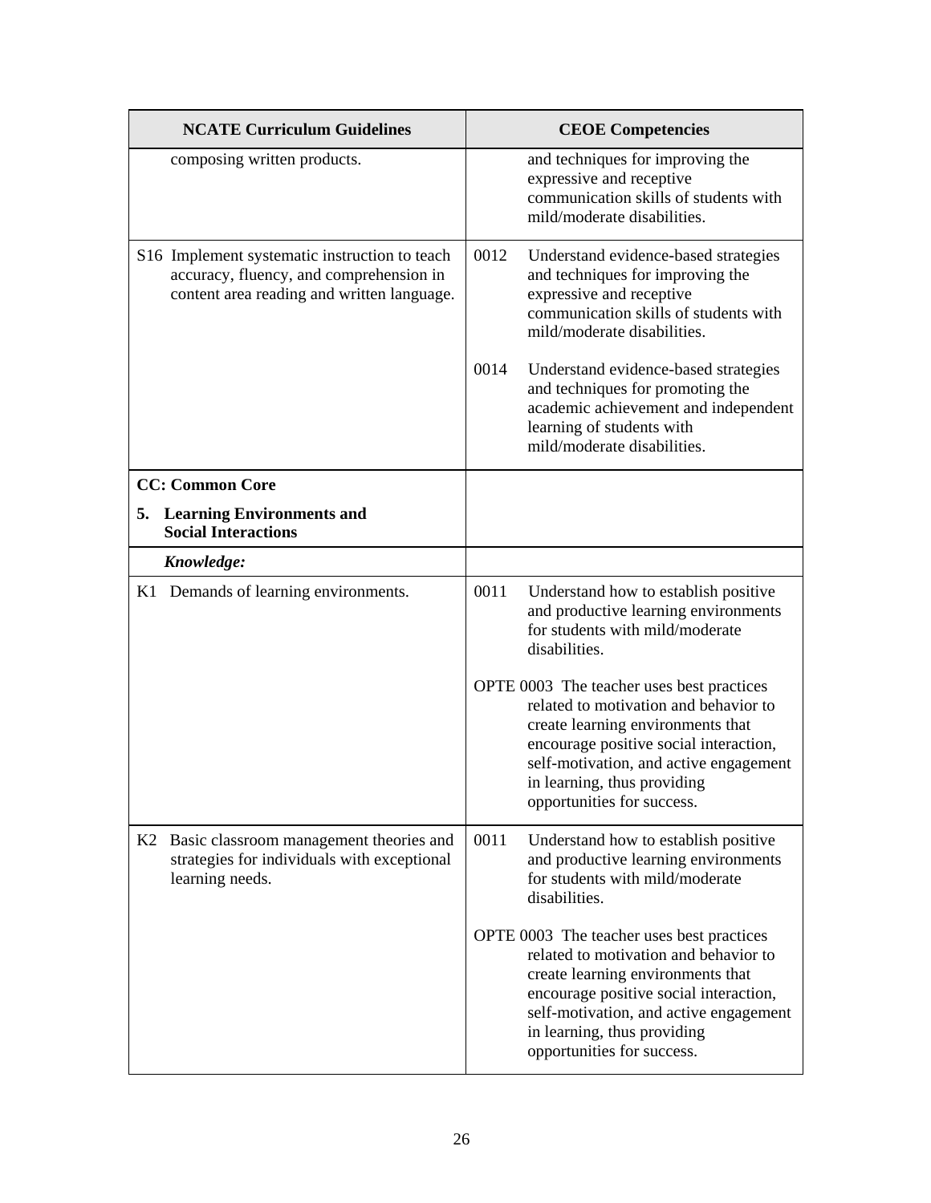| NCATE Curriculum Guidelines | CEOE Competencies |
|---|---|
| composing written products. | and techniques for improving the expressive and receptive communication skills of students with mild/moderate disabilities. |
| S16 Implement systematic instruction to teach accuracy, fluency, and comprehension in content area reading and written language. | 0012 Understand evidence-based strategies and techniques for improving the expressive and receptive communication skills of students with mild/moderate disabilities.<br><br>0014 Understand evidence-based strategies and techniques for promoting the academic achievement and independent learning of students with mild/moderate disabilities. |
| **CC: Common Core**<br><br>**5. Learning Environments and Social Interactions** | |
| ***Knowledge:*** | |
| K1 Demands of learning environments. | 0011 Understand how to establish positive and productive learning environments for students with mild/moderate disabilities.<br><br>OPTE 0003 The teacher uses best practices related to motivation and behavior to create learning environments that encourage positive social interaction, self-motivation, and active engagement in learning, thus providing opportunities for success. |
| K2 Basic classroom management theories and strategies for individuals with exceptional learning needs. | 0011 Understand how to establish positive and productive learning environments for students with mild/moderate disabilities.<br><br>OPTE 0003 The teacher uses best practices related to motivation and behavior to create learning environments that encourage positive social interaction, self-motivation, and active engagement in learning, thus providing opportunities for success. |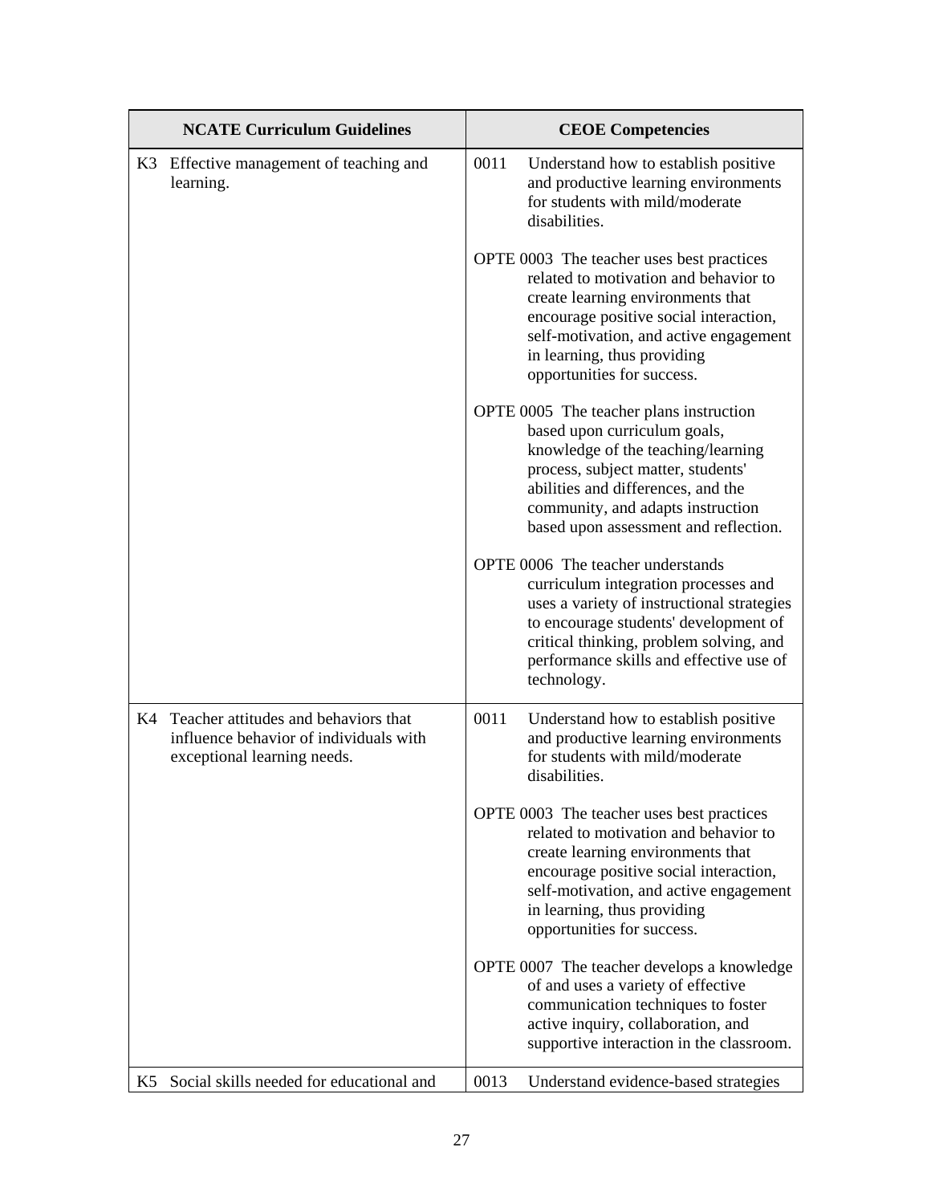| NCATE Curriculum Guidelines | CEOE Competencies |
| --- | --- |
| K3 Effective management of teaching and learning. | 0011 Understand how to establish positive and productive learning environments for students with mild/moderate disabilities.<br><br>OPTE 0003 The teacher uses best practices related to motivation and behavior to create learning environments that encourage positive social interaction, self-motivation, and active engagement in learning, thus providing opportunities for success.<br><br>OPTE 0005 The teacher plans instruction based upon curriculum goals, knowledge of the teaching/learning process, subject matter, students' abilities and differences, and the community, and adapts instruction based upon assessment and reflection.<br><br>OPTE 0006 The teacher understands curriculum integration processes and uses a variety of instructional strategies to encourage students' development of critical thinking, problem solving, and performance skills and effective use of technology. |
| K4 Teacher attitudes and behaviors that influence behavior of individuals with exceptional learning needs. | 0011 Understand how to establish positive and productive learning environments for students with mild/moderate disabilities.<br><br>OPTE 0003 The teacher uses best practices related to motivation and behavior to create learning environments that encourage positive social interaction, self-motivation, and active engagement in learning, thus providing opportunities for success.<br><br>OPTE 0007 The teacher develops a knowledge of and uses a variety of effective communication techniques to foster active inquiry, collaboration, and supportive interaction in the classroom. |
| K5 Social skills needed for educational and | 0013 Understand evidence-based strategies |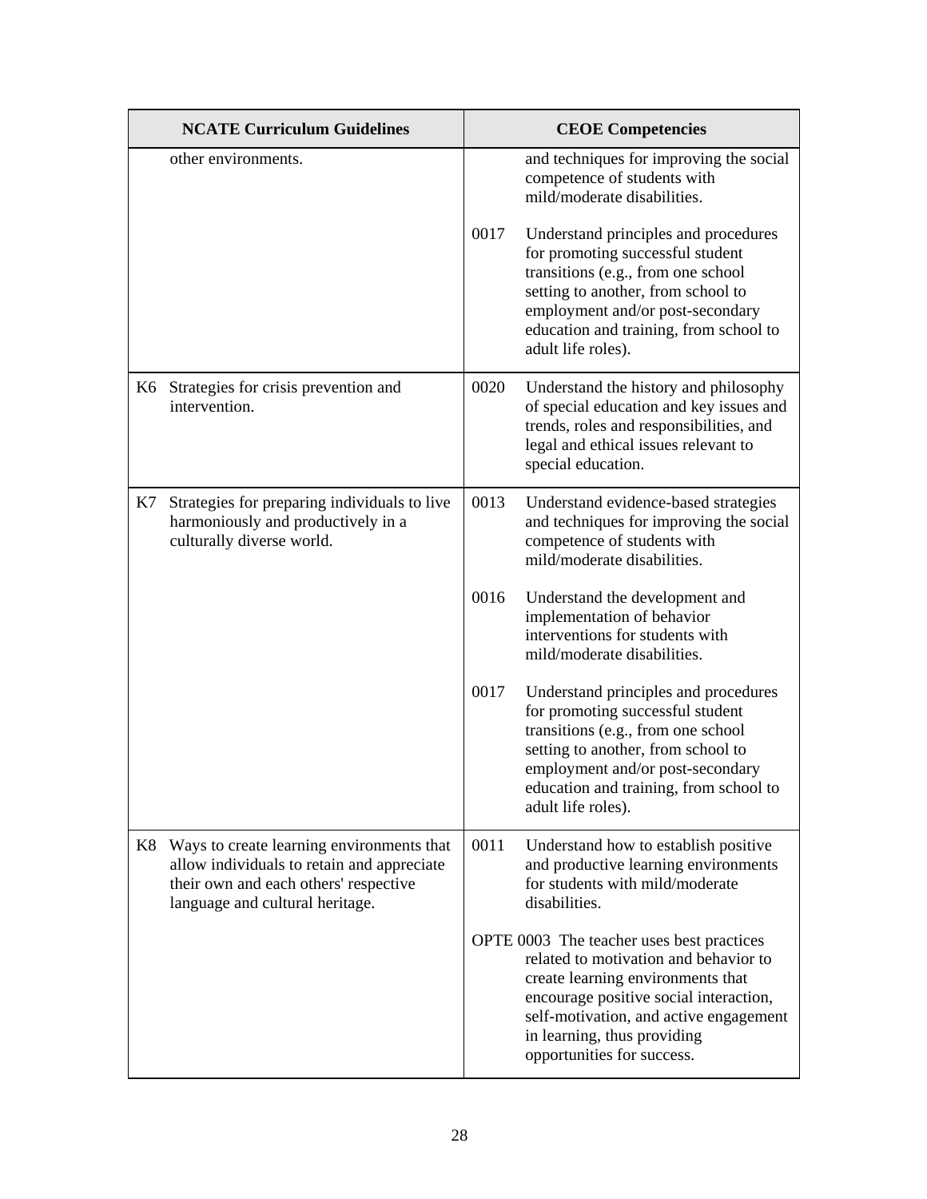| NCATE Curriculum Guidelines | CEOE Competencies |
| --- | --- |
| other environments. | and techniques for improving the social competence of students with mild/moderate disabilities.<br><br>0017 Understand principles and procedures for promoting successful student transitions (e.g., from one school setting to another, from school to employment and/or post-secondary education and training, from school to adult life roles). |
| K6 Strategies for crisis prevention and intervention. | 0020 Understand the history and philosophy of special education and key issues and trends, roles and responsibilities, and legal and ethical issues relevant to special education. |
| K7 Strategies for preparing individuals to live harmoniously and productively in a culturally diverse world. | 0013 Understand evidence-based strategies and techniques for improving the social competence of students with mild/moderate disabilities.<br><br>0016 Understand the development and implementation of behavior interventions for students with mild/moderate disabilities.<br><br>0017 Understand principles and procedures for promoting successful student transitions (e.g., from one school setting to another, from school to employment and/or post-secondary education and training, from school to adult life roles). |
| K8 Ways to create learning environments that allow individuals to retain and appreciate their own and each others' respective language and cultural heritage. | 0011 Understand how to establish positive and productive learning environments for students with mild/moderate disabilities.<br><br>OPTE 0003 The teacher uses best practices related to motivation and behavior to create learning environments that encourage positive social interaction, self-motivation, and active engagement in learning, thus providing opportunities for success. |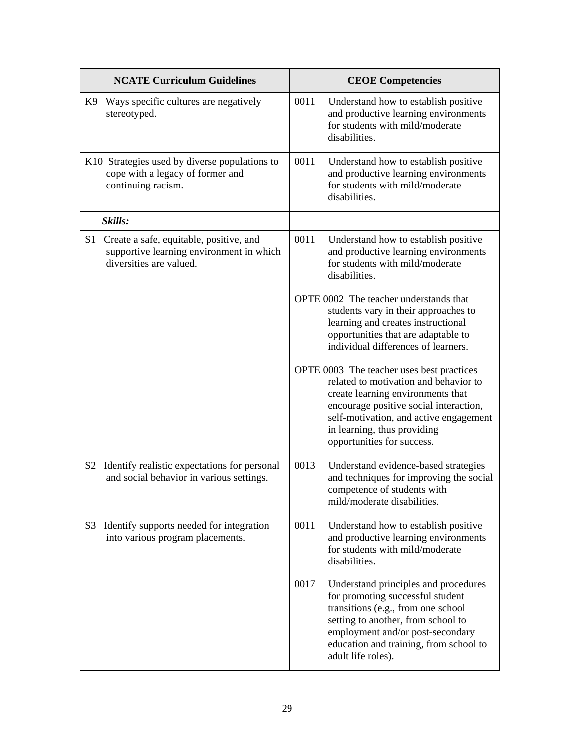| NCATE Curriculum Guidelines | CEOE Competencies |
|---|---|
| K9 Ways specific cultures are negatively stereotyped. | 0011 Understand how to establish positive and productive learning environments for students with mild/moderate disabilities. |
| K10 Strategies used by diverse populations to cope with a legacy of former and continuing racism. | 0011 Understand how to establish positive and productive learning environments for students with mild/moderate disabilities. |
| ***Skills:*** | |
| S1 Create a safe, equitable, positive, and supportive learning environment in which diversities are valued. | 0011 Understand how to establish positive and productive learning environments for students with mild/moderate disabilities.<br><br>OPTE 0002 The teacher understands that students vary in their approaches to learning and creates instructional opportunities that are adaptable to individual differences of learners.<br><br>OPTE 0003 The teacher uses best practices related to motivation and behavior to create learning environments that encourage positive social interaction, self-motivation, and active engagement in learning, thus providing opportunities for success. |
| S2 Identify realistic expectations for personal and social behavior in various settings. | 0013 Understand evidence-based strategies and techniques for improving the social competence of students with mild/moderate disabilities. |
| S3 Identify supports needed for integration into various program placements. | 0011 Understand how to establish positive and productive learning environments for students with mild/moderate disabilities.<br><br>0017 Understand principles and procedures for promoting successful student transitions (e.g., from one school setting to another, from school to employment and/or post-secondary education and training, from school to adult life roles). |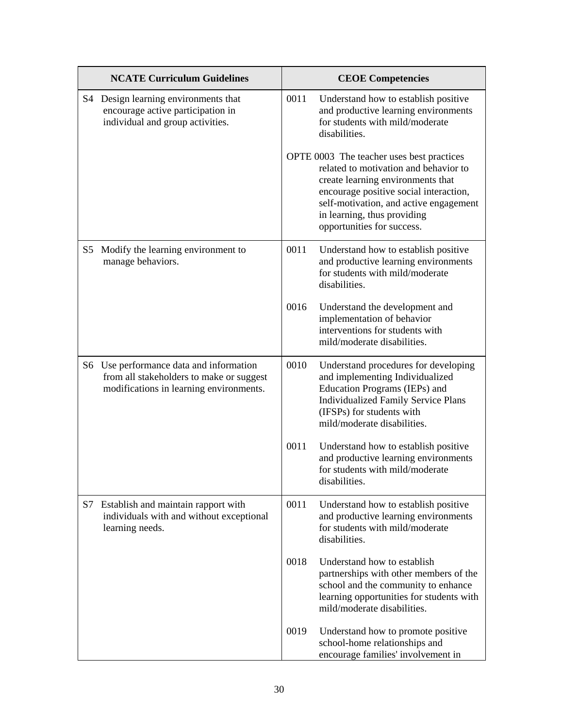| NCATE Curriculum Guidelines | CEOE Competencies |
|---|---|
| S4 Design learning environments that encourage active participation in individual and group activities. | 0011 Understand how to establish positive and productive learning environments for students with mild/moderate disabilities.<br><br>OPTE 0003 The teacher uses best practices related to motivation and behavior to create learning environments that encourage positive social interaction, self-motivation, and active engagement in learning, thus providing opportunities for success. |
| S5 Modify the learning environment to manage behaviors. | 0011 Understand how to establish positive and productive learning environments for students with mild/moderate disabilities.<br><br>0016 Understand the development and implementation of behavior interventions for students with mild/moderate disabilities. |
| S6 Use performance data and information from all stakeholders to make or suggest modifications in learning environments. | 0010 Understand procedures for developing and implementing Individualized Education Programs (IEPs) and Individualized Family Service Plans (IFSPs) for students with mild/moderate disabilities.<br><br>0011 Understand how to establish positive and productive learning environments for students with mild/moderate disabilities. |
| S7 Establish and maintain rapport with individuals with and without exceptional learning needs. | 0011 Understand how to establish positive and productive learning environments for students with mild/moderate disabilities.<br><br>0018 Understand how to establish partnerships with other members of the school and the community to enhance learning opportunities for students with mild/moderate disabilities.<br><br>0019 Understand how to promote positive school-home relationships and encourage families' involvement in |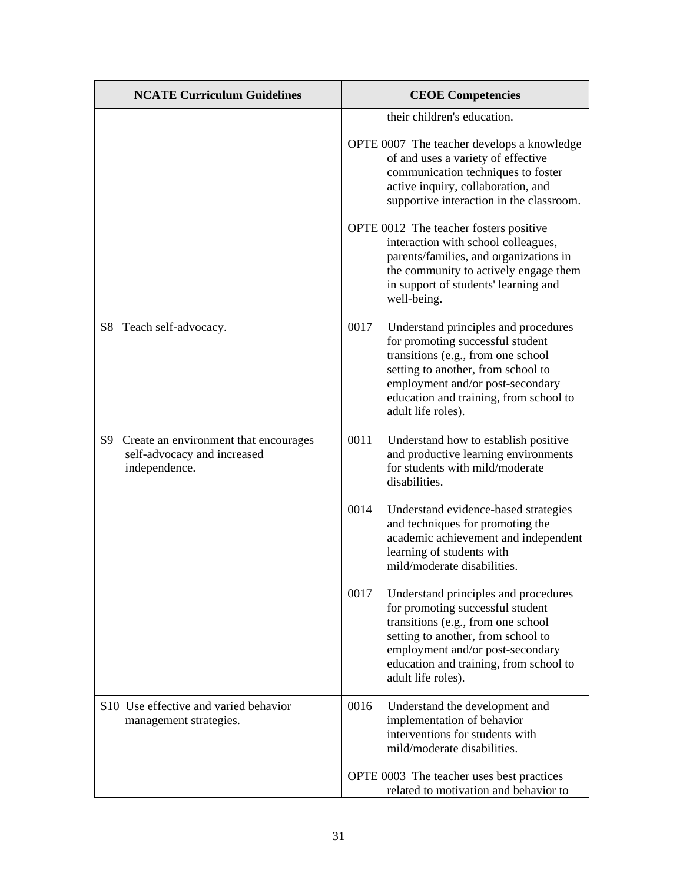| NCATE Curriculum Guidelines | CEOE Competencies |
|---|---|
| | their children's education.<br><br>OPTE 0007 The teacher develops a knowledge of and uses a variety of effective communication techniques to foster active inquiry, collaboration, and supportive interaction in the classroom.<br><br>OPTE 0012 The teacher fosters positive interaction with school colleagues, parents/families, and organizations in the community to actively engage them in support of students' learning and well-being. |
| S8 Teach self-advocacy. | 0017 Understand principles and procedures for promoting successful student transitions (e.g., from one school setting to another, from school to employment and/or post-secondary education and training, from school to adult life roles). |
| S9 Create an environment that encourages self-advocacy and increased independence. | 0011 Understand how to establish positive and productive learning environments for students with mild/moderate disabilities.<br><br>0014 Understand evidence-based strategies and techniques for promoting the academic achievement and independent learning of students with mild/moderate disabilities.<br><br>0017 Understand principles and procedures for promoting successful student transitions (e.g., from one school setting to another, from school to employment and/or post-secondary education and training, from school to adult life roles). |
| S10 Use effective and varied behavior management strategies. | 0016 Understand the development and implementation of behavior interventions for students with mild/moderate disabilities.<br><br>OPTE 0003 The teacher uses best practices related to motivation and behavior to |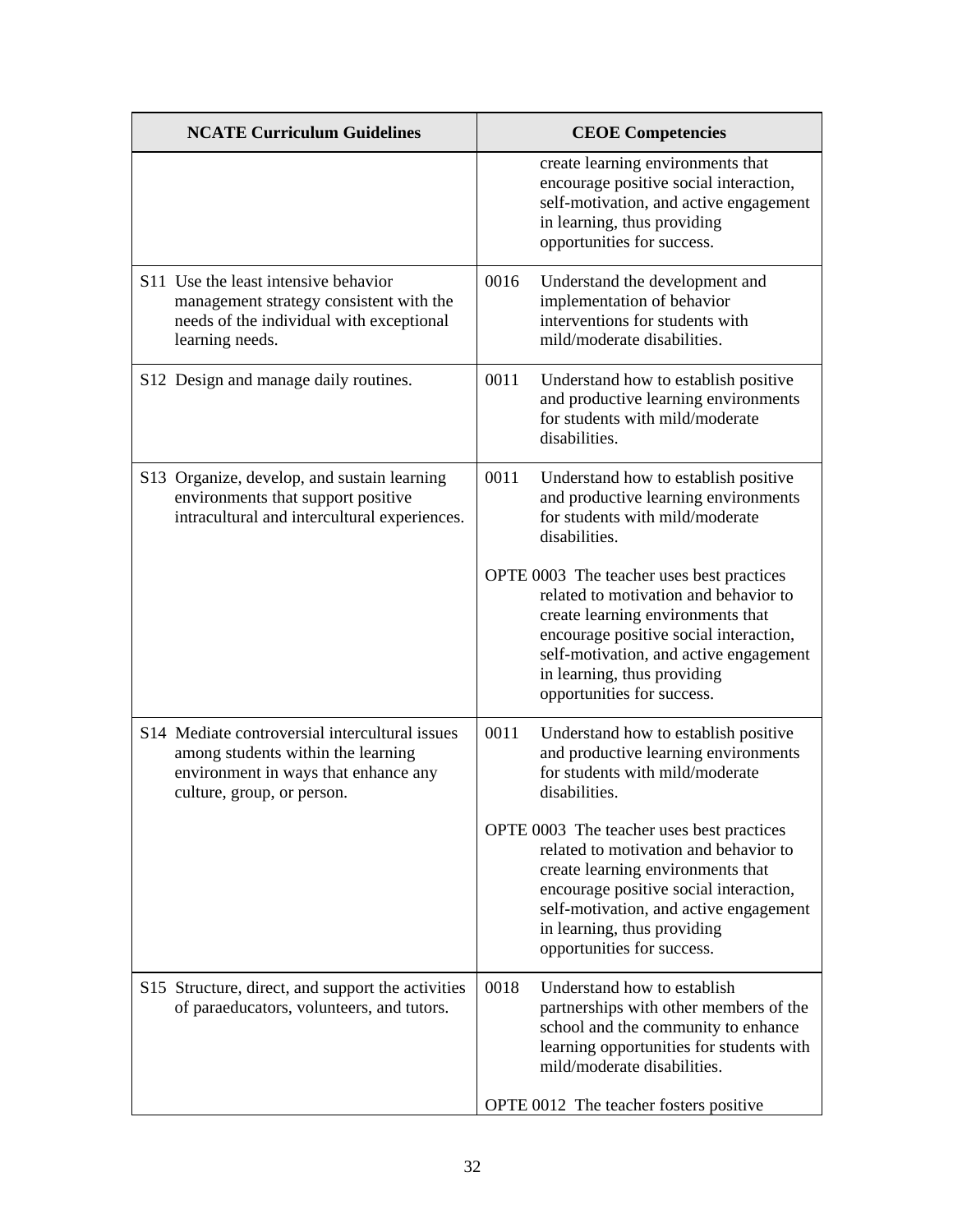| NCATE Curriculum Guidelines | CEOE Competencies |
|---|---|
| | create learning environments that encourage positive social interaction, self-motivation, and active engagement in learning, thus providing opportunities for success. |
| S11 Use the least intensive behavior management strategy consistent with the needs of the individual with exceptional learning needs. | 0016 Understand the development and implementation of behavior interventions for students with mild/moderate disabilities. |
| S12 Design and manage daily routines. | 0011 Understand how to establish positive and productive learning environments for students with mild/moderate disabilities. |
| S13 Organize, develop, and sustain learning environments that support positive intracultural and intercultural experiences. | 0011 Understand how to establish positive and productive learning environments for students with mild/moderate disabilities.<br><br>OPTE 0003 The teacher uses best practices related to motivation and behavior to create learning environments that encourage positive social interaction, self-motivation, and active engagement in learning, thus providing opportunities for success. |
| S14 Mediate controversial intercultural issues among students within the learning environment in ways that enhance any culture, group, or person. | 0011 Understand how to establish positive and productive learning environments for students with mild/moderate disabilities.<br><br>OPTE 0003 The teacher uses best practices related to motivation and behavior to create learning environments that encourage positive social interaction, self-motivation, and active engagement in learning, thus providing opportunities for success. |
| S15 Structure, direct, and support the activities of paraeducators, volunteers, and tutors. | 0018 Understand how to establish partnerships with other members of the school and the community to enhance learning opportunities for students with mild/moderate disabilities.<br><br>OPTE 0012 The teacher fosters positive |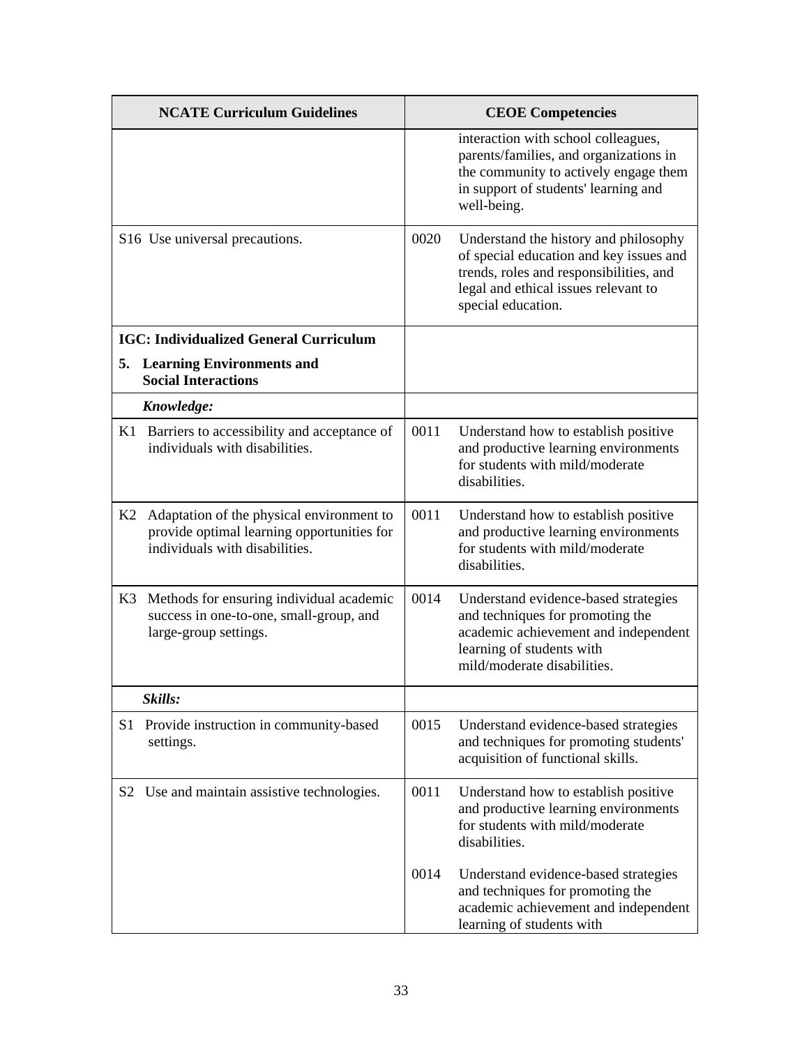| NCATE Curriculum Guidelines | CEOE Competencies |
| --- | --- |
| | interaction with school colleagues, parents/families, and organizations in the community to actively engage them in support of students' learning and well-being. |
| S16 Use universal precautions. | 0020 Understand the history and philosophy of special education and key issues and trends, roles and responsibilities, and legal and ethical issues relevant to special education. |
| **IGC: Individualized General Curriculum**<br>**5. Learning Environments and Social Interactions** | |
| ***Knowledge:*** | |
| K1 Barriers to accessibility and acceptance of individuals with disabilities. | 0011 Understand how to establish positive and productive learning environments for students with mild/moderate disabilities. |
| K2 Adaptation of the physical environment to provide optimal learning opportunities for individuals with disabilities. | 0011 Understand how to establish positive and productive learning environments for students with mild/moderate disabilities. |
| K3 Methods for ensuring individual academic success in one-to-one, small-group, and large-group settings. | 0014 Understand evidence-based strategies and techniques for promoting the academic achievement and independent learning of students with mild/moderate disabilities. |
| ***Skills:*** | |
| S1 Provide instruction in community-based settings. | 0015 Understand evidence-based strategies and techniques for promoting students' acquisition of functional skills. |
| S2 Use and maintain assistive technologies. | 0011 Understand how to establish positive and productive learning environments for students with mild/moderate disabilities.<br><br>0014 Understand evidence-based strategies and techniques for promoting the academic achievement and independent learning of students with |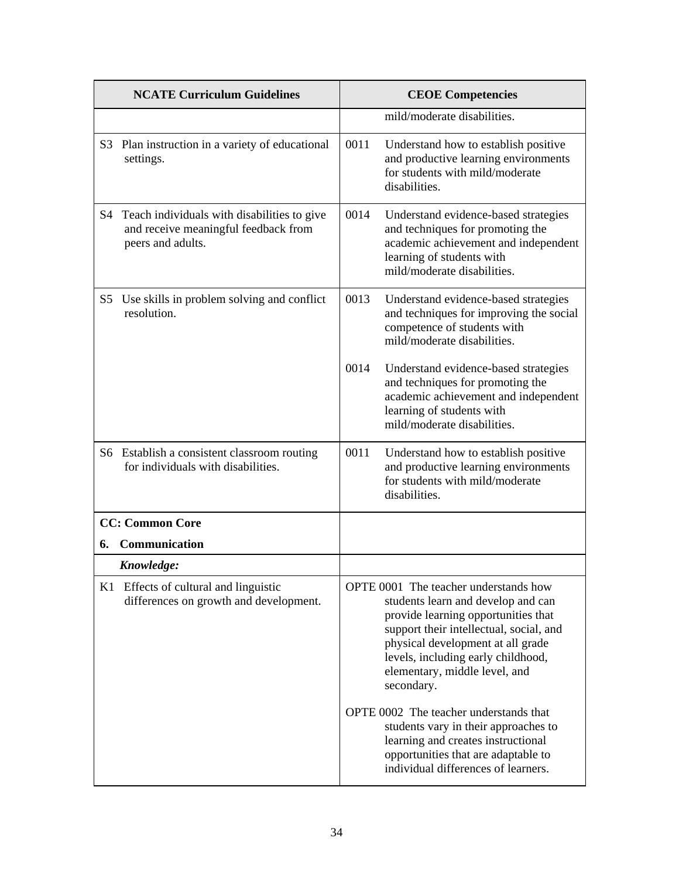| NCATE Curriculum Guidelines | CEOE Competencies |
|---|---|
| | mild/moderate disabilities. |
| S3 Plan instruction in a variety of educational settings. | 0011 Understand how to establish positive and productive learning environments for students with mild/moderate disabilities. |
| S4 Teach individuals with disabilities to give and receive meaningful feedback from peers and adults. | 0014 Understand evidence-based strategies and techniques for promoting the academic achievement and independent learning of students with mild/moderate disabilities. |
| S5 Use skills in problem solving and conflict resolution. | 0013 Understand evidence-based strategies and techniques for improving the social competence of students with mild/moderate disabilities.<br><br>0014 Understand evidence-based strategies and techniques for promoting the academic achievement and independent learning of students with mild/moderate disabilities. |
| S6 Establish a consistent classroom routing for individuals with disabilities. | 0011 Understand how to establish positive and productive learning environments for students with mild/moderate disabilities. |
| **CC: Common Core**<br><br>**6. Communication** | |
| ***Knowledge:*** | |
| K1 Effects of cultural and linguistic differences on growth and development. | OPTE 0001 The teacher understands how students learn and develop and can provide learning opportunities that support their intellectual, social, and physical development at all grade levels, including early childhood, elementary, middle level, and secondary.<br><br>OPTE 0002 The teacher understands that students vary in their approaches to learning and creates instructional opportunities that are adaptable to individual differences of learners. |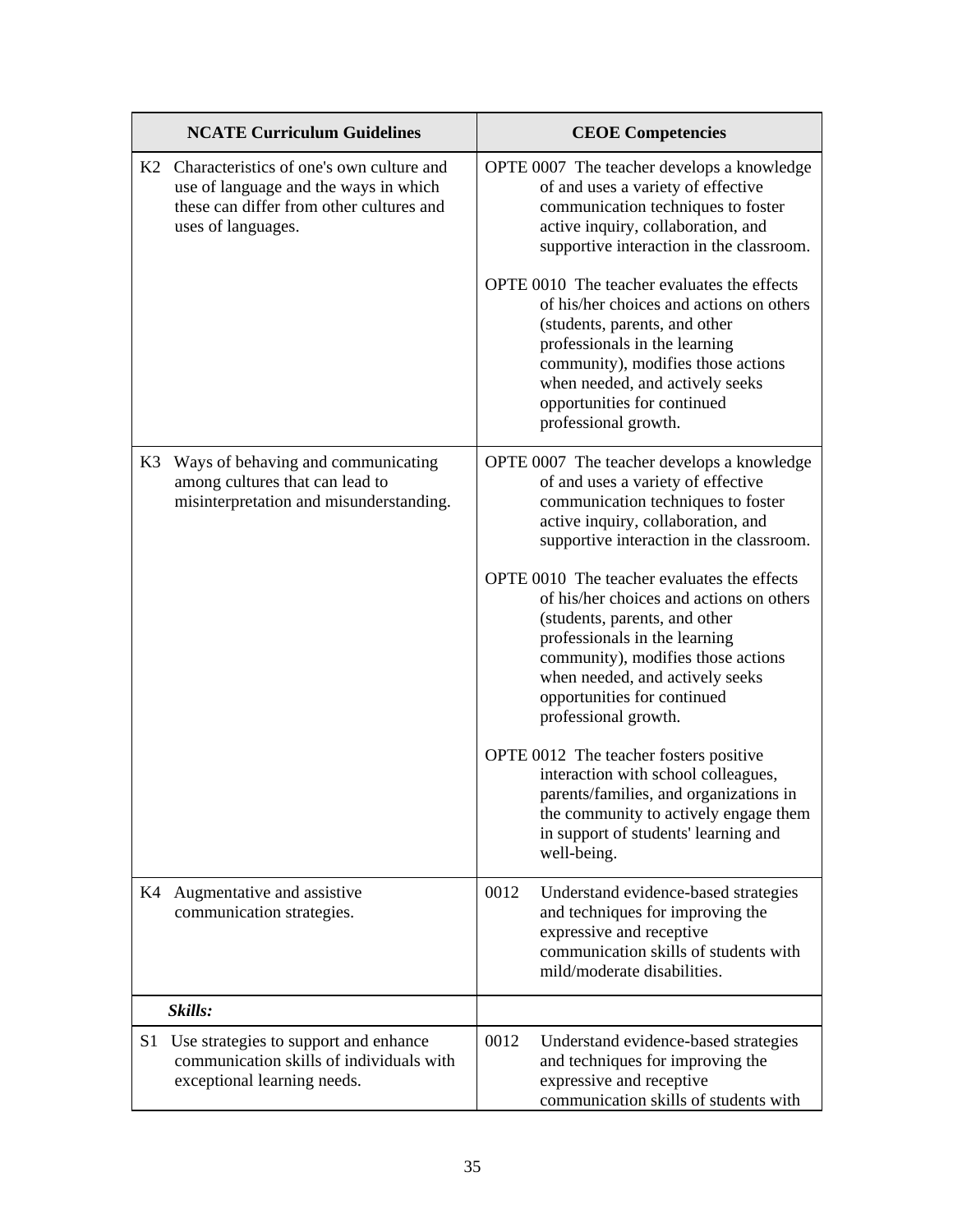| NCATE Curriculum Guidelines | CEOE Competencies |
|---|---|
| K2 Characteristics of one's own culture and use of language and the ways in which these can differ from other cultures and uses of languages. | OPTE 0007 The teacher develops a knowledge of and uses a variety of effective communication techniques to foster active inquiry, collaboration, and supportive interaction in the classroom.<br><br>OPTE 0010 The teacher evaluates the effects of his/her choices and actions on others (students, parents, and other professionals in the learning community), modifies those actions when needed, and actively seeks opportunities for continued professional growth. |
| K3 Ways of behaving and communicating among cultures that can lead to misinterpretation and misunderstanding. | OPTE 0007 The teacher develops a knowledge of and uses a variety of effective communication techniques to foster active inquiry, collaboration, and supportive interaction in the classroom.<br><br>OPTE 0010 The teacher evaluates the effects of his/her choices and actions on others (students, parents, and other professionals in the learning community), modifies those actions when needed, and actively seeks opportunities for continued professional growth.<br><br>OPTE 0012 The teacher fosters positive interaction with school colleagues, parents/families, and organizations in the community to actively engage them in support of students' learning and well-being. |
| K4 Augmentative and assistive communication strategies. | 0012 Understand evidence-based strategies and techniques for improving the expressive and receptive communication skills of students with mild/moderate disabilities. |
| ***Skills:*** | |
| S1 Use strategies to support and enhance communication skills of individuals with exceptional learning needs. | 0012 Understand evidence-based strategies and techniques for improving the expressive and receptive communication skills of students with |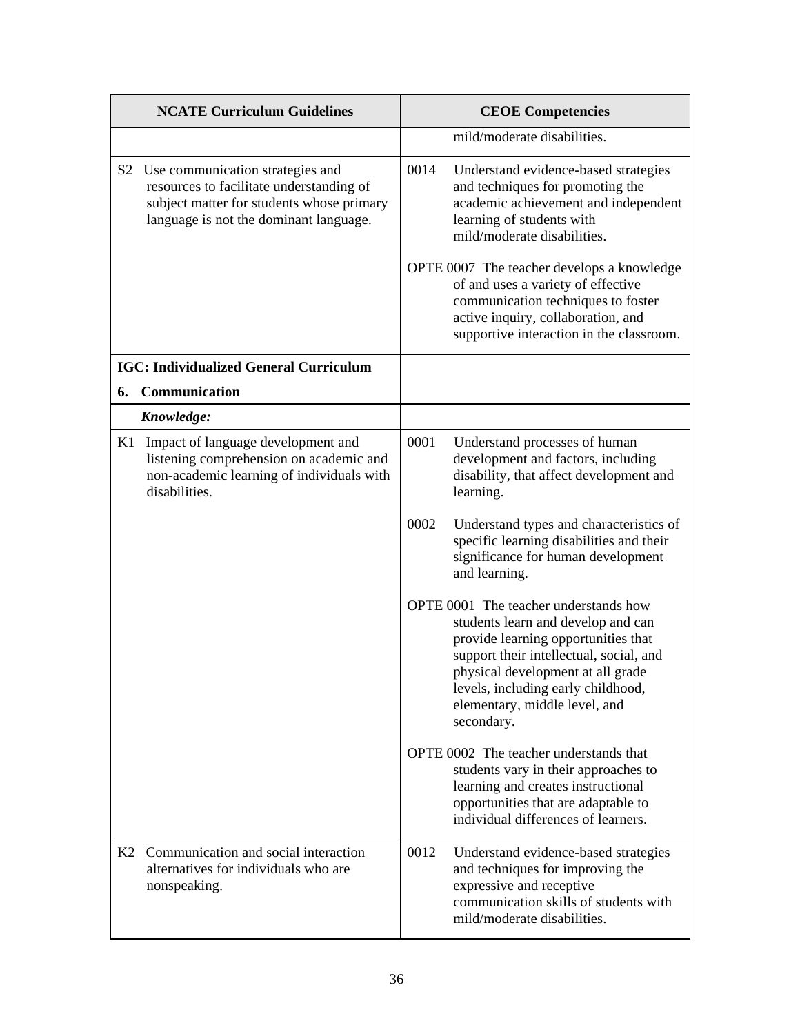| NCATE Curriculum Guidelines | CEOE Competencies |
|---|---|
| | mild/moderate disabilities. |
| S2 Use communication strategies and resources to facilitate understanding of subject matter for students whose primary language is not the dominant language. | 0014 Understand evidence-based strategies and techniques for promoting the academic achievement and independent learning of students with mild/moderate disabilities.<br><br>OPTE 0007 The teacher develops a knowledge of and uses a variety of effective communication techniques to foster active inquiry, collaboration, and supportive interaction in the classroom. |
| **IGC: Individualized General Curriculum**<br><br>**6. Communication** | |
| ***Knowledge:*** | |
| K1 Impact of language development and listening comprehension on academic and non-academic learning of individuals with disabilities. | 0001 Understand processes of human development and factors, including disability, that affect development and learning.<br><br>0002 Understand types and characteristics of specific learning disabilities and their significance for human development and learning.<br><br>OPTE 0001 The teacher understands how students learn and develop and can provide learning opportunities that support their intellectual, social, and physical development at all grade levels, including early childhood, elementary, middle level, and secondary.<br><br>OPTE 0002 The teacher understands that students vary in their approaches to learning and creates instructional opportunities that are adaptable to individual differences of learners. |
| K2 Communication and social interaction alternatives for individuals who are nonspeaking. | 0012 Understand evidence-based strategies and techniques for improving the expressive and receptive communication skills of students with mild/moderate disabilities. |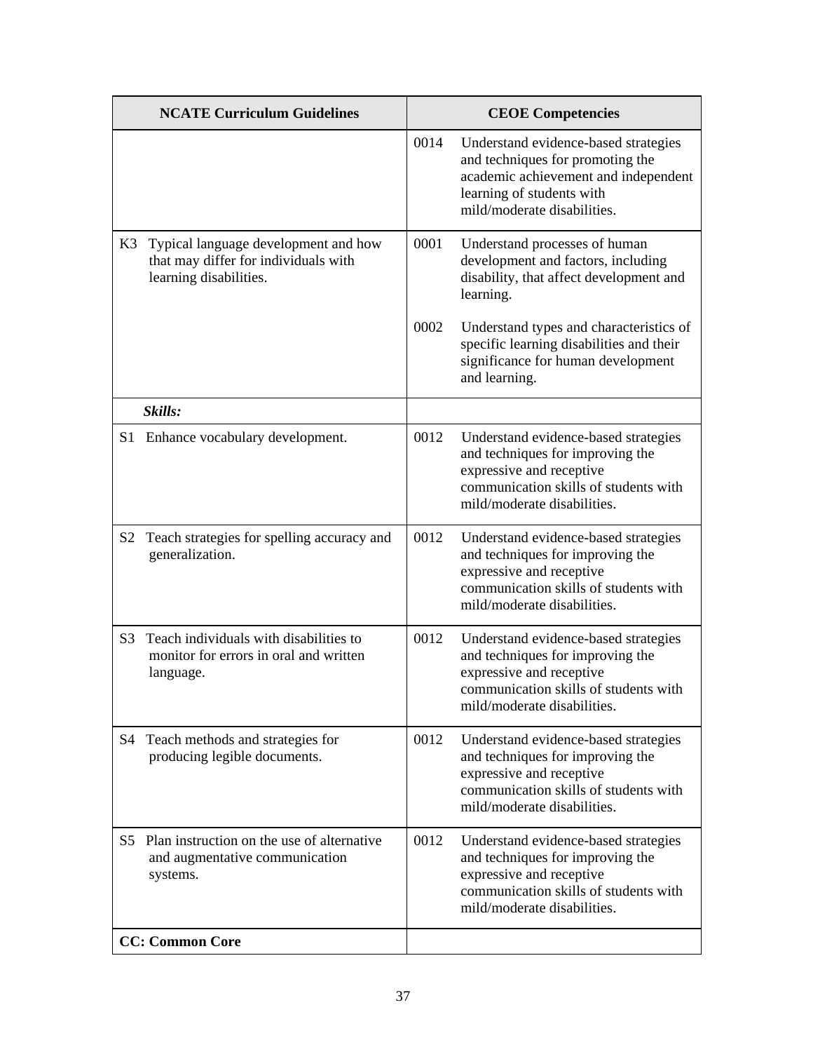| NCATE Curriculum Guidelines | CEOE Competencies |
|---|---|
| | 0014 Understand evidence-based strategies and techniques for promoting the academic achievement and independent learning of students with mild/moderate disabilities. |
| K3 Typical language development and how that may differ for individuals with learning disabilities. | 0001 Understand processes of human development and factors, including disability, that affect development and learning.<br><br>0002 Understand types and characteristics of specific learning disabilities and their significance for human development and learning. |
| ***Skills:*** | |
| S1 Enhance vocabulary development. | 0012 Understand evidence-based strategies and techniques for improving the expressive and receptive communication skills of students with mild/moderate disabilities. |
| S2 Teach strategies for spelling accuracy and generalization. | 0012 Understand evidence-based strategies and techniques for improving the expressive and receptive communication skills of students with mild/moderate disabilities. |
| S3 Teach individuals with disabilities to monitor for errors in oral and written language. | 0012 Understand evidence-based strategies and techniques for improving the expressive and receptive communication skills of students with mild/moderate disabilities. |
| S4 Teach methods and strategies for producing legible documents. | 0012 Understand evidence-based strategies and techniques for improving the expressive and receptive communication skills of students with mild/moderate disabilities. |
| S5 Plan instruction on the use of alternative and augmentative communication systems. | 0012 Understand evidence-based strategies and techniques for improving the expressive and receptive communication skills of students with mild/moderate disabilities. |
| **CC: Common Core** | |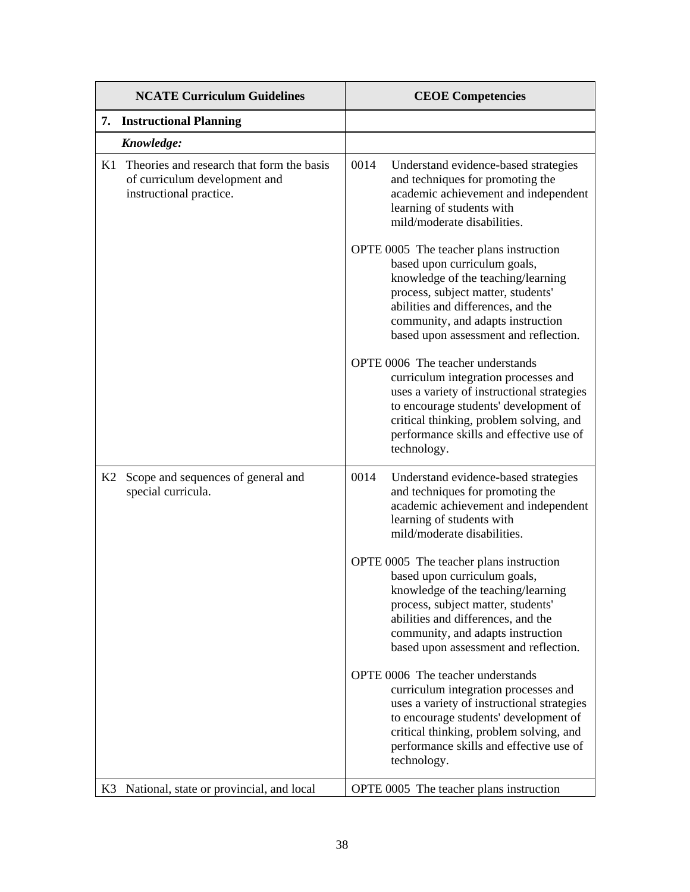| NCATE Curriculum Guidelines | CEOE Competencies |
| --- | --- |
| **7. Instructional Planning** | |
| ***Knowledge:*** | |
| K1 Theories and research that form the basis of curriculum development and instructional practice. | 0014 Understand evidence-based strategies and techniques for promoting the academic achievement and independent learning of students with mild/moderate disabilities.<br><br>OPTE 0005 The teacher plans instruction based upon curriculum goals, knowledge of the teaching/learning process, subject matter, students' abilities and differences, and the community, and adapts instruction based upon assessment and reflection.<br><br>OPTE 0006 The teacher understands curriculum integration processes and uses a variety of instructional strategies to encourage students' development of critical thinking, problem solving, and performance skills and effective use of technology. |
| K2 Scope and sequences of general and special curricula. | 0014 Understand evidence-based strategies and techniques for promoting the academic achievement and independent learning of students with mild/moderate disabilities.<br><br>OPTE 0005 The teacher plans instruction based upon curriculum goals, knowledge of the teaching/learning process, subject matter, students' abilities and differences, and the community, and adapts instruction based upon assessment and reflection.<br><br>OPTE 0006 The teacher understands curriculum integration processes and uses a variety of instructional strategies to encourage students' development of critical thinking, problem solving, and performance skills and effective use of technology. |
| K3 National, state or provincial, and local | OPTE 0005 The teacher plans instruction |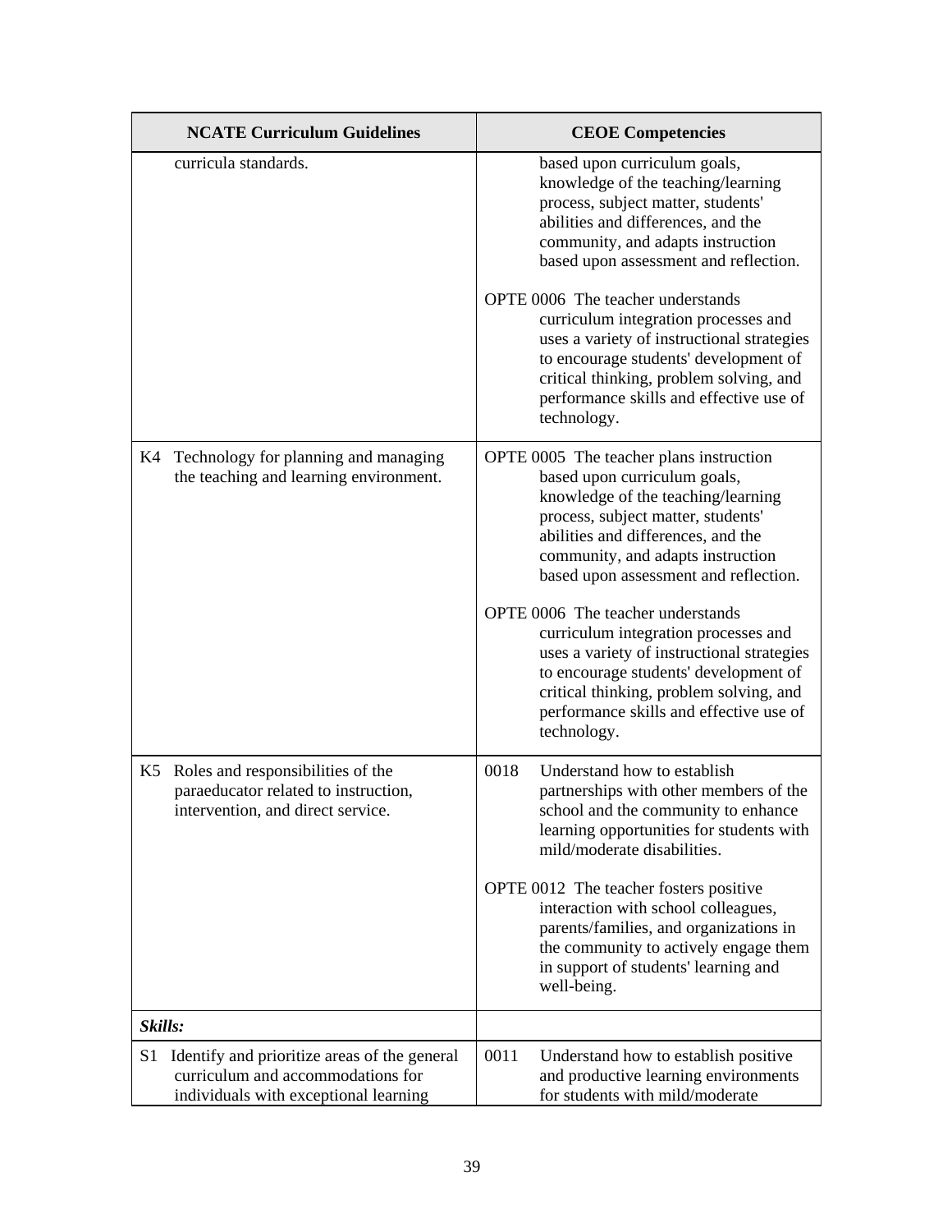| NCATE Curriculum Guidelines | CEOE Competencies |
|---|---|
| curricula standards. | based upon curriculum goals, knowledge of the teaching/learning process, subject matter, students' abilities and differences, and the community, and adapts instruction based upon assessment and reflection.<br><br>OPTE 0006 The teacher understands curriculum integration processes and uses a variety of instructional strategies to encourage students' development of critical thinking, problem solving, and performance skills and effective use of technology. |
| K4 Technology for planning and managing the teaching and learning environment. | OPTE 0005 The teacher plans instruction based upon curriculum goals, knowledge of the teaching/learning process, subject matter, students' abilities and differences, and the community, and adapts instruction based upon assessment and reflection.<br><br>OPTE 0006 The teacher understands curriculum integration processes and uses a variety of instructional strategies to encourage students' development of critical thinking, problem solving, and performance skills and effective use of technology. |
| K5 Roles and responsibilities of the paraeducator related to instruction, intervention, and direct service. | 0018 Understand how to establish partnerships with other members of the school and the community to enhance learning opportunities for students with mild/moderate disabilities.<br><br>OPTE 0012 The teacher fosters positive interaction with school colleagues, parents/families, and organizations in the community to actively engage them in support of students' learning and well-being. |
| ***Skills:*** | |
| S1 Identify and prioritize areas of the general curriculum and accommodations for individuals with exceptional learning | 0011 Understand how to establish positive and productive learning environments for students with mild/moderate |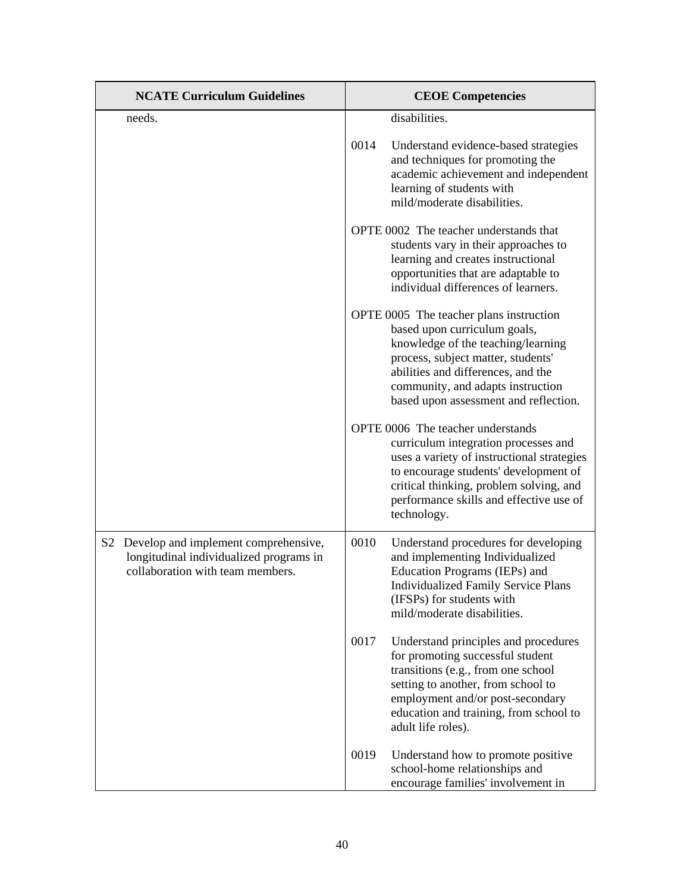| NCATE Curriculum Guidelines | CEOE Competencies |
|---|---|
| needs. | disabilities.<br><br>0014 Understand evidence-based strategies and techniques for promoting the academic achievement and independent learning of students with mild/moderate disabilities.<br><br>OPTE 0002 The teacher understands that students vary in their approaches to learning and creates instructional opportunities that are adaptable to individual differences of learners.<br><br>OPTE 0005 The teacher plans instruction based upon curriculum goals, knowledge of the teaching/learning process, subject matter, students' abilities and differences, and the community, and adapts instruction based upon assessment and reflection.<br><br>OPTE 0006 The teacher understands curriculum integration processes and uses a variety of instructional strategies to encourage students' development of critical thinking, problem solving, and performance skills and effective use of technology. |
| S2 Develop and implement comprehensive, longitudinal individualized programs in collaboration with team members. | 0010 Understand procedures for developing and implementing Individualized Education Programs (IEPs) and Individualized Family Service Plans (IFSPs) for students with mild/moderate disabilities.<br><br>0017 Understand principles and procedures for promoting successful student transitions (e.g., from one school setting to another, from school to employment and/or post-secondary education and training, from school to adult life roles).<br><br>0019 Understand how to promote positive school-home relationships and encourage families' involvement in |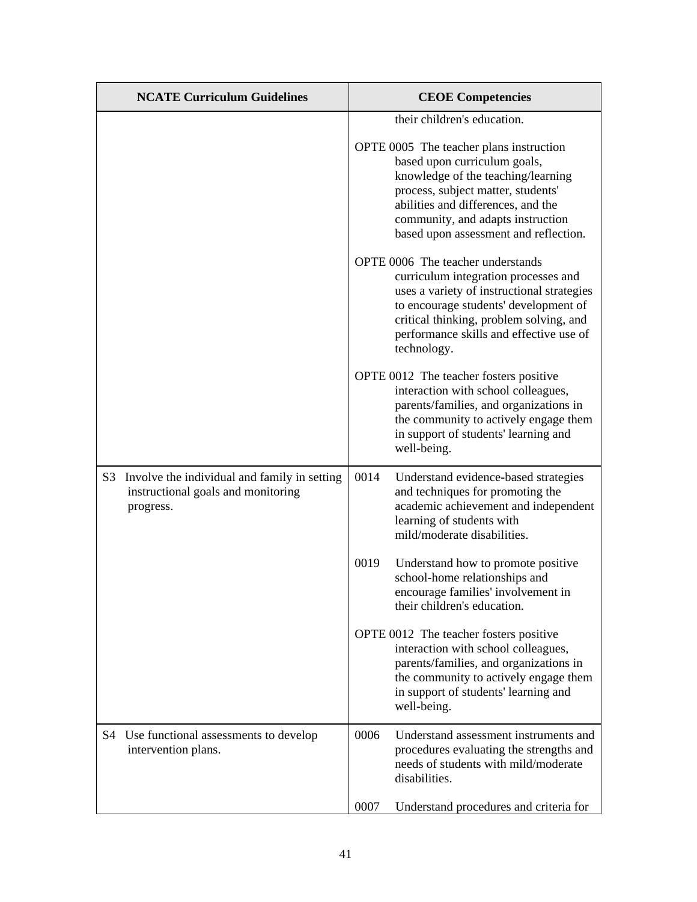| NCATE Curriculum Guidelines | CEOE Competencies |
| --- | --- |
| | their children's education.<br><br>OPTE 0005 The teacher plans instruction based upon curriculum goals, knowledge of the teaching/learning process, subject matter, students' abilities and differences, and the community, and adapts instruction based upon assessment and reflection.<br><br>OPTE 0006 The teacher understands curriculum integration processes and uses a variety of instructional strategies to encourage students' development of critical thinking, problem solving, and performance skills and effective use of technology.<br><br>OPTE 0012 The teacher fosters positive interaction with school colleagues, parents/families, and organizations in the community to actively engage them in support of students' learning and well-being. |
| S3 Involve the individual and family in setting instructional goals and monitoring progress. | 0014 Understand evidence-based strategies and techniques for promoting the academic achievement and independent learning of students with mild/moderate disabilities.<br><br>0019 Understand how to promote positive school-home relationships and encourage families' involvement in their children's education.<br><br>OPTE 0012 The teacher fosters positive interaction with school colleagues, parents/families, and organizations in the community to actively engage them in support of students' learning and well-being. |
| S4 Use functional assessments to develop intervention plans. | 0006 Understand assessment instruments and procedures evaluating the strengths and needs of students with mild/moderate disabilities.<br><br>0007 Understand procedures and criteria for |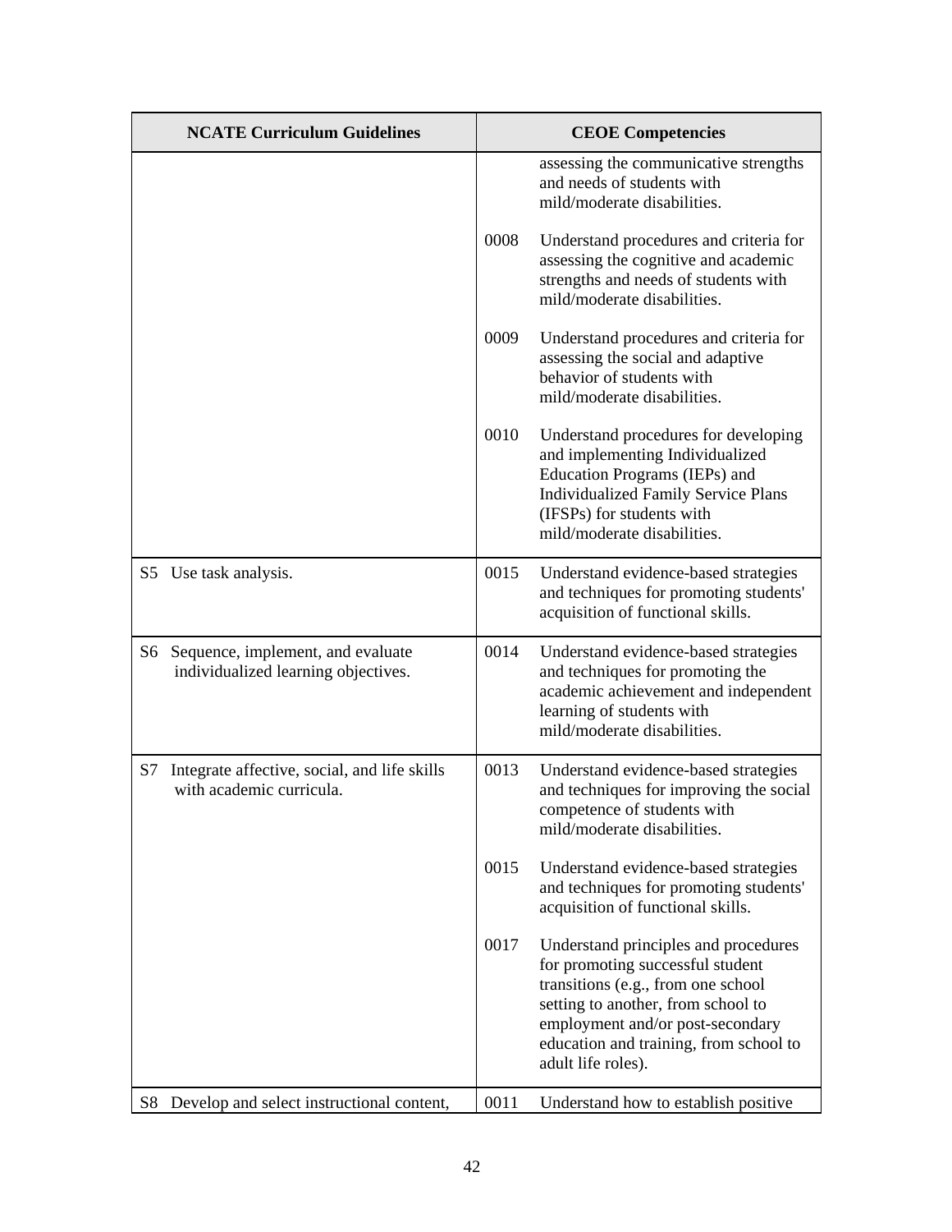| NCATE Curriculum Guidelines | CEOE Competencies |
|---|---|
| | assessing the communicative strengths and needs of students with mild/moderate disabilities.<br><br>0008 Understand procedures and criteria for assessing the cognitive and academic strengths and needs of students with mild/moderate disabilities.<br><br>0009 Understand procedures and criteria for assessing the social and adaptive behavior of students with mild/moderate disabilities.<br><br>0010 Understand procedures for developing and implementing Individualized Education Programs (IEPs) and Individualized Family Service Plans (IFSPs) for students with mild/moderate disabilities. |
| S5 Use task analysis. | 0015 Understand evidence-based strategies and techniques for promoting students' acquisition of functional skills. |
| S6 Sequence, implement, and evaluate individualized learning objectives. | 0014 Understand evidence-based strategies and techniques for promoting the academic achievement and independent learning of students with mild/moderate disabilities. |
| S7 Integrate affective, social, and life skills with academic curricula. | 0013 Understand evidence-based strategies and techniques for improving the social competence of students with mild/moderate disabilities.<br><br>0015 Understand evidence-based strategies and techniques for promoting students' acquisition of functional skills.<br><br>0017 Understand principles and procedures for promoting successful student transitions (e.g., from one school setting to another, from school to employment and/or post-secondary education and training, from school to adult life roles). |
| S8 Develop and select instructional content, | 0011 Understand how to establish positive |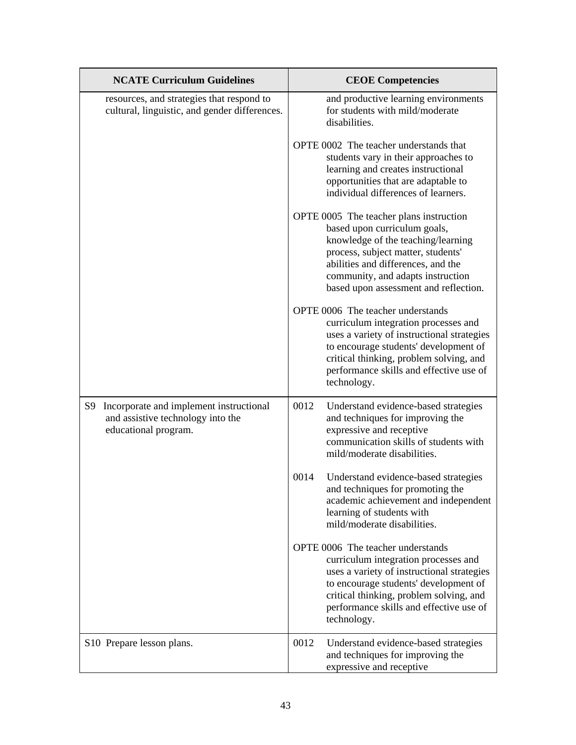| NCATE Curriculum Guidelines | CEOE Competencies |
| --- | --- |
| resources, and strategies that respond to cultural, linguistic, and gender differences. | and productive learning environments for students with mild/moderate disabilities.<br><br>OPTE 0002 The teacher understands that students vary in their approaches to learning and creates instructional opportunities that are adaptable to individual differences of learners.<br><br>OPTE 0005 The teacher plans instruction based upon curriculum goals, knowledge of the teaching/learning process, subject matter, students' abilities and differences, and the community, and adapts instruction based upon assessment and reflection.<br><br>OPTE 0006 The teacher understands curriculum integration processes and uses a variety of instructional strategies to encourage students' development of critical thinking, problem solving, and performance skills and effective use of technology. |
| S9 Incorporate and implement instructional and assistive technology into the educational program. | 0012 Understand evidence-based strategies and techniques for improving the expressive and receptive communication skills of students with mild/moderate disabilities.<br><br>0014 Understand evidence-based strategies and techniques for promoting the academic achievement and independent learning of students with mild/moderate disabilities.<br><br>OPTE 0006 The teacher understands curriculum integration processes and uses a variety of instructional strategies to encourage students' development of critical thinking, problem solving, and performance skills and effective use of technology. |
| S10 Prepare lesson plans. | 0012 Understand evidence-based strategies and techniques for improving the expressive and receptive |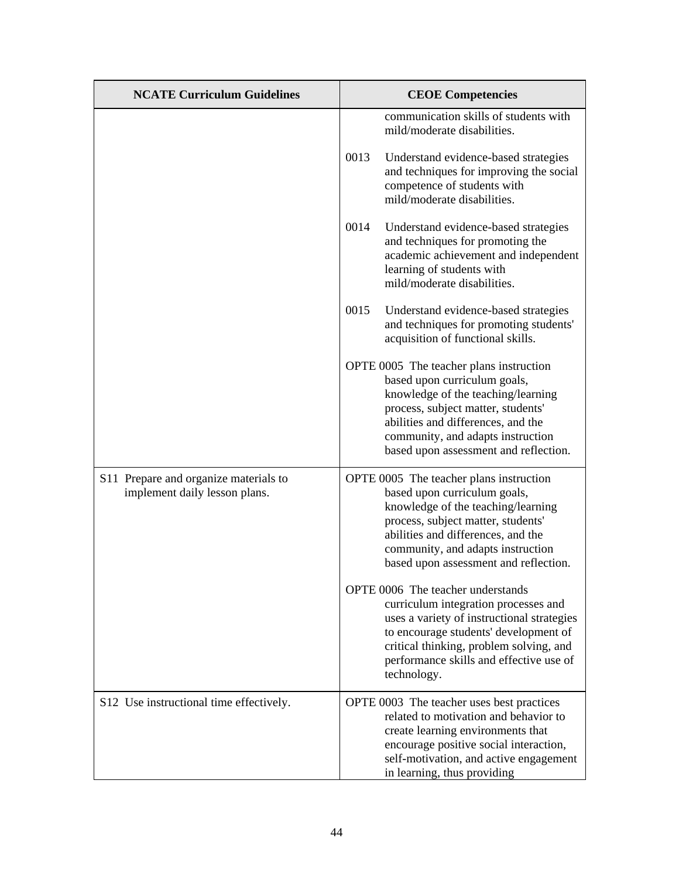| NCATE Curriculum Guidelines | CEOE Competencies |
|---|---|
| | communication skills of students with mild/moderate disabilities.<br><br>0013 Understand evidence-based strategies and techniques for improving the social competence of students with mild/moderate disabilities.<br><br>0014 Understand evidence-based strategies and techniques for promoting the academic achievement and independent learning of students with mild/moderate disabilities.<br><br>0015 Understand evidence-based strategies and techniques for promoting students' acquisition of functional skills.<br><br>OPTE 0005 The teacher plans instruction based upon curriculum goals, knowledge of the teaching/learning process, subject matter, students' abilities and differences, and the community, and adapts instruction based upon assessment and reflection. |
| S11 Prepare and organize materials to implement daily lesson plans. | OPTE 0005 The teacher plans instruction based upon curriculum goals, knowledge of the teaching/learning process, subject matter, students' abilities and differences, and the community, and adapts instruction based upon assessment and reflection.<br><br>OPTE 0006 The teacher understands curriculum integration processes and uses a variety of instructional strategies to encourage students' development of critical thinking, problem solving, and performance skills and effective use of technology. |
| S12 Use instructional time effectively. | OPTE 0003 The teacher uses best practices related to motivation and behavior to create learning environments that encourage positive social interaction, self-motivation, and active engagement in learning, thus providing |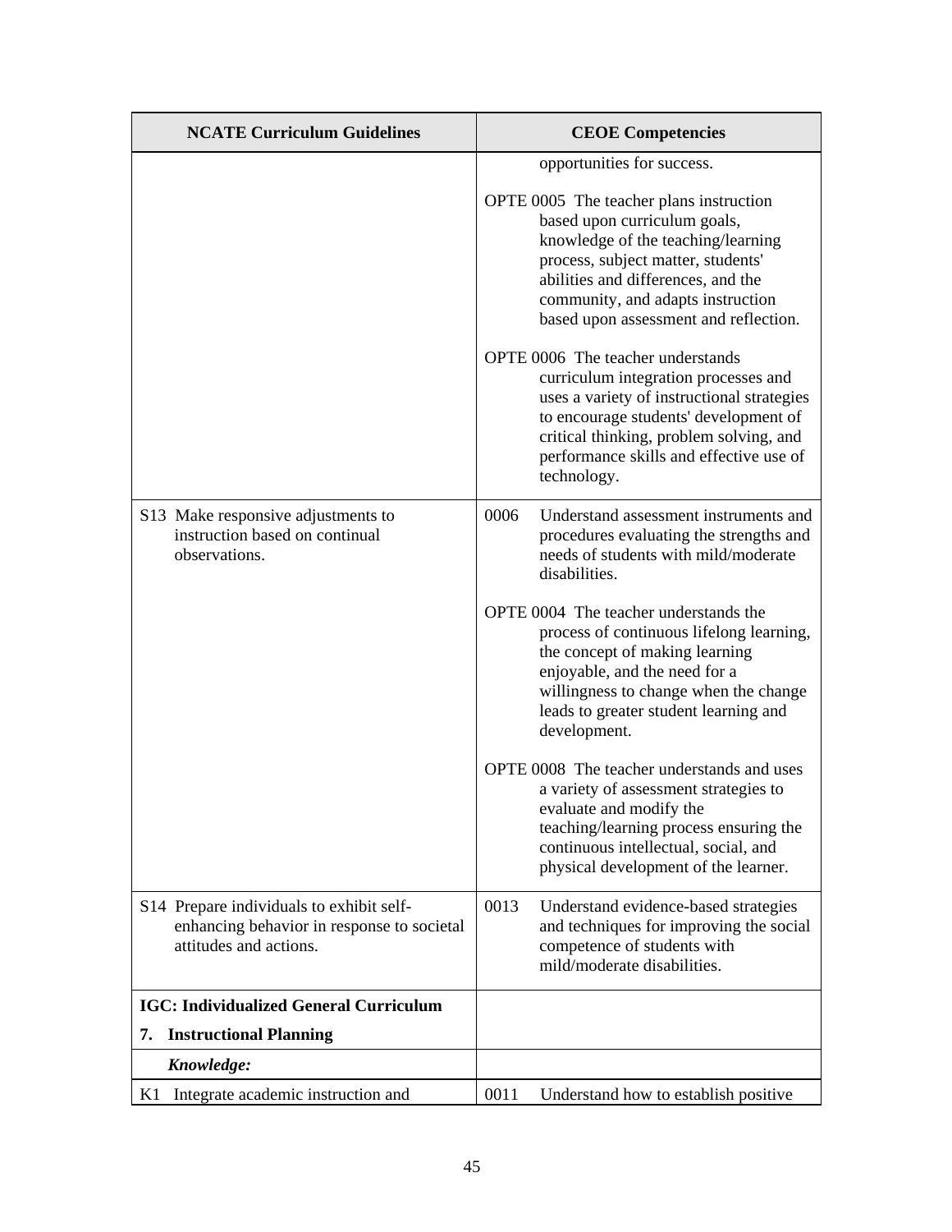| NCATE Curriculum Guidelines | CEOE Competencies |
| --- | --- |
| | opportunities for success.<br><br>OPTE 0005 The teacher plans instruction based upon curriculum goals, knowledge of the teaching/learning process, subject matter, students' abilities and differences, and the community, and adapts instruction based upon assessment and reflection.<br><br>OPTE 0006 The teacher understands curriculum integration processes and uses a variety of instructional strategies to encourage students' development of critical thinking, problem solving, and performance skills and effective use of technology. |
| S13 Make responsive adjustments to instruction based on continual observations. | 0006 Understand assessment instruments and procedures evaluating the strengths and needs of students with mild/moderate disabilities.<br><br>OPTE 0004 The teacher understands the process of continuous lifelong learning, the concept of making learning enjoyable, and the need for a willingness to change when the change leads to greater student learning and development.<br><br>OPTE 0008 The teacher understands and uses a variety of assessment strategies to evaluate and modify the teaching/learning process ensuring the continuous intellectual, social, and physical development of the learner. |
| S14 Prepare individuals to exhibit self-enhancing behavior in response to societal attitudes and actions. | 0013 Understand evidence-based strategies and techniques for improving the social competence of students with mild/moderate disabilities. |
| **IGC: Individualized General Curriculum**<br><br>**7. Instructional Planning** | |
| ***Knowledge:*** | |
| K1 Integrate academic instruction and | 0011 Understand how to establish positive |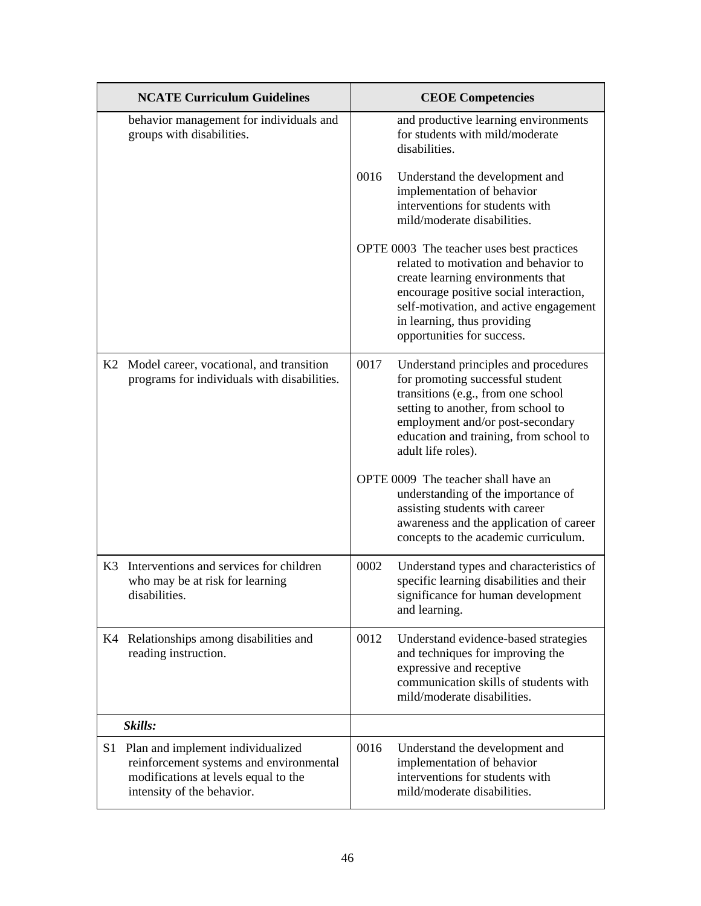| NCATE Curriculum Guidelines | CEOE Competencies |
|---|---|
| behavior management for individuals and groups with disabilities. | and productive learning environments for students with mild/moderate disabilities.<br><br>0016 Understand the development and implementation of behavior interventions for students with mild/moderate disabilities.<br><br>OPTE 0003 The teacher uses best practices related to motivation and behavior to create learning environments that encourage positive social interaction, self-motivation, and active engagement in learning, thus providing opportunities for success. |
| K2 Model career, vocational, and transition programs for individuals with disabilities. | 0017 Understand principles and procedures for promoting successful student transitions (e.g., from one school setting to another, from school to employment and/or post-secondary education and training, from school to adult life roles).<br><br>OPTE 0009 The teacher shall have an understanding of the importance of assisting students with career awareness and the application of career concepts to the academic curriculum. |
| K3 Interventions and services for children who may be at risk for learning disabilities. | 0002 Understand types and characteristics of specific learning disabilities and their significance for human development and learning. |
| K4 Relationships among disabilities and reading instruction. | 0012 Understand evidence-based strategies and techniques for improving the expressive and receptive communication skills of students with mild/moderate disabilities. |
| ***Skills:*** | |
| S1 Plan and implement individualized reinforcement systems and environmental modifications at levels equal to the intensity of the behavior. | 0016 Understand the development and implementation of behavior interventions for students with mild/moderate disabilities. |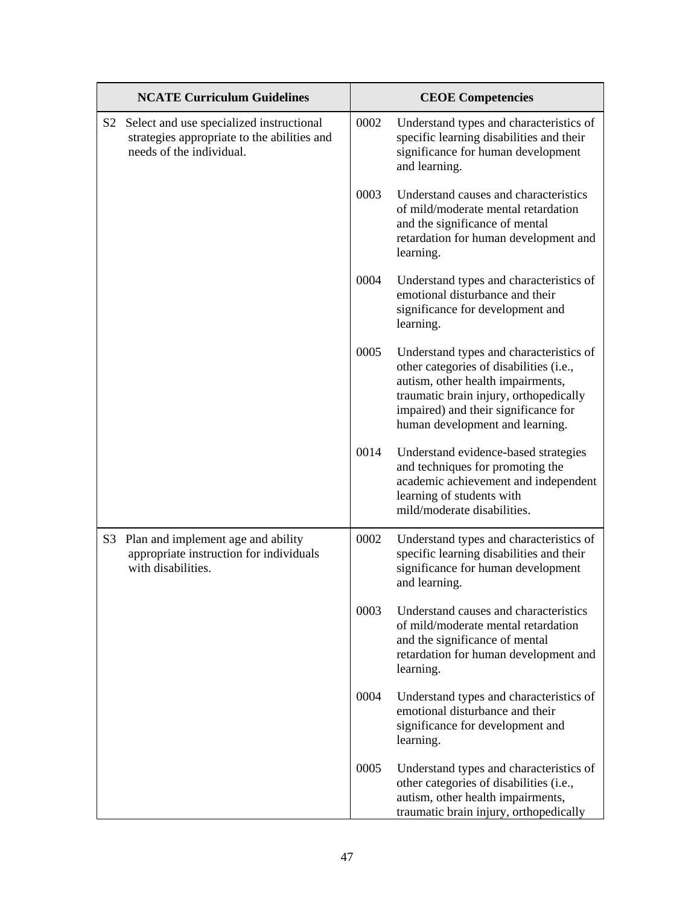| NCATE Curriculum Guidelines | CEOE Competencies |
| --- | --- |
| S2 Select and use specialized instructional strategies appropriate to the abilities and needs of the individual. | 0002 Understand types and characteristics of specific learning disabilities and their significance for human development and learning. |
| | 0003 Understand causes and characteristics of mild/moderate mental retardation and the significance of mental retardation for human development and learning. |
| | 0004 Understand types and characteristics of emotional disturbance and their significance for development and learning. |
| | 0005 Understand types and characteristics of other categories of disabilities (i.e., autism, other health impairments, traumatic brain injury, orthopedically impaired) and their significance for human development and learning. |
| | 0014 Understand evidence-based strategies and techniques for promoting the academic achievement and independent learning of students with mild/moderate disabilities. |
| S3 Plan and implement age and ability appropriate instruction for individuals with disabilities. | 0002 Understand types and characteristics of specific learning disabilities and their significance for human development and learning. |
| | 0003 Understand causes and characteristics of mild/moderate mental retardation and the significance of mental retardation for human development and learning. |
| | 0004 Understand types and characteristics of emotional disturbance and their significance for development and learning. |
| | 0005 Understand types and characteristics of other categories of disabilities (i.e., autism, other health impairments, traumatic brain injury, orthopedically |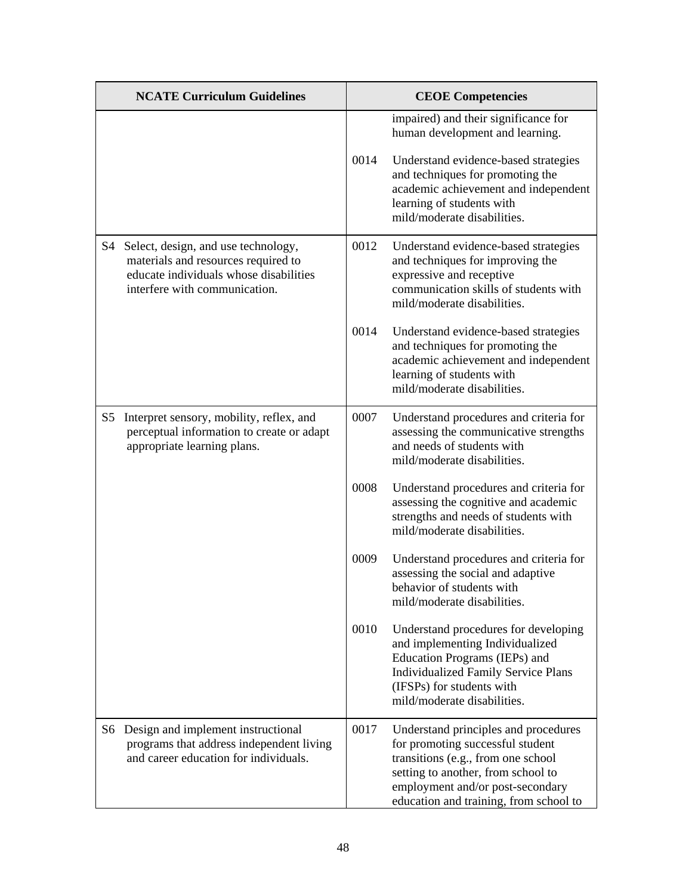| NCATE Curriculum Guidelines | CEOE Competencies |
|---|---|
| | impaired) and their significance for human development and learning.<br><br>0014 Understand evidence-based strategies and techniques for promoting the academic achievement and independent learning of students with mild/moderate disabilities. |
| S4 Select, design, and use technology, materials and resources required to educate individuals whose disabilities interfere with communication. | 0012 Understand evidence-based strategies and techniques for improving the expressive and receptive communication skills of students with mild/moderate disabilities.<br><br>0014 Understand evidence-based strategies and techniques for promoting the academic achievement and independent learning of students with mild/moderate disabilities. |
| S5 Interpret sensory, mobility, reflex, and perceptual information to create or adapt appropriate learning plans. | 0007 Understand procedures and criteria for assessing the communicative strengths and needs of students with mild/moderate disabilities.<br><br>0008 Understand procedures and criteria for assessing the cognitive and academic strengths and needs of students with mild/moderate disabilities.<br><br>0009 Understand procedures and criteria for assessing the social and adaptive behavior of students with mild/moderate disabilities.<br><br>0010 Understand procedures for developing and implementing Individualized Education Programs (IEPs) and Individualized Family Service Plans (IFSPs) for students with mild/moderate disabilities. |
| S6 Design and implement instructional programs that address independent living and career education for individuals. | 0017 Understand principles and procedures for promoting successful student transitions (e.g., from one school setting to another, from school to employment and/or post-secondary education and training, from school to |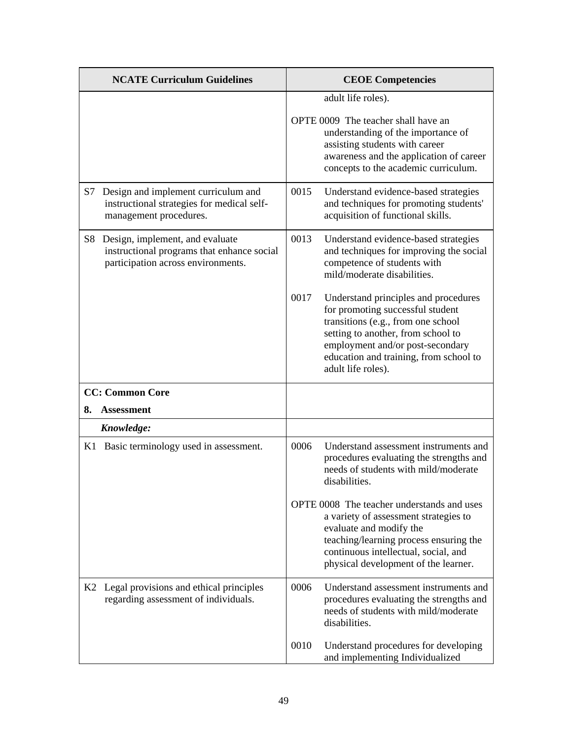| NCATE Curriculum Guidelines | CEOE Competencies |
|---|---|
| | adult life roles).<br><br>OPTE 0009 The teacher shall have an understanding of the importance of assisting students with career awareness and the application of career concepts to the academic curriculum. |
| S7 Design and implement curriculum and instructional strategies for medical self-management procedures. | 0015 Understand evidence-based strategies and techniques for promoting students' acquisition of functional skills. |
| S8 Design, implement, and evaluate instructional programs that enhance social participation across environments. | 0013 Understand evidence-based strategies and techniques for improving the social competence of students with mild/moderate disabilities.<br><br>0017 Understand principles and procedures for promoting successful student transitions (e.g., from one school setting to another, from school to employment and/or post-secondary education and training, from school to adult life roles). |
| **CC: Common Core**<br>**8. Assessment** | |
| ***Knowledge:*** | |
| K1 Basic terminology used in assessment. | 0006 Understand assessment instruments and procedures evaluating the strengths and needs of students with mild/moderate disabilities.<br><br>OPTE 0008 The teacher understands and uses a variety of assessment strategies to evaluate and modify the teaching/learning process ensuring the continuous intellectual, social, and physical development of the learner. |
| K2 Legal provisions and ethical principles regarding assessment of individuals. | 0006 Understand assessment instruments and procedures evaluating the strengths and needs of students with mild/moderate disabilities.<br><br>0010 Understand procedures for developing and implementing Individualized |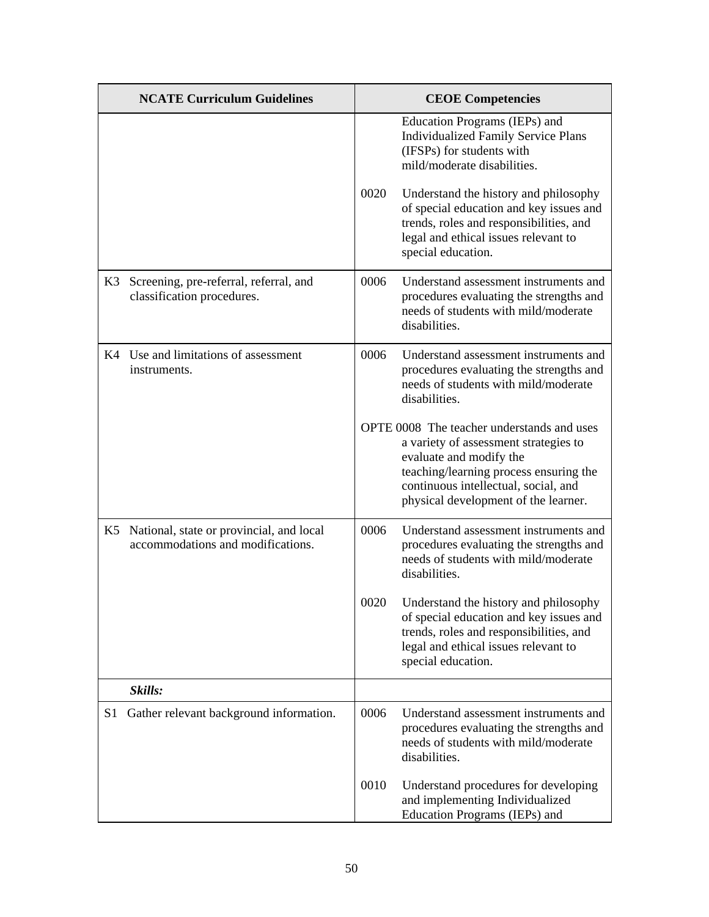| NCATE Curriculum Guidelines | CEOE Competencies |
|---|---|
| | Education Programs (IEPs) and Individualized Family Service Plans (IFSPs) for students with mild/moderate disabilities.<br><br>0020 Understand the history and philosophy of special education and key issues and trends, roles and responsibilities, and legal and ethical issues relevant to special education. |
| K3 Screening, pre-referral, referral, and classification procedures. | 0006 Understand assessment instruments and procedures evaluating the strengths and needs of students with mild/moderate disabilities. |
| K4 Use and limitations of assessment instruments. | 0006 Understand assessment instruments and procedures evaluating the strengths and needs of students with mild/moderate disabilities.<br><br>OPTE 0008 The teacher understands and uses a variety of assessment strategies to evaluate and modify the teaching/learning process ensuring the continuous intellectual, social, and physical development of the learner. |
| K5 National, state or provincial, and local accommodations and modifications. | 0006 Understand assessment instruments and procedures evaluating the strengths and needs of students with mild/moderate disabilities.<br><br>0020 Understand the history and philosophy of special education and key issues and trends, roles and responsibilities, and legal and ethical issues relevant to special education. |
| ***Skills:*** | |
| S1 Gather relevant background information. | 0006 Understand assessment instruments and procedures evaluating the strengths and needs of students with mild/moderate disabilities.<br><br>0010 Understand procedures for developing and implementing Individualized Education Programs (IEPs) and |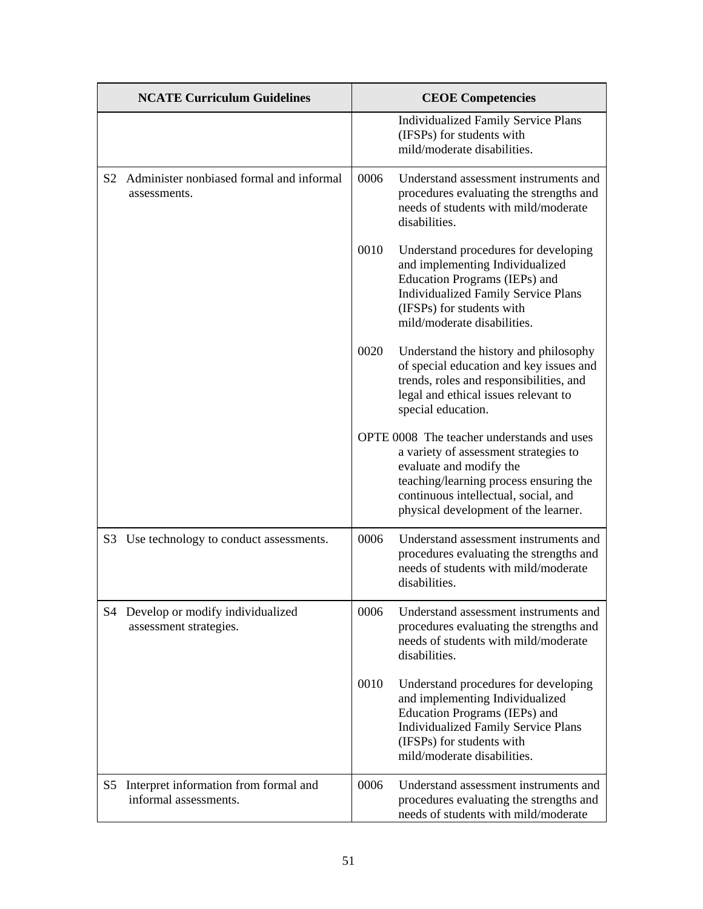| NCATE Curriculum Guidelines | CEOE Competencies |
|---|---|
| | Individualized Family Service Plans (IFSPs) for students with mild/moderate disabilities. |
| S2 Administer nonbiased formal and informal assessments. | 0006 Understand assessment instruments and procedures evaluating the strengths and needs of students with mild/moderate disabilities.<br><br>0010 Understand procedures for developing and implementing Individualized Education Programs (IEPs) and Individualized Family Service Plans (IFSPs) for students with mild/moderate disabilities.<br><br>0020 Understand the history and philosophy of special education and key issues and trends, roles and responsibilities, and legal and ethical issues relevant to special education.<br><br>OPTE 0008 The teacher understands and uses a variety of assessment strategies to evaluate and modify the teaching/learning process ensuring the continuous intellectual, social, and physical development of the learner. |
| S3 Use technology to conduct assessments. | 0006 Understand assessment instruments and procedures evaluating the strengths and needs of students with mild/moderate disabilities. |
| S4 Develop or modify individualized assessment strategies. | 0006 Understand assessment instruments and procedures evaluating the strengths and needs of students with mild/moderate disabilities.<br><br>0010 Understand procedures for developing and implementing Individualized Education Programs (IEPs) and Individualized Family Service Plans (IFSPs) for students with mild/moderate disabilities. |
| S5 Interpret information from formal and informal assessments. | 0006 Understand assessment instruments and procedures evaluating the strengths and needs of students with mild/moderate |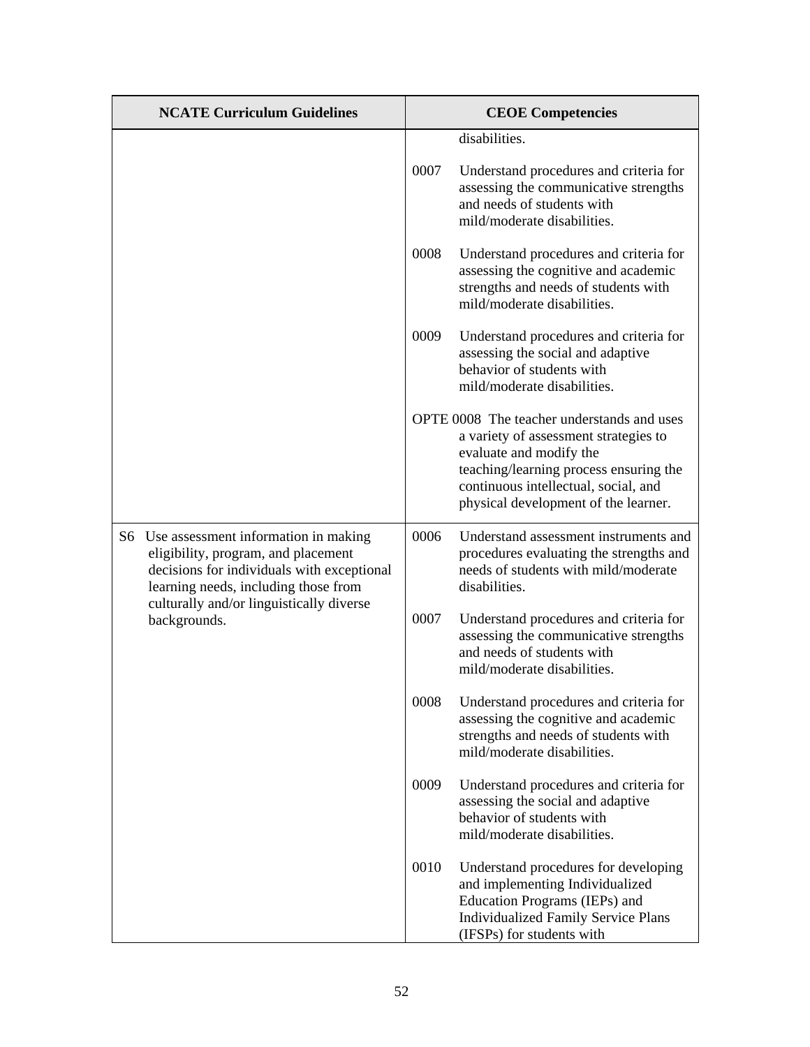| NCATE Curriculum Guidelines | CEOE Competencies |
|---|---|
| | disabilities.<br><br>0007 Understand procedures and criteria for assessing the communicative strengths and needs of students with mild/moderate disabilities.<br><br>0008 Understand procedures and criteria for assessing the cognitive and academic strengths and needs of students with mild/moderate disabilities.<br><br>0009 Understand procedures and criteria for assessing the social and adaptive behavior of students with mild/moderate disabilities.<br><br>OPTE 0008 The teacher understands and uses a variety of assessment strategies to evaluate and modify the teaching/learning process ensuring the continuous intellectual, social, and physical development of the learner. |
| S6 Use assessment information in making eligibility, program, and placement decisions for individuals with exceptional learning needs, including those from culturally and/or linguistically diverse backgrounds. | 0006 Understand assessment instruments and procedures evaluating the strengths and needs of students with mild/moderate disabilities.<br><br>0007 Understand procedures and criteria for assessing the communicative strengths and needs of students with mild/moderate disabilities.<br><br>0008 Understand procedures and criteria for assessing the cognitive and academic strengths and needs of students with mild/moderate disabilities.<br><br>0009 Understand procedures and criteria for assessing the social and adaptive behavior of students with mild/moderate disabilities.<br><br>0010 Understand procedures for developing and implementing Individualized Education Programs (IEPs) and Individualized Family Service Plans (IFSPs) for students with |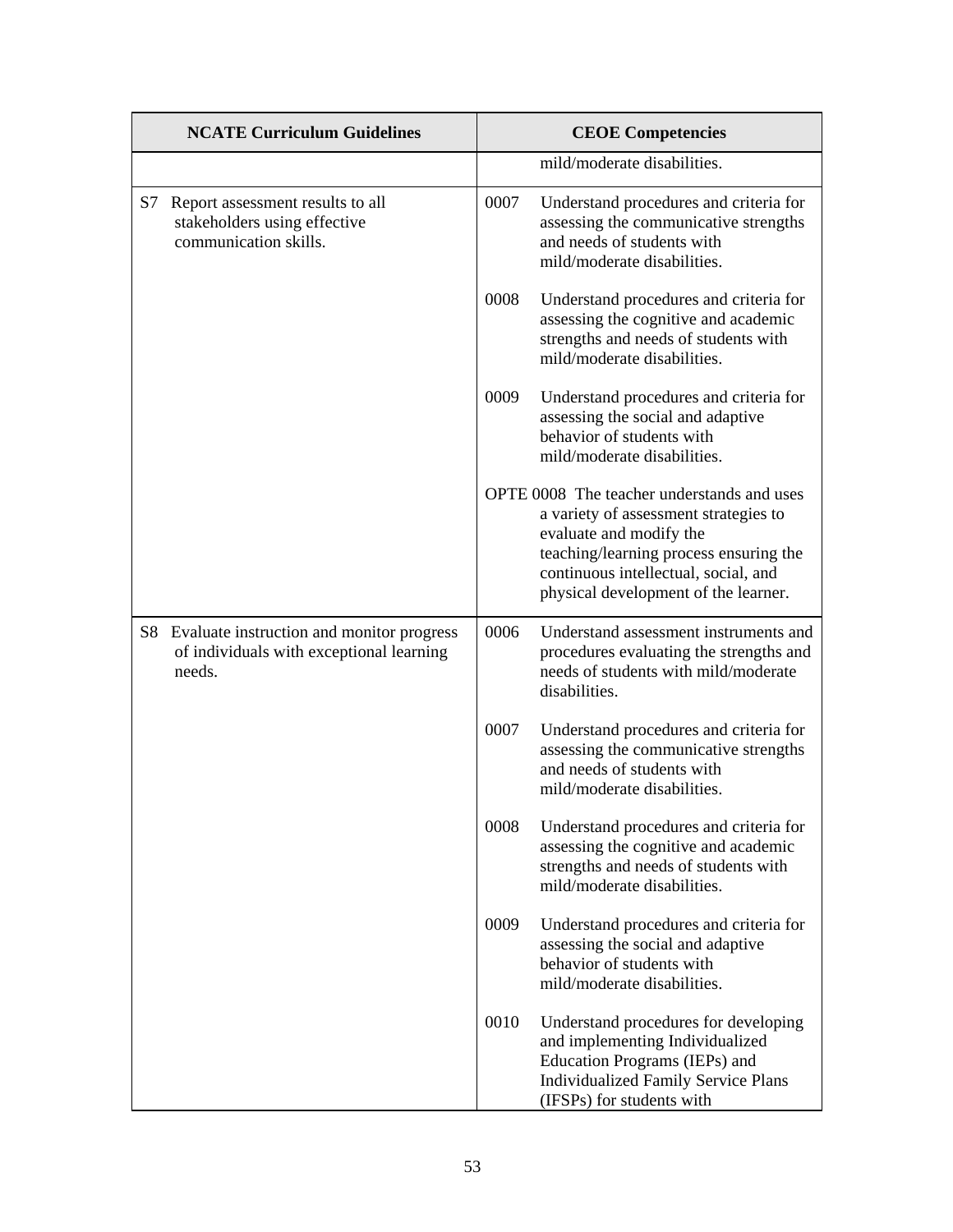| NCATE Curriculum Guidelines | CEOE Competencies |
|---|---|
| | mild/moderate disabilities. |
| S7 Report assessment results to all stakeholders using effective communication skills. | 0007 Understand procedures and criteria for assessing the communicative strengths and needs of students with mild/moderate disabilities.<br><br>0008 Understand procedures and criteria for assessing the cognitive and academic strengths and needs of students with mild/moderate disabilities.<br><br>0009 Understand procedures and criteria for assessing the social and adaptive behavior of students with mild/moderate disabilities.<br><br>OPTE 0008 The teacher understands and uses a variety of assessment strategies to evaluate and modify the teaching/learning process ensuring the continuous intellectual, social, and physical development of the learner. |
| S8 Evaluate instruction and monitor progress of individuals with exceptional learning needs. | 0006 Understand assessment instruments and procedures evaluating the strengths and needs of students with mild/moderate disabilities.<br><br>0007 Understand procedures and criteria for assessing the communicative strengths and needs of students with mild/moderate disabilities.<br><br>0008 Understand procedures and criteria for assessing the cognitive and academic strengths and needs of students with mild/moderate disabilities.<br><br>0009 Understand procedures and criteria for assessing the social and adaptive behavior of students with mild/moderate disabilities.<br><br>0010 Understand procedures for developing and implementing Individualized Education Programs (IEPs) and Individualized Family Service Plans (IFSPs) for students with |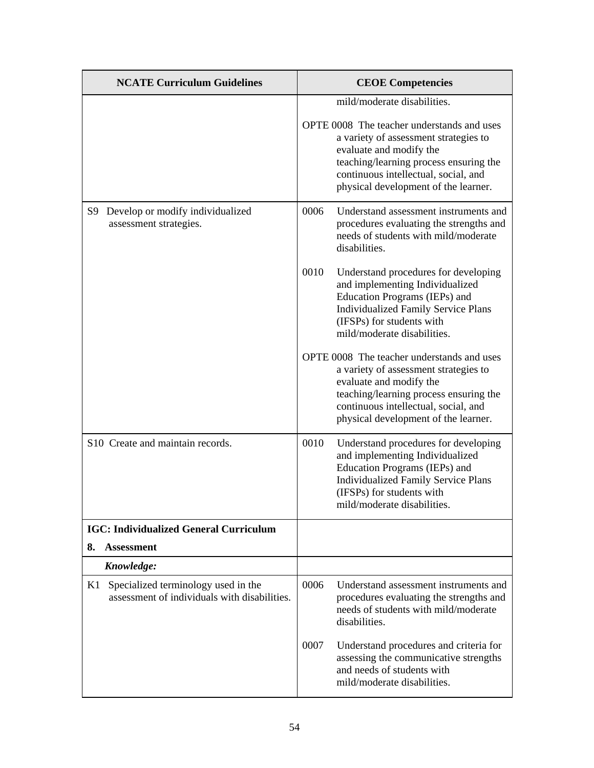| NCATE Curriculum Guidelines | CEOE Competencies |
|---|---|
| | mild/moderate disabilities.<br><br>OPTE 0008 The teacher understands and uses a variety of assessment strategies to evaluate and modify the teaching/learning process ensuring the continuous intellectual, social, and physical development of the learner. |
| S9 Develop or modify individualized assessment strategies. | 0006 Understand assessment instruments and procedures evaluating the strengths and needs of students with mild/moderate disabilities.<br><br>0010 Understand procedures for developing and implementing Individualized Education Programs (IEPs) and Individualized Family Service Plans (IFSPs) for students with mild/moderate disabilities.<br><br>OPTE 0008 The teacher understands and uses a variety of assessment strategies to evaluate and modify the teaching/learning process ensuring the continuous intellectual, social, and physical development of the learner. |
| S10 Create and maintain records. | 0010 Understand procedures for developing and implementing Individualized Education Programs (IEPs) and Individualized Family Service Plans (IFSPs) for students with mild/moderate disabilities. |
| **IGC: Individualized General Curriculum**<br><br>**8. Assessment** | |
| ***Knowledge:*** | |
| K1 Specialized terminology used in the assessment of individuals with disabilities. | 0006 Understand assessment instruments and procedures evaluating the strengths and needs of students with mild/moderate disabilities.<br><br>0007 Understand procedures and criteria for assessing the communicative strengths and needs of students with mild/moderate disabilities. |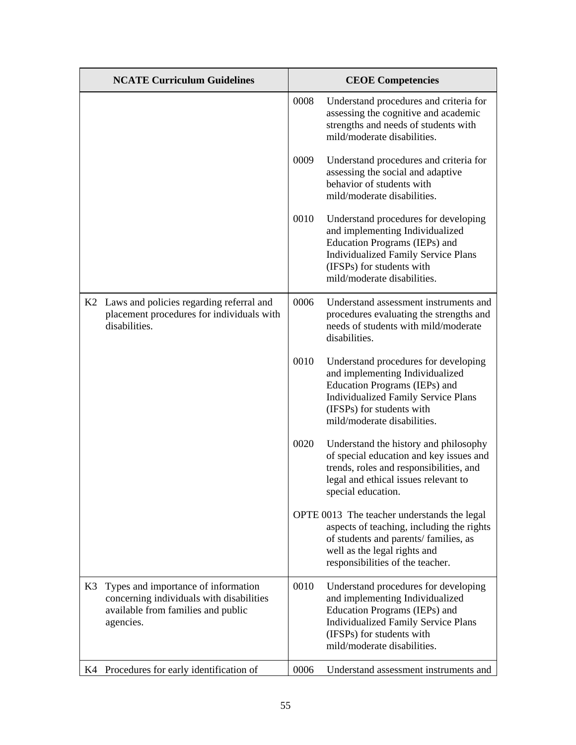| NCATE Curriculum Guidelines | CEOE Competencies |
|---|---|
| | 0008 Understand procedures and criteria for assessing the cognitive and academic strengths and needs of students with mild/moderate disabilities.<br><br>0009 Understand procedures and criteria for assessing the social and adaptive behavior of students with mild/moderate disabilities.<br><br>0010 Understand procedures for developing and implementing Individualized Education Programs (IEPs) and Individualized Family Service Plans (IFSPs) for students with mild/moderate disabilities. |
| K2 Laws and policies regarding referral and placement procedures for individuals with disabilities. | 0006 Understand assessment instruments and procedures evaluating the strengths and needs of students with mild/moderate disabilities.<br><br>0010 Understand procedures for developing and implementing Individualized Education Programs (IEPs) and Individualized Family Service Plans (IFSPs) for students with mild/moderate disabilities.<br><br>0020 Understand the history and philosophy of special education and key issues and trends, roles and responsibilities, and legal and ethical issues relevant to special education.<br><br>OPTE 0013 The teacher understands the legal aspects of teaching, including the rights of students and parents/ families, as well as the legal rights and responsibilities of the teacher. |
| K3 Types and importance of information concerning individuals with disabilities available from families and public agencies. | 0010 Understand procedures for developing and implementing Individualized Education Programs (IEPs) and Individualized Family Service Plans (IFSPs) for students with mild/moderate disabilities. |
| K4 Procedures for early identification of | 0006 Understand assessment instruments and |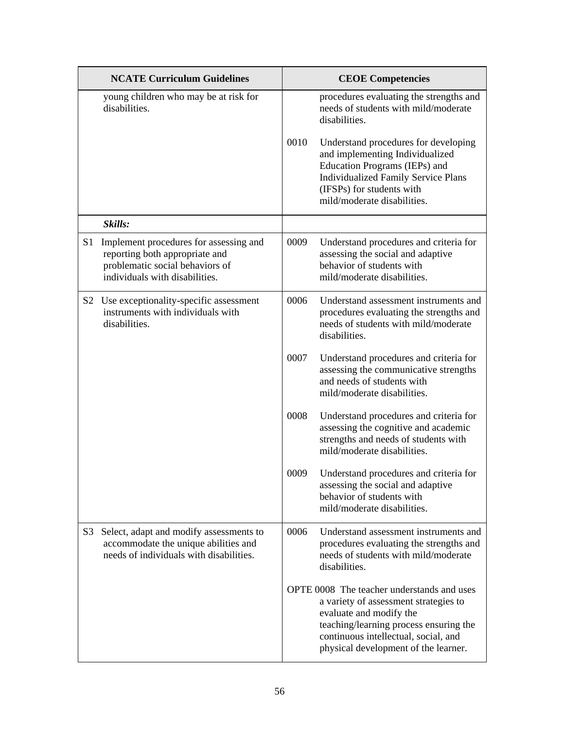| NCATE Curriculum Guidelines | CEOE Competencies |
|---|---|
| young children who may be at risk for disabilities. | procedures evaluating the strengths and needs of students with mild/moderate disabilities.<br><br>0010 Understand procedures for developing and implementing Individualized Education Programs (IEPs) and Individualized Family Service Plans (IFSPs) for students with mild/moderate disabilities. |
| ***Skills:*** | |
| S1 Implement procedures for assessing and reporting both appropriate and problematic social behaviors of individuals with disabilities. | 0009 Understand procedures and criteria for assessing the social and adaptive behavior of students with mild/moderate disabilities. |
| S2 Use exceptionality-specific assessment instruments with individuals with disabilities. | 0006 Understand assessment instruments and procedures evaluating the strengths and needs of students with mild/moderate disabilities.<br><br>0007 Understand procedures and criteria for assessing the communicative strengths and needs of students with mild/moderate disabilities.<br><br>0008 Understand procedures and criteria for assessing the cognitive and academic strengths and needs of students with mild/moderate disabilities.<br><br>0009 Understand procedures and criteria for assessing the social and adaptive behavior of students with mild/moderate disabilities. |
| S3 Select, adapt and modify assessments to accommodate the unique abilities and needs of individuals with disabilities. | 0006 Understand assessment instruments and procedures evaluating the strengths and needs of students with mild/moderate disabilities.<br><br>OPTE 0008 The teacher understands and uses a variety of assessment strategies to evaluate and modify the teaching/learning process ensuring the continuous intellectual, social, and physical development of the learner. |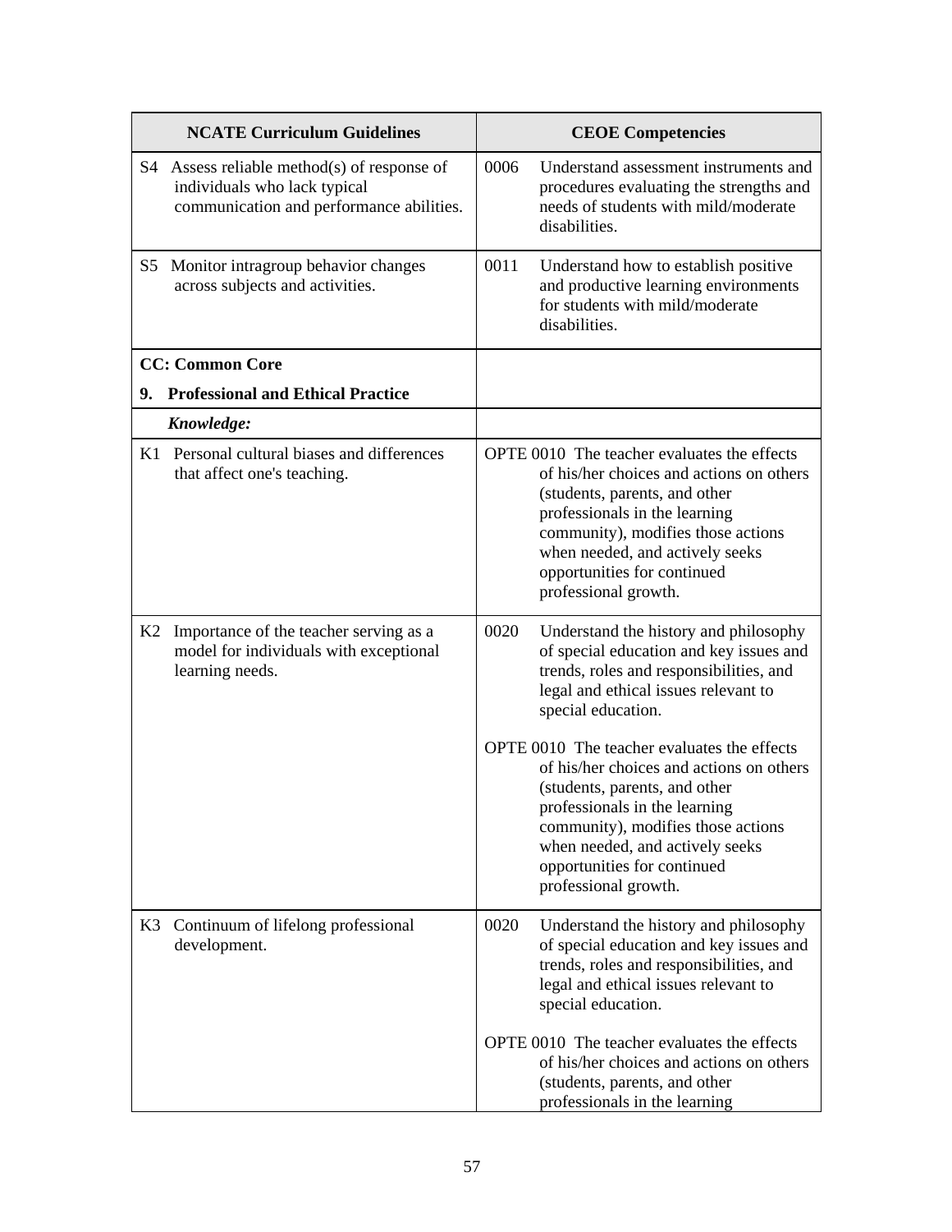| NCATE Curriculum Guidelines | CEOE Competencies |
|---|---|
| S4 Assess reliable method(s) of response of individuals who lack typical communication and performance abilities. | 0006 Understand assessment instruments and procedures evaluating the strengths and needs of students with mild/moderate disabilities. |
| S5 Monitor intragroup behavior changes across subjects and activities. | 0011 Understand how to establish positive and productive learning environments for students with mild/moderate disabilities. |
| **CC: Common Core**<br>**9. Professional and Ethical Practice** | |
| ***Knowledge:*** | |
| K1 Personal cultural biases and differences that affect one's teaching. | OPTE 0010 The teacher evaluates the effects of his/her choices and actions on others (students, parents, and other professionals in the learning community), modifies those actions when needed, and actively seeks opportunities for continued professional growth. |
| K2 Importance of the teacher serving as a model for individuals with exceptional learning needs. | 0020 Understand the history and philosophy of special education and key issues and trends, roles and responsibilities, and legal and ethical issues relevant to special education.<br><br>OPTE 0010 The teacher evaluates the effects of his/her choices and actions on others (students, parents, and other professionals in the learning community), modifies those actions when needed, and actively seeks opportunities for continued professional growth. |
| K3 Continuum of lifelong professional development. | 0020 Understand the history and philosophy of special education and key issues and trends, roles and responsibilities, and legal and ethical issues relevant to special education.<br><br>OPTE 0010 The teacher evaluates the effects of his/her choices and actions on others (students, parents, and other professionals in the learning |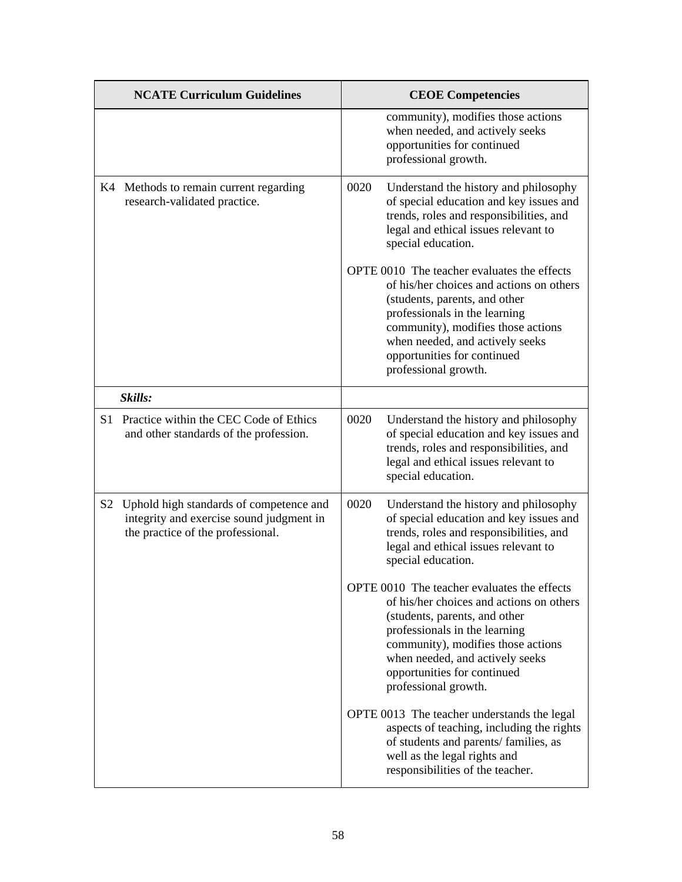| NCATE Curriculum Guidelines | CEOE Competencies |
| --- | --- |
| | community), modifies those actions when needed, and actively seeks opportunities for continued professional growth. |
| K4 Methods to remain current regarding research-validated practice. | 0020 Understand the history and philosophy of special education and key issues and trends, roles and responsibilities, and legal and ethical issues relevant to special education.<br><br>OPTE 0010 The teacher evaluates the effects of his/her choices and actions on others (students, parents, and other professionals in the learning community), modifies those actions when needed, and actively seeks opportunities for continued professional growth. |
| ***Skills:*** | |
| S1 Practice within the CEC Code of Ethics and other standards of the profession. | 0020 Understand the history and philosophy of special education and key issues and trends, roles and responsibilities, and legal and ethical issues relevant to special education. |
| S2 Uphold high standards of competence and integrity and exercise sound judgment in the practice of the professional. | 0020 Understand the history and philosophy of special education and key issues and trends, roles and responsibilities, and legal and ethical issues relevant to special education.<br><br>OPTE 0010 The teacher evaluates the effects of his/her choices and actions on others (students, parents, and other professionals in the learning community), modifies those actions when needed, and actively seeks opportunities for continued professional growth.<br><br>OPTE 0013 The teacher understands the legal aspects of teaching, including the rights of students and parents/ families, as well as the legal rights and responsibilities of the teacher. |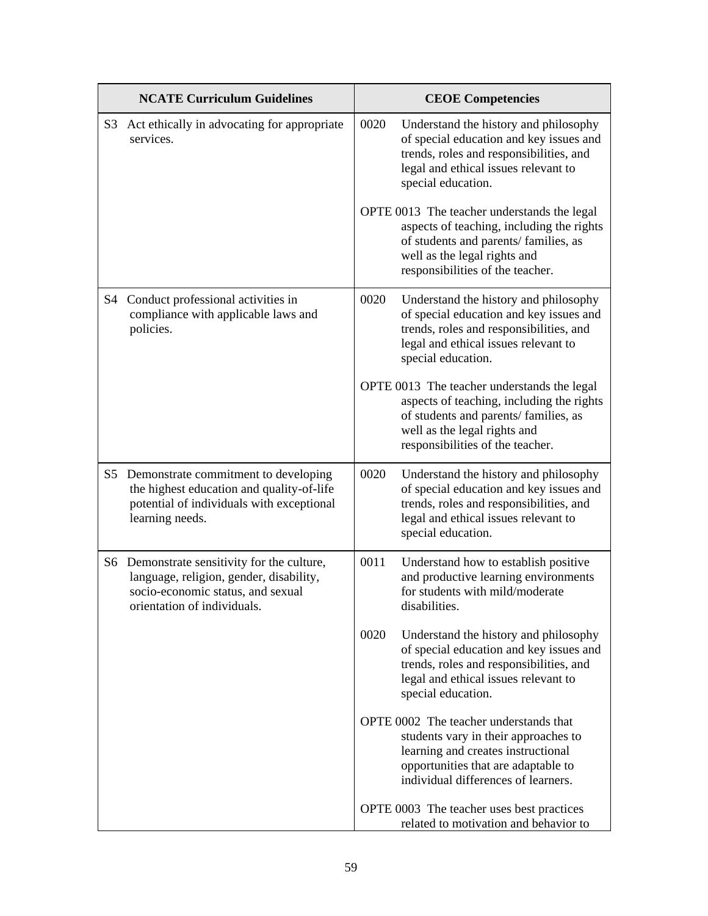| NCATE Curriculum Guidelines | CEOE Competencies |
|---|---|
| S3 Act ethically in advocating for appropriate services. | 0020 Understand the history and philosophy of special education and key issues and trends, roles and responsibilities, and legal and ethical issues relevant to special education.<br><br>OPTE 0013 The teacher understands the legal aspects of teaching, including the rights of students and parents/ families, as well as the legal rights and responsibilities of the teacher. |
| S4 Conduct professional activities in compliance with applicable laws and policies. | 0020 Understand the history and philosophy of special education and key issues and trends, roles and responsibilities, and legal and ethical issues relevant to special education.<br><br>OPTE 0013 The teacher understands the legal aspects of teaching, including the rights of students and parents/ families, as well as the legal rights and responsibilities of the teacher. |
| S5 Demonstrate commitment to developing the highest education and quality-of-life potential of individuals with exceptional learning needs. | 0020 Understand the history and philosophy of special education and key issues and trends, roles and responsibilities, and legal and ethical issues relevant to special education. |
| S6 Demonstrate sensitivity for the culture, language, religion, gender, disability, socio-economic status, and sexual orientation of individuals. | 0011 Understand how to establish positive and productive learning environments for students with mild/moderate disabilities.<br><br>0020 Understand the history and philosophy of special education and key issues and trends, roles and responsibilities, and legal and ethical issues relevant to special education.<br><br>OPTE 0002 The teacher understands that students vary in their approaches to learning and creates instructional opportunities that are adaptable to individual differences of learners.<br><br>OPTE 0003 The teacher uses best practices related to motivation and behavior to |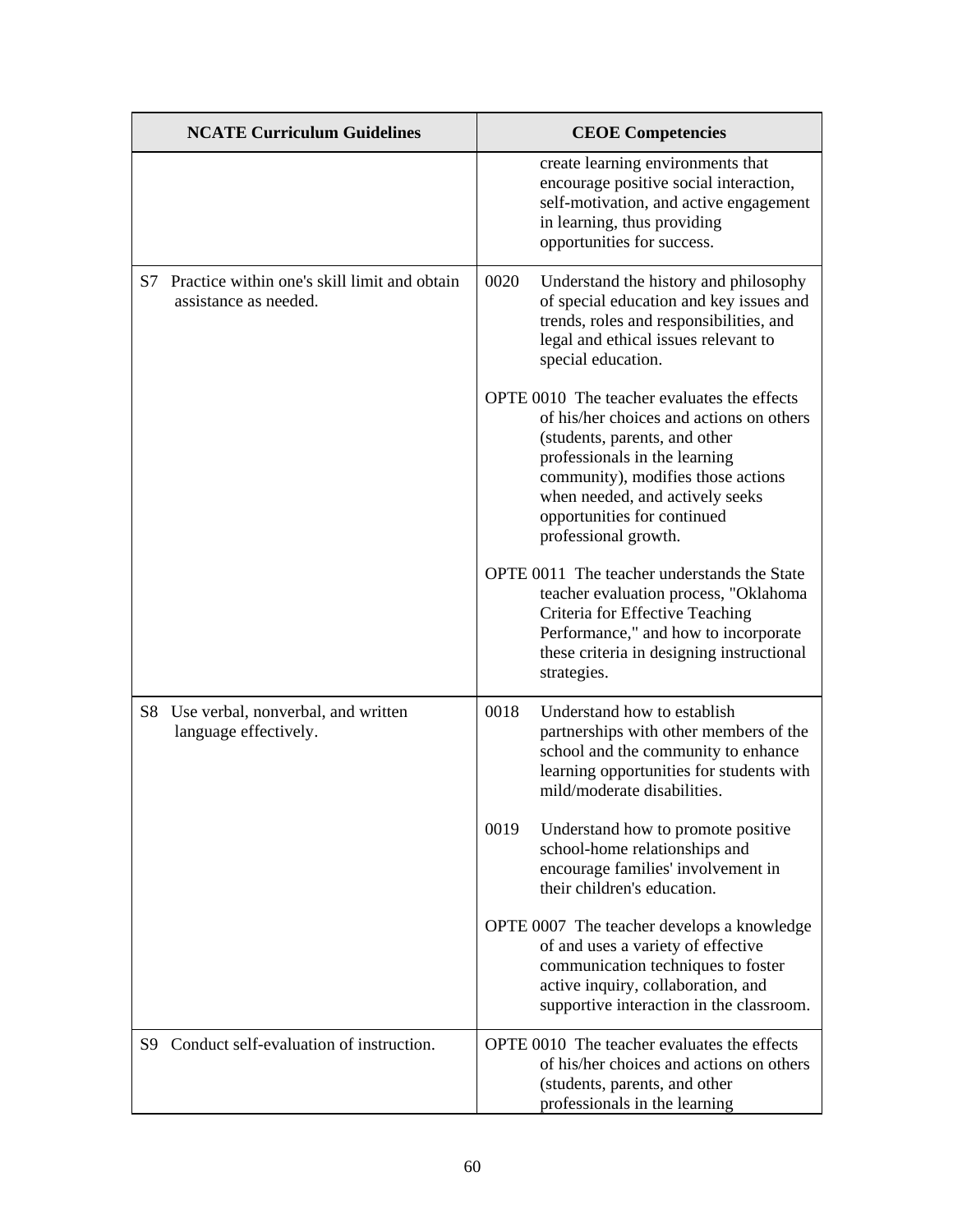| NCATE Curriculum Guidelines | CEOE Competencies |
|---|---|
| | create learning environments that encourage positive social interaction, self-motivation, and active engagement in learning, thus providing opportunities for success. |
| S7 Practice within one's skill limit and obtain assistance as needed. | 0020 Understand the history and philosophy of special education and key issues and trends, roles and responsibilities, and legal and ethical issues relevant to special education.<br><br>OPTE 0010 The teacher evaluates the effects of his/her choices and actions on others (students, parents, and other professionals in the learning community), modifies those actions when needed, and actively seeks opportunities for continued professional growth.<br><br>OPTE 0011 The teacher understands the State teacher evaluation process, "Oklahoma Criteria for Effective Teaching Performance," and how to incorporate these criteria in designing instructional strategies. |
| S8 Use verbal, nonverbal, and written language effectively. | 0018 Understand how to establish partnerships with other members of the school and the community to enhance learning opportunities for students with mild/moderate disabilities.<br><br>0019 Understand how to promote positive school-home relationships and encourage families' involvement in their children's education.<br><br>OPTE 0007 The teacher develops a knowledge of and uses a variety of effective communication techniques to foster active inquiry, collaboration, and supportive interaction in the classroom. |
| S9 Conduct self-evaluation of instruction. | OPTE 0010 The teacher evaluates the effects of his/her choices and actions on others (students, parents, and other professionals in the learning |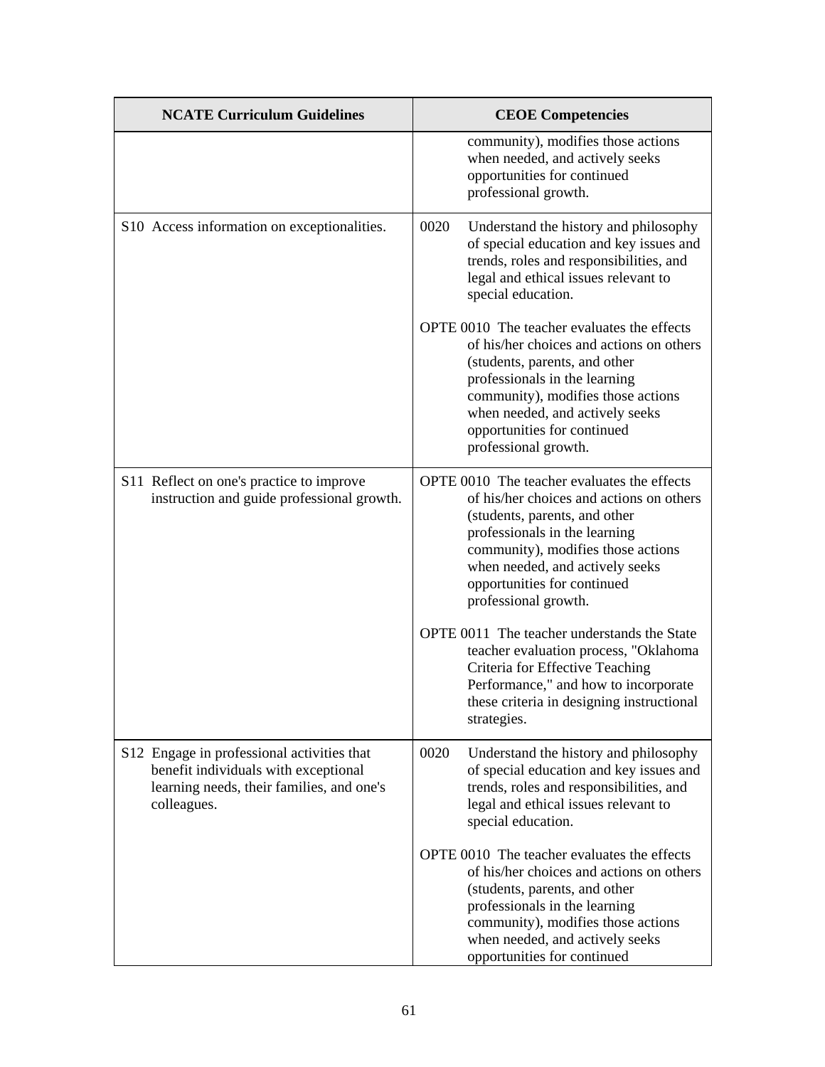| NCATE Curriculum Guidelines | CEOE Competencies |
| --- | --- |
| | community), modifies those actions when needed, and actively seeks opportunities for continued professional growth. |
| S10 Access information on exceptionalities. | 0020 Understand the history and philosophy of special education and key issues and trends, roles and responsibilities, and legal and ethical issues relevant to special education.<br><br>OPTE 0010 The teacher evaluates the effects of his/her choices and actions on others (students, parents, and other professionals in the learning community), modifies those actions when needed, and actively seeks opportunities for continued professional growth. |
| S11 Reflect on one's practice to improve instruction and guide professional growth. | OPTE 0010 The teacher evaluates the effects of his/her choices and actions on others (students, parents, and other professionals in the learning community), modifies those actions when needed, and actively seeks opportunities for continued professional growth.<br><br>OPTE 0011 The teacher understands the State teacher evaluation process, "Oklahoma Criteria for Effective Teaching Performance," and how to incorporate these criteria in designing instructional strategies. |
| S12 Engage in professional activities that benefit individuals with exceptional learning needs, their families, and one's colleagues. | 0020 Understand the history and philosophy of special education and key issues and trends, roles and responsibilities, and legal and ethical issues relevant to special education.<br><br>OPTE 0010 The teacher evaluates the effects of his/her choices and actions on others (students, parents, and other professionals in the learning community), modifies those actions when needed, and actively seeks opportunities for continued |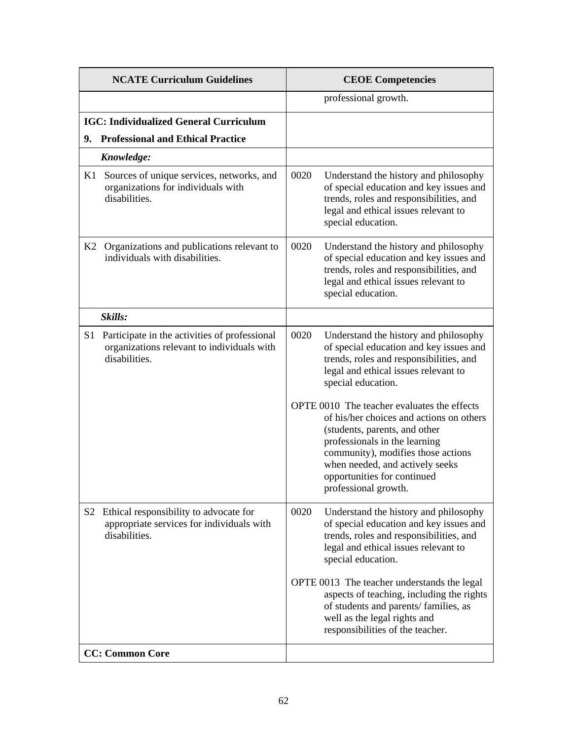| NCATE Curriculum Guidelines | CEOE Competencies |
|---|---|
| | professional growth. |
| **IGC: Individualized General Curriculum**<br>**9. Professional and Ethical Practice** | |
| ***Knowledge:*** | |
| K1 Sources of unique services, networks, and organizations for individuals with disabilities. | 0020 Understand the history and philosophy of special education and key issues and trends, roles and responsibilities, and legal and ethical issues relevant to special education. |
| K2 Organizations and publications relevant to individuals with disabilities. | 0020 Understand the history and philosophy of special education and key issues and trends, roles and responsibilities, and legal and ethical issues relevant to special education. |
| ***Skills:*** | |
| S1 Participate in the activities of professional organizations relevant to individuals with disabilities. | 0020 Understand the history and philosophy of special education and key issues and trends, roles and responsibilities, and legal and ethical issues relevant to special education.<br><br>OPTE 0010 The teacher evaluates the effects of his/her choices and actions on others (students, parents, and other professionals in the learning community), modifies those actions when needed, and actively seeks opportunities for continued professional growth. |
| S2 Ethical responsibility to advocate for appropriate services for individuals with disabilities. | 0020 Understand the history and philosophy of special education and key issues and trends, roles and responsibilities, and legal and ethical issues relevant to special education.<br><br>OPTE 0013 The teacher understands the legal aspects of teaching, including the rights of students and parents/ families, as well as the legal rights and responsibilities of the teacher. |
| **CC: Common Core** | |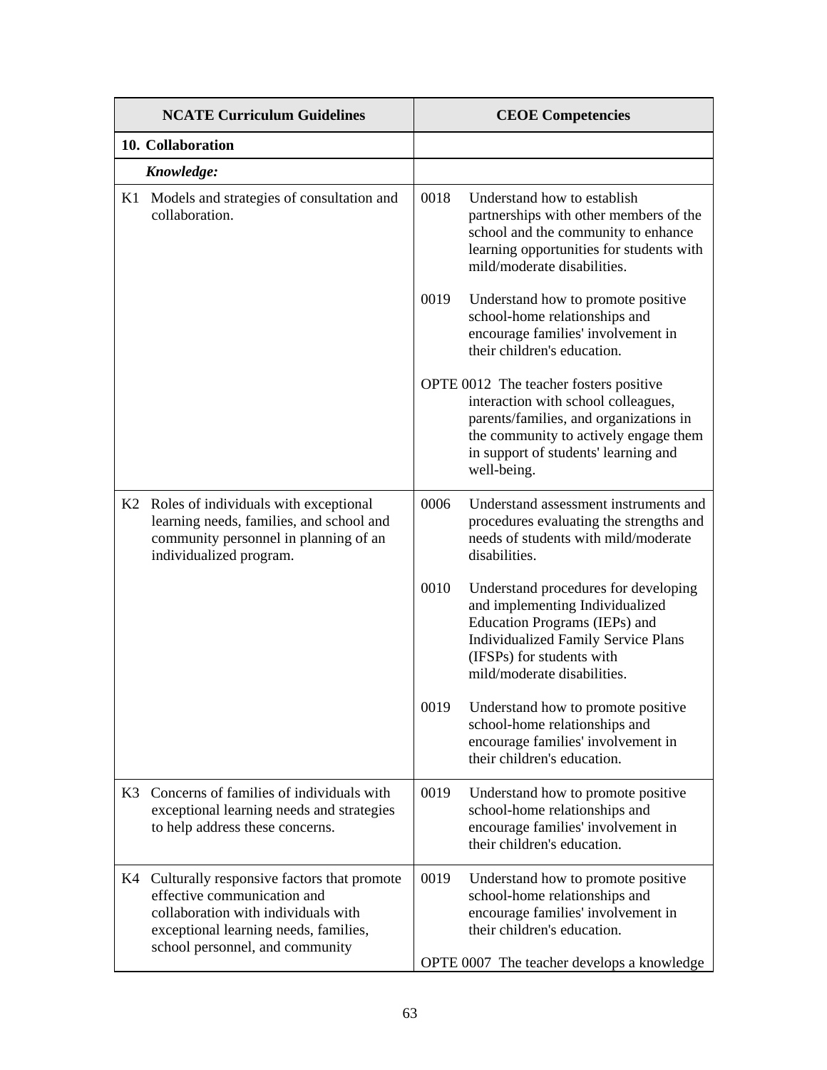| NCATE Curriculum Guidelines | CEOE Competencies |
|---|---|
| **10. Collaboration** | |
| ***Knowledge:*** | |
| K1 Models and strategies of consultation and collaboration. | 0018 Understand how to establish partnerships with other members of the school and the community to enhance learning opportunities for students with mild/moderate disabilities.<br><br>0019 Understand how to promote positive school-home relationships and encourage families' involvement in their children's education.<br><br>OPTE 0012 The teacher fosters positive interaction with school colleagues, parents/families, and organizations in the community to actively engage them in support of students' learning and well-being. |
| K2 Roles of individuals with exceptional learning needs, families, and school and community personnel in planning of an individualized program. | 0006 Understand assessment instruments and procedures evaluating the strengths and needs of students with mild/moderate disabilities.<br><br>0010 Understand procedures for developing and implementing Individualized Education Programs (IEPs) and Individualized Family Service Plans (IFSPs) for students with mild/moderate disabilities.<br><br>0019 Understand how to promote positive school-home relationships and encourage families' involvement in their children's education. |
| K3 Concerns of families of individuals with exceptional learning needs and strategies to help address these concerns. | 0019 Understand how to promote positive school-home relationships and encourage families' involvement in their children's education. |
| K4 Culturally responsive factors that promote effective communication and collaboration with individuals with exceptional learning needs, families, school personnel, and community | 0019 Understand how to promote positive school-home relationships and encourage families' involvement in their children's education.<br><br>OPTE 0007 The teacher develops a knowledge |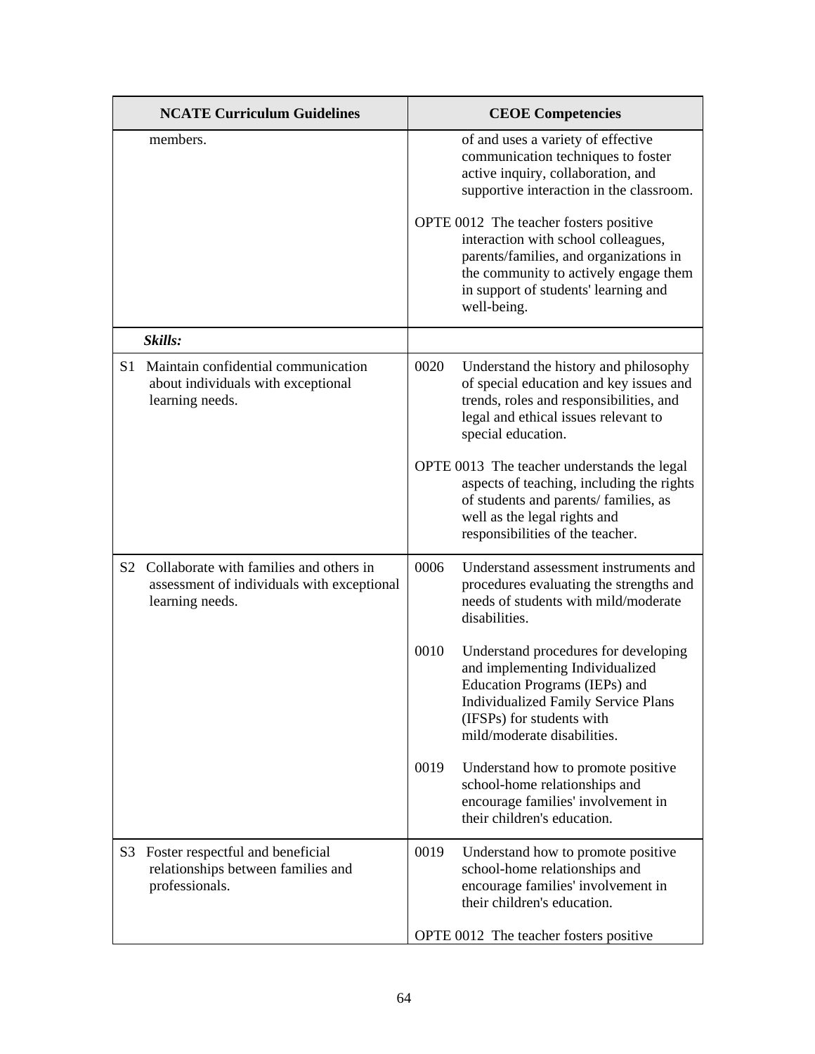| NCATE Curriculum Guidelines | CEOE Competencies |
|---|---|
| members. | of and uses a variety of effective communication techniques to foster active inquiry, collaboration, and supportive interaction in the classroom.<br><br>OPTE 0012 The teacher fosters positive interaction with school colleagues, parents/families, and organizations in the community to actively engage them in support of students' learning and well-being. |
| ***Skills:*** | |
| S1 Maintain confidential communication about individuals with exceptional learning needs. | 0020 Understand the history and philosophy of special education and key issues and trends, roles and responsibilities, and legal and ethical issues relevant to special education.<br><br>OPTE 0013 The teacher understands the legal aspects of teaching, including the rights of students and parents/ families, as well as the legal rights and responsibilities of the teacher. |
| S2 Collaborate with families and others in assessment of individuals with exceptional learning needs. | 0006 Understand assessment instruments and procedures evaluating the strengths and needs of students with mild/moderate disabilities.<br><br>0010 Understand procedures for developing and implementing Individualized Education Programs (IEPs) and Individualized Family Service Plans (IFSPs) for students with mild/moderate disabilities.<br><br>0019 Understand how to promote positive school-home relationships and encourage families' involvement in their children's education. |
| S3 Foster respectful and beneficial relationships between families and professionals. | 0019 Understand how to promote positive school-home relationships and encourage families' involvement in their children's education.<br><br>OPTE 0012 The teacher fosters positive |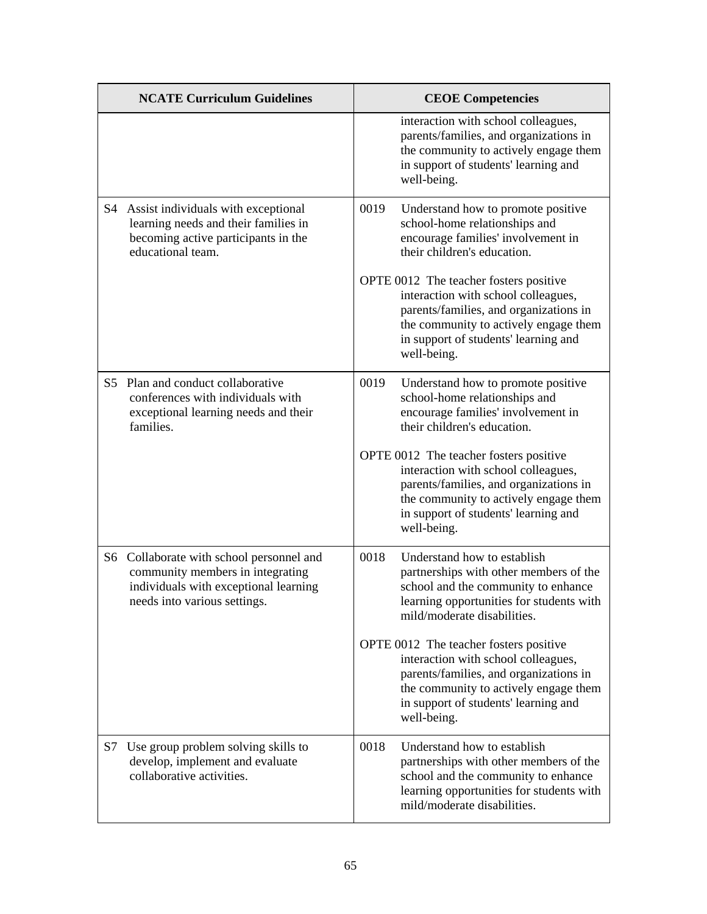| NCATE Curriculum Guidelines | CEOE Competencies |
|---|---|
| | interaction with school colleagues, parents/families, and organizations in the community to actively engage them in support of students' learning and well-being. |
| S4 Assist individuals with exceptional learning needs and their families in becoming active participants in the educational team. | 0019 Understand how to promote positive school-home relationships and encourage families' involvement in their children's education.<br><br>OPTE 0012 The teacher fosters positive interaction with school colleagues, parents/families, and organizations in the community to actively engage them in support of students' learning and well-being. |
| S5 Plan and conduct collaborative conferences with individuals with exceptional learning needs and their families. | 0019 Understand how to promote positive school-home relationships and encourage families' involvement in their children's education.<br><br>OPTE 0012 The teacher fosters positive interaction with school colleagues, parents/families, and organizations in the community to actively engage them in support of students' learning and well-being. |
| S6 Collaborate with school personnel and community members in integrating individuals with exceptional learning needs into various settings. | 0018 Understand how to establish partnerships with other members of the school and the community to enhance learning opportunities for students with mild/moderate disabilities.<br><br>OPTE 0012 The teacher fosters positive interaction with school colleagues, parents/families, and organizations in the community to actively engage them in support of students' learning and well-being. |
| S7 Use group problem solving skills to develop, implement and evaluate collaborative activities. | 0018 Understand how to establish partnerships with other members of the school and the community to enhance learning opportunities for students with mild/moderate disabilities. |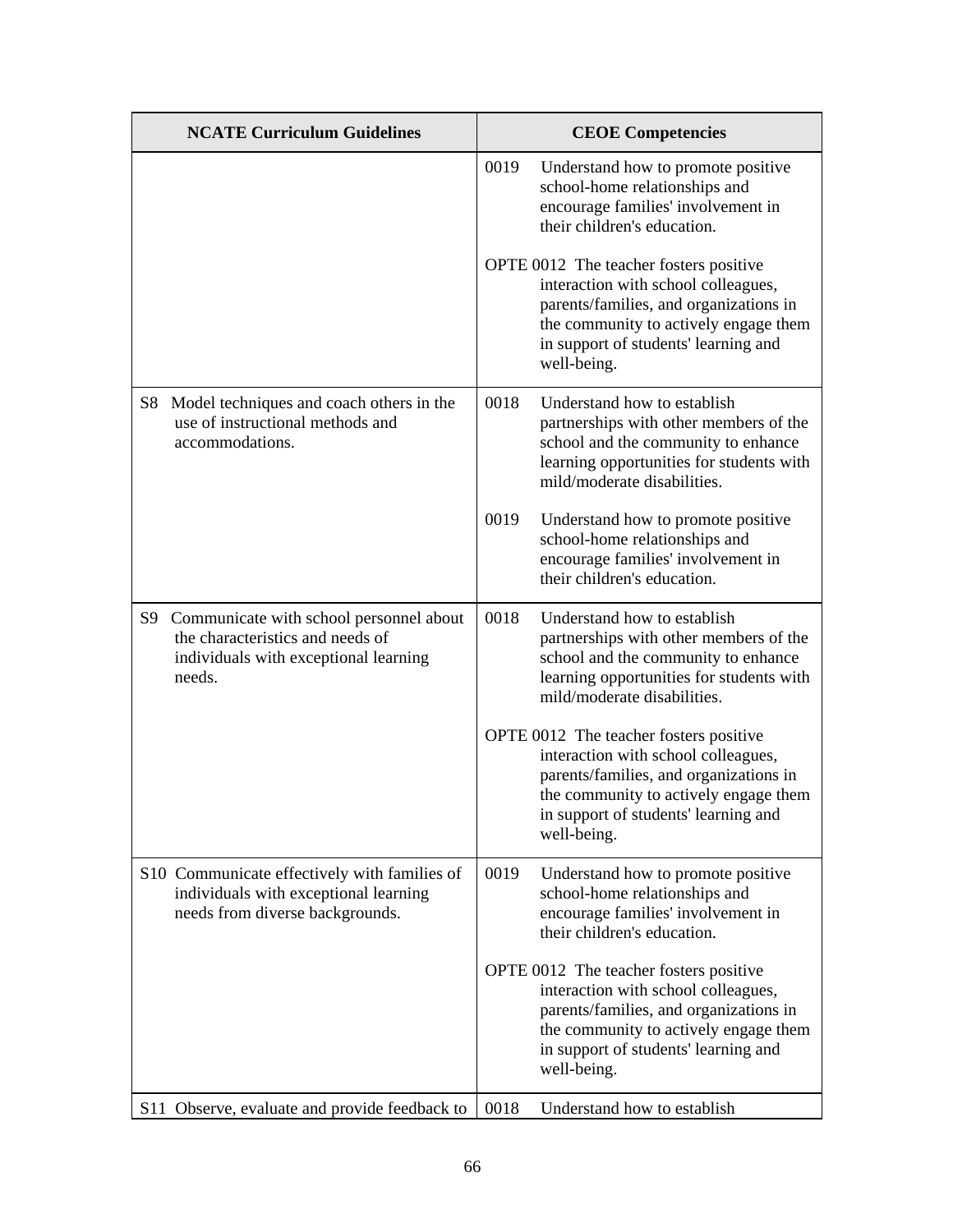| NCATE Curriculum Guidelines | CEOE Competencies |
|---|---|
| | 0019 Understand how to promote positive school-home relationships and encourage families' involvement in their children's education.<br><br>OPTE 0012 The teacher fosters positive interaction with school colleagues, parents/families, and organizations in the community to actively engage them in support of students' learning and well-being. |
| S8 Model techniques and coach others in the use of instructional methods and accommodations. | 0018 Understand how to establish partnerships with other members of the school and the community to enhance learning opportunities for students with mild/moderate disabilities.<br><br>0019 Understand how to promote positive school-home relationships and encourage families' involvement in their children's education. |
| S9 Communicate with school personnel about the characteristics and needs of individuals with exceptional learning needs. | 0018 Understand how to establish partnerships with other members of the school and the community to enhance learning opportunities for students with mild/moderate disabilities.<br><br>OPTE 0012 The teacher fosters positive interaction with school colleagues, parents/families, and organizations in the community to actively engage them in support of students' learning and well-being. |
| S10 Communicate effectively with families of individuals with exceptional learning needs from diverse backgrounds. | 0019 Understand how to promote positive school-home relationships and encourage families' involvement in their children's education.<br><br>OPTE 0012 The teacher fosters positive interaction with school colleagues, parents/families, and organizations in the community to actively engage them in support of students' learning and well-being. |
| S11 Observe, evaluate and provide feedback to | 0018 Understand how to establish |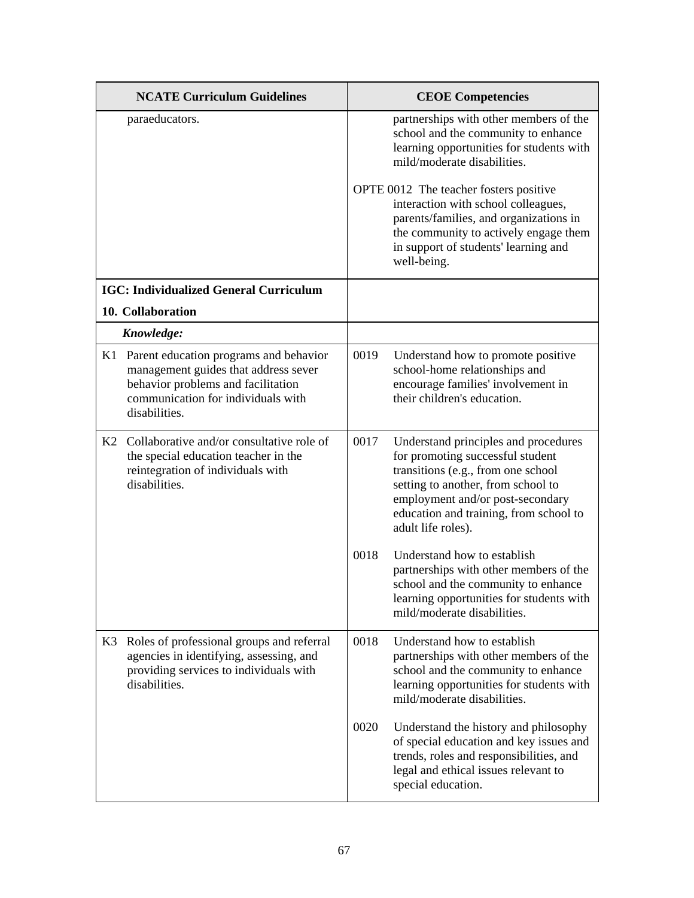| NCATE Curriculum Guidelines | CEOE Competencies |
|---|---|
| paraeducators. | partnerships with other members of the school and the community to enhance learning opportunities for students with mild/moderate disabilities.<br><br>OPTE 0012 The teacher fosters positive interaction with school colleagues, parents/families, and organizations in the community to actively engage them in support of students' learning and well-being. |
| **IGC: Individualized General Curriculum**<br><br>**10. Collaboration** | |
| ***Knowledge:*** | |
| K1 Parent education programs and behavior management guides that address sever behavior problems and facilitation communication for individuals with disabilities. | 0019 Understand how to promote positive school-home relationships and encourage families' involvement in their children's education. |
| K2 Collaborative and/or consultative role of the special education teacher in the reintegration of individuals with disabilities. | 0017 Understand principles and procedures for promoting successful student transitions (e.g., from one school setting to another, from school to employment and/or post-secondary education and training, from school to adult life roles).<br><br>0018 Understand how to establish partnerships with other members of the school and the community to enhance learning opportunities for students with mild/moderate disabilities. |
| K3 Roles of professional groups and referral agencies in identifying, assessing, and providing services to individuals with disabilities. | 0018 Understand how to establish partnerships with other members of the school and the community to enhance learning opportunities for students with mild/moderate disabilities.<br><br>0020 Understand the history and philosophy of special education and key issues and trends, roles and responsibilities, and legal and ethical issues relevant to special education. |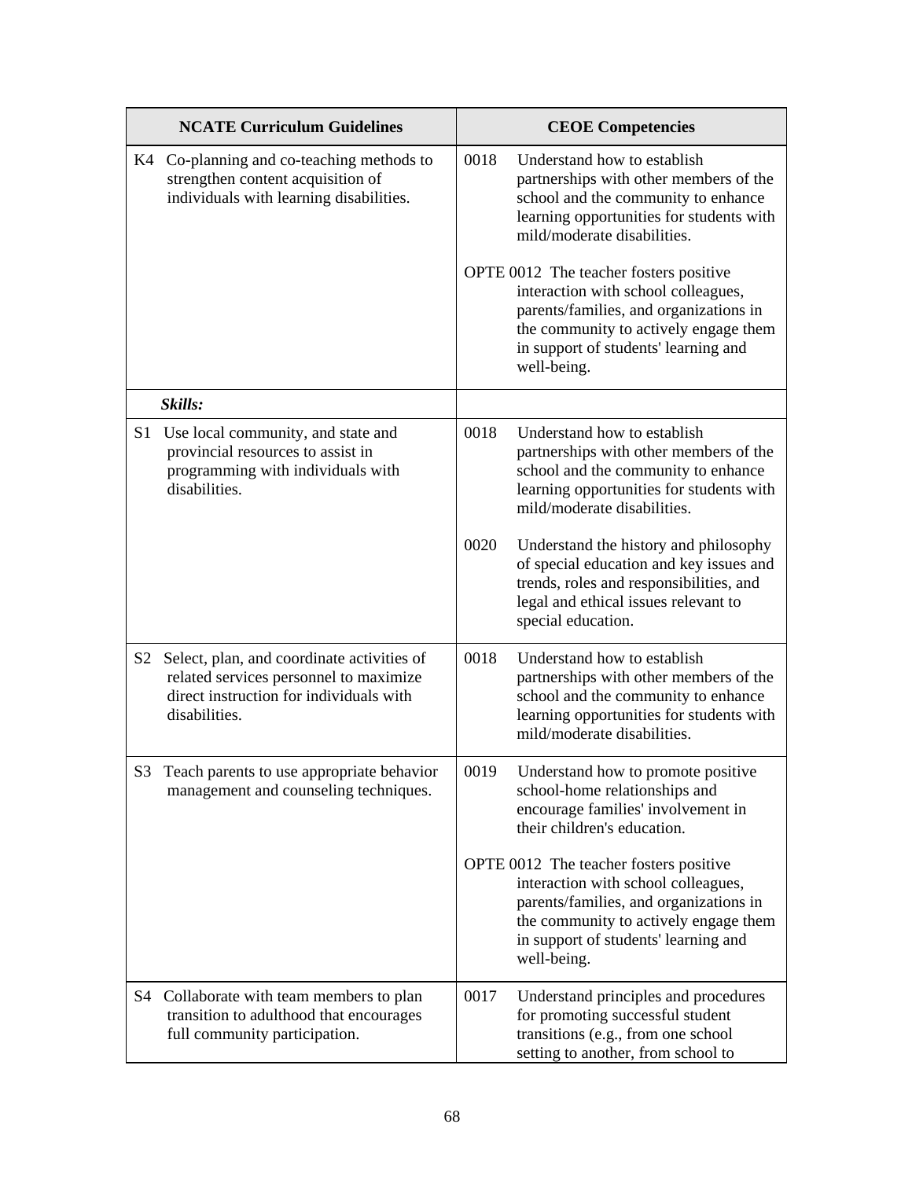| NCATE Curriculum Guidelines | CEOE Competencies |
|---|---|
| K4 Co-planning and co-teaching methods to strengthen content acquisition of individuals with learning disabilities. | 0018 Understand how to establish partnerships with other members of the school and the community to enhance learning opportunities for students with mild/moderate disabilities.<br><br>OPTE 0012 The teacher fosters positive interaction with school colleagues, parents/families, and organizations in the community to actively engage them in support of students' learning and well-being. |
| ***Skills:*** | |
| S1 Use local community, and state and provincial resources to assist in programming with individuals with disabilities. | 0018 Understand how to establish partnerships with other members of the school and the community to enhance learning opportunities for students with mild/moderate disabilities.<br><br>0020 Understand the history and philosophy of special education and key issues and trends, roles and responsibilities, and legal and ethical issues relevant to special education. |
| S2 Select, plan, and coordinate activities of related services personnel to maximize direct instruction for individuals with disabilities. | 0018 Understand how to establish partnerships with other members of the school and the community to enhance learning opportunities for students with mild/moderate disabilities. |
| S3 Teach parents to use appropriate behavior management and counseling techniques. | 0019 Understand how to promote positive school-home relationships and encourage families' involvement in their children's education.<br><br>OPTE 0012 The teacher fosters positive interaction with school colleagues, parents/families, and organizations in the community to actively engage them in support of students' learning and well-being. |
| S4 Collaborate with team members to plan transition to adulthood that encourages full community participation. | 0017 Understand principles and procedures for promoting successful student transitions (e.g., from one school setting to another, from school to |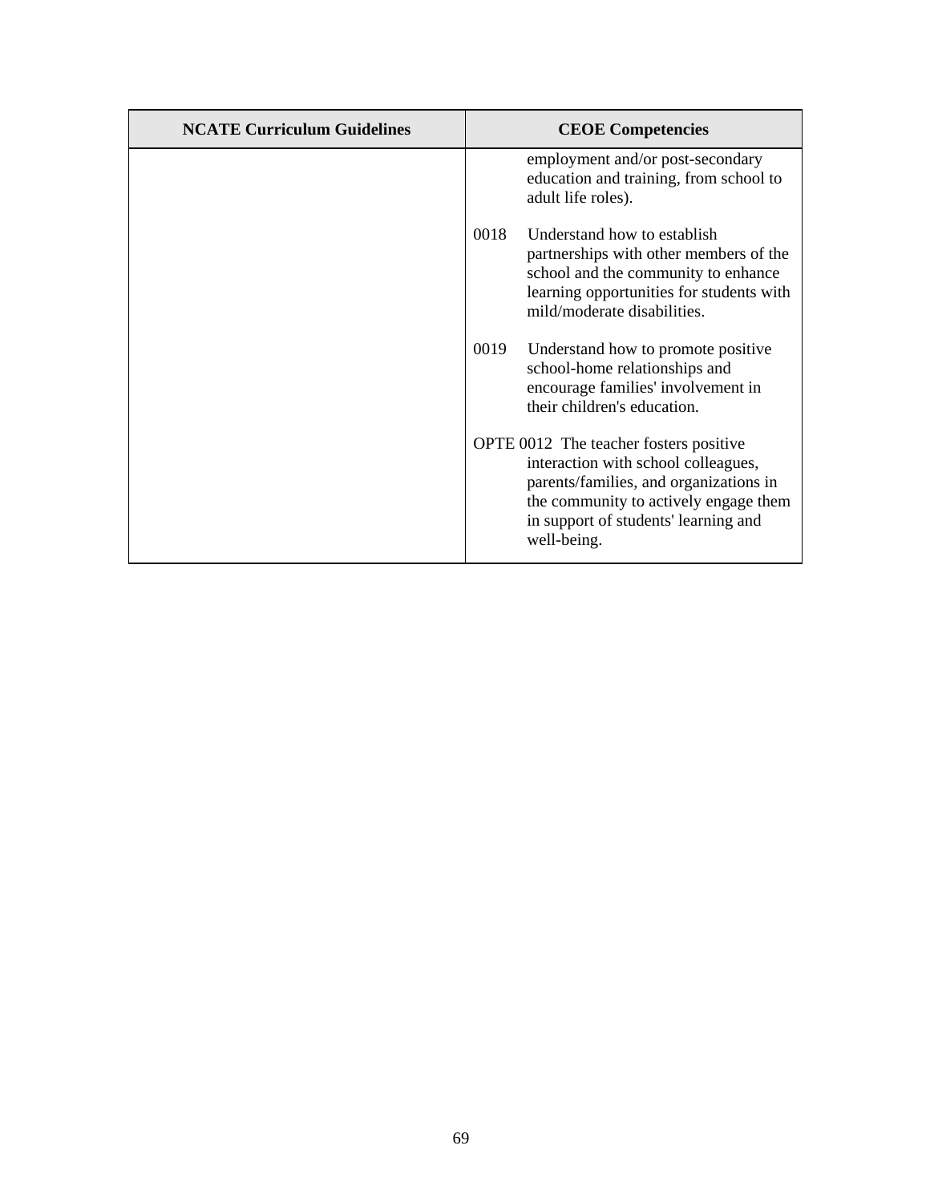| NCATE Curriculum Guidelines | CEOE Competencies |
|---|---|
| | employment and/or post-secondary education and training, from school to adult life roles).<br><br>0018 Understand how to establish partnerships with other members of the school and the community to enhance learning opportunities for students with mild/moderate disabilities.<br><br>0019 Understand how to promote positive school-home relationships and encourage families' involvement in their children's education.<br><br>OPTE 0012 The teacher fosters positive interaction with school colleagues, parents/families, and organizations in the community to actively engage them in support of students' learning and well-being. |